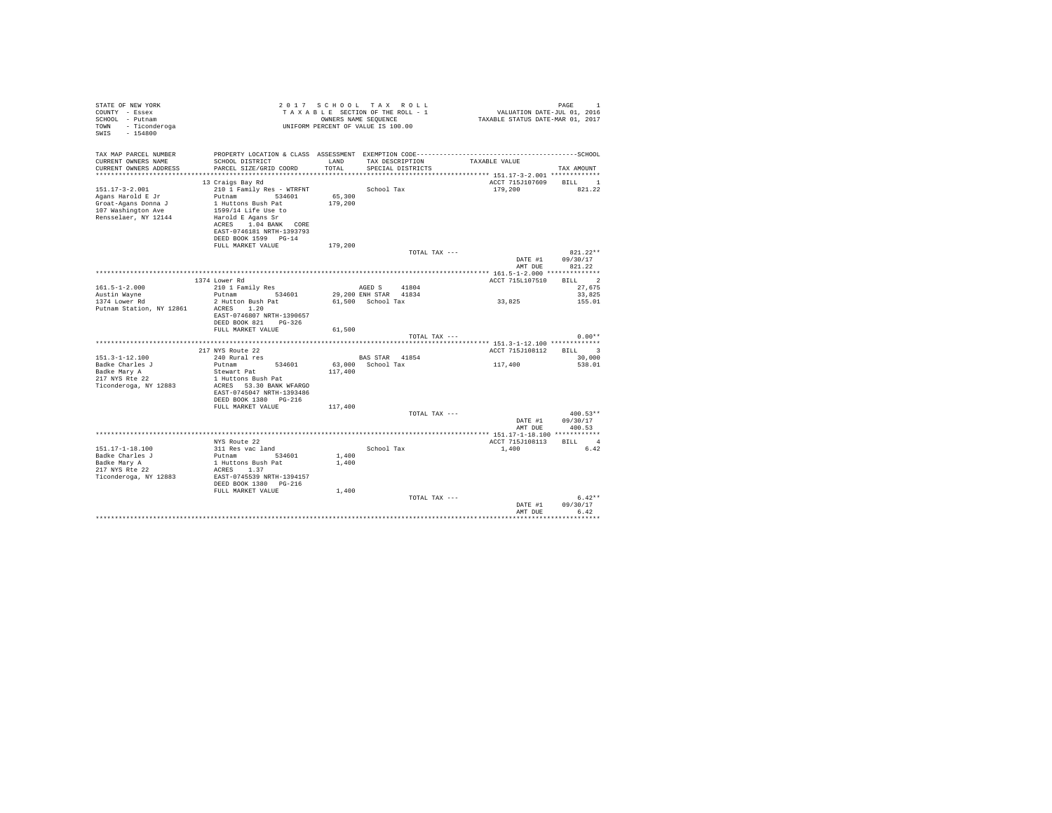STATE OF NEW YORK
COUNTY - Essex
SCHOOL - Putnam
TOWN - Ticonderoga
SWIS - 154800

2 0 1 7 S C H O O L T A X R O L L
T A X A B L E SECTION OF THE ROLL - 1
OWNERS NAME SEQUENCE
UNIFORM PERCENT OF VALUE IS 100.00

VALUATION DATE-JUL 01, 2016
TAXABLE STATUS DATE-MAR 01, 2017

| TAX MAP PARCEL NUMBER / CURRENT OWNERS NAME / CURRENT OWNERS ADDRESS | PROPERTY LOCATION & CLASS / SCHOOL DISTRICT / PARCEL SIZE/GRID COORD | ASSESSMENT LAND / TOTAL | EXEMPTION CODE / TAX DESCRIPTION / SPECIAL DISTRICTS | TAXABLE VALUE | SCHOOL TAX AMOUNT |
|---|---|---|---|---|---|
| 151.17-3-2.001 | 13 Craigs Bay Rd | | | ACCT 715J107609 | BILL 1 |
| Agans Harold E Jr | 210 1 Family Res - WTRFNT | | School Tax | 179,200 | 821.22 |
| Groat-Agans Donna J | Putnam 534601 | 65,300 | | | |
| 107 Washington Ave | 1 Huttons Bush Pat | 179,200 | | | |
| Rensselaer, NY 12144 | 1599/14 Life Use to | | | | |
| | Harold E Agans Sr | | | | |
| | ACRES 1.04 BANK CORE | | | | |
| | EAST-0746181 NRTH-1393793 | | | | |
| | DEED BOOK 1599 PG-14 | | | | |
| | FULL MARKET VALUE | 179,200 | | | |
| | | | TOTAL TAX --- | | 821.22** |
| | | | | DATE #1 | 09/30/17 |
| | | | | AMT DUE | 821.22 |
| 161.5-1-2.000 | 1374 Lower Rd | | | ACCT 715L107510 | BILL 2 |
| Austin Wayne | 210 1 Family Res | | AGED S 41804 | | 27,675 |
| 1374 Lower Rd | Putnam 534601 | 29,200 | ENH STAR 41834 | | 33,825 |
| Putnam Station, NY 12861 | 2 Hutton Bush Pat | 61,500 | School Tax | 33,825 | 155.01 |
| | ACRES 1.20 | | | | |
| | EAST-0746807 NRTH-1390657 | | | | |
| | DEED BOOK 821 PG-326 | | | | |
| | FULL MARKET VALUE | 61,500 | | | |
| | | | TOTAL TAX --- | | 0.00** |
| 151.3-1-12.100 | 217 NYS Route 22 | | | ACCT 715J108112 | BILL 3 |
| Badke Charles J | 240 Rural res | | BAS STAR 41854 | | 30,000 |
| Badke Mary A | Putnam 534601 | 63,000 | School Tax | 117,400 | 538.01 |
| 217 NYS Rte 22 | Stewart Pat | 117,400 | | | |
| Ticonderoga, NY 12883 | 1 Huttons Bush Pat | | | | |
| | ACRES 53.30 BANK WFARGO | | | | |
| | EAST-0745047 NRTH-1393486 | | | | |
| | DEED BOOK 1380 PG-216 | | | | |
| | FULL MARKET VALUE | 117,400 | | | |
| | | | TOTAL TAX --- | | 400.53** |
| | | | | DATE #1 | 09/30/17 |
| | | | | AMT DUE | 400.53 |
| 151.17-1-18.100 | NYS Route 22 | | | ACCT 715J108113 | BILL 4 |
| Badke Charles J | 311 Res vac land | | School Tax | 1,400 | 6.42 |
| Badke Mary A | Putnam 534601 | 1,400 | | | |
| 217 NYS Rte 22 | 1 Huttons Bush Pat | 1,400 | | | |
| Ticonderoga, NY 12883 | ACRES 1.37 | | | | |
| | EAST-0745539 NRTH-1394157 | | | | |
| | DEED BOOK 1380 PG-216 | | | | |
| | FULL MARKET VALUE | 1,400 | | | |
| | | | TOTAL TAX --- | | 6.42** |
| | | | | DATE #1 | 09/30/17 |
| | | | | AMT DUE | 6.42 |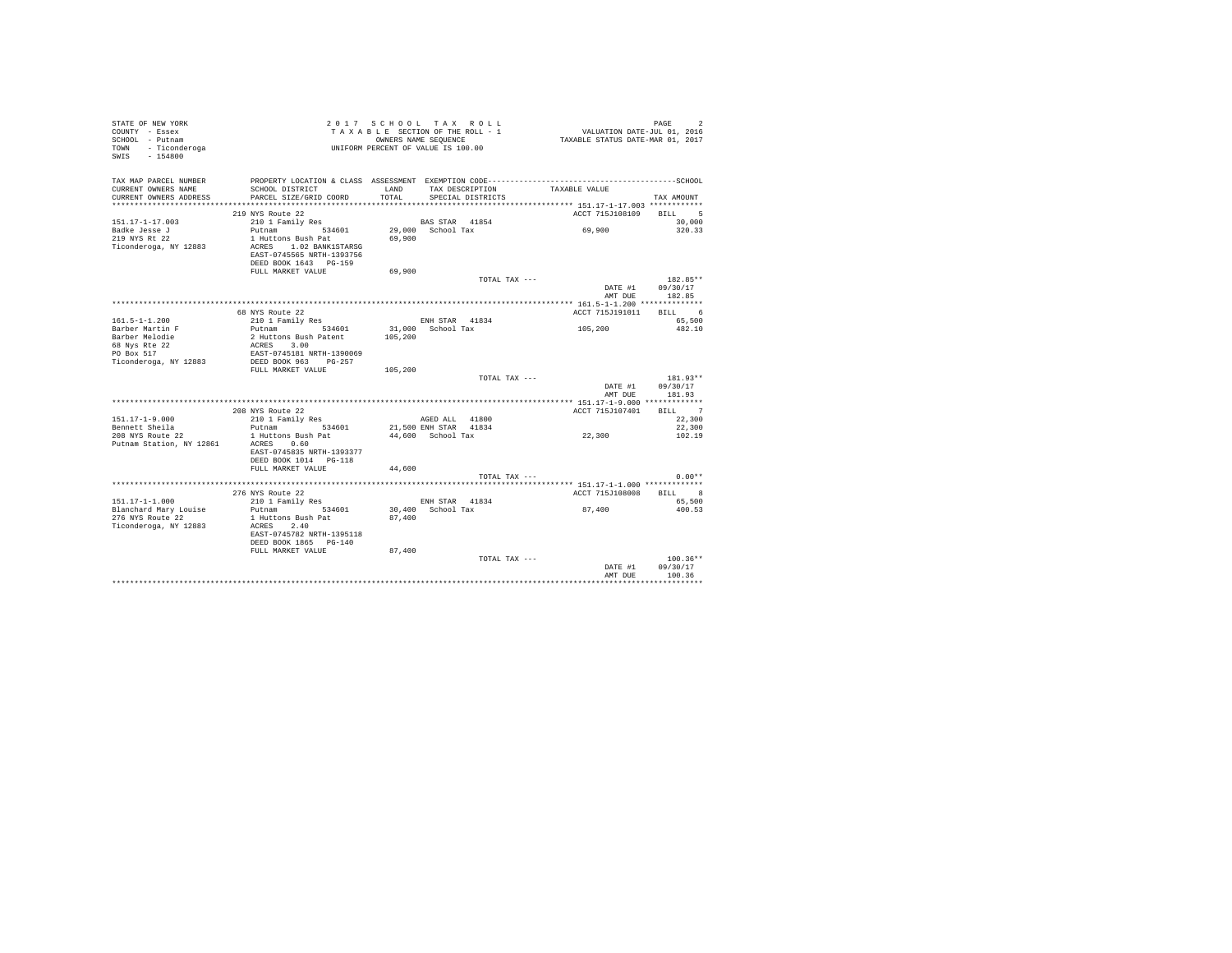STATE OF NEW YORK
COUNTY - Essex
SCHOOL - Putnam
TOWN - Ticonderoga
SWIS - 154800

2 0 1 7 S C H O O L T A X R O L L
T A X A B L E SECTION OF THE ROLL - 1
OWNERS NAME SEQUENCE
UNIFORM PERCENT OF VALUE IS 100.00

VALUATION DATE-JUL 01, 2016
TAXABLE STATUS DATE-MAR 01, 2017

| TAX MAP PARCEL NUMBER / CURRENT OWNERS NAME / CURRENT OWNERS ADDRESS | PROPERTY LOCATION & CLASS / SCHOOL DISTRICT / PARCEL SIZE/GRID COORD | ASSESSMENT LAND / TOTAL | EXEMPTION CODE / TAX DESCRIPTION / SPECIAL DISTRICTS | TAXABLE VALUE | SCHOOL TAX AMOUNT |
|---|---|---|---|---|---|
| 151.17-1-17.003 | 219 NYS Route 22 | | | ACCT 715J108109 | BILL 5 |
| Badke Jesse J | 210 1 Family Res | | BAS STAR 41854 | | 30,000 |
| 219 NYS Rt 22 | Putnam 534601 | 29,000 | School Tax | 69,900 | 320.33 |
| Ticonderoga, NY 12883 | 1 Huttons Bush Pat | 69,900 | | | |
| | ACRES 1.02 BANK1STARSG | | | | |
| | EAST-0745565 NRTH-1393756 | | | | |
| | DEED BOOK 1643 PG-159 | | | | |
| | FULL MARKET VALUE | 69,900 | | | |
| | | | TOTAL TAX --- | | 182.85** |
| | | | | DATE #1 | 09/30/17 |
| | | | | AMT DUE | 182.85 |
| 161.5-1-1.200 | 68 NYS Route 22 | | | ACCT 715J191011 | BILL 6 |
| Barber Martin F | 210 1 Family Res | | ENH STAR 41834 | | 65,500 |
| Barber Melodie | Putnam 534601 | 31,000 | School Tax | 105,200 | 482.10 |
| 68 Nys Rte 22 | 2 Huttons Bush Patent | 105,200 | | | |
| PO Box 517 | ACRES 3.00 | | | | |
| Ticonderoga, NY 12883 | EAST-0745181 NRTH-1390069 | | | | |
| | DEED BOOK 963 PG-257 | | | | |
| | FULL MARKET VALUE | 105,200 | | | |
| | | | TOTAL TAX --- | | 181.93** |
| | | | | DATE #1 | 09/30/17 |
| | | | | AMT DUE | 181.93 |
| 151.17-1-9.000 | 208 NYS Route 22 | | | ACCT 715J107401 | BILL 7 |
| Bennett Sheila | 210 1 Family Res | | AGED ALL 41800 | | 22,300 |
| 208 NYS Route 22 | Putnam 534601 | 21,500 | ENH STAR 41834 | | 22,300 |
| Putnam Station, NY 12861 | 1 Huttons Bush Pat | 44,600 | School Tax | 22,300 | 102.19 |
| | ACRES 0.60 | | | | |
| | EAST-0745835 NRTH-1393377 | | | | |
| | DEED BOOK 1014 PG-118 | | | | |
| | FULL MARKET VALUE | 44,600 | | | |
| | | | TOTAL TAX --- | | 0.00** |
| 151.17-1-1.000 | 276 NYS Route 22 | | | ACCT 715J108008 | BILL 8 |
| Blanchard Mary Louise | 210 1 Family Res | | ENH STAR 41834 | | 65,500 |
| 276 NYS Route 22 | Putnam 534601 | 30,400 | School Tax | 87,400 | 400.53 |
| Ticonderoga, NY 12883 | 1 Huttons Bush Pat | 87,400 | | | |
| | ACRES 2.40 | | | | |
| | EAST-0745782 NRTH-1395118 | | | | |
| | DEED BOOK 1865 PG-140 | | | | |
| | FULL MARKET VALUE | 87,400 | | | |
| | | | TOTAL TAX --- | | 100.36** |
| | | | | DATE #1 | 09/30/17 |
| | | | | AMT DUE | 100.36 |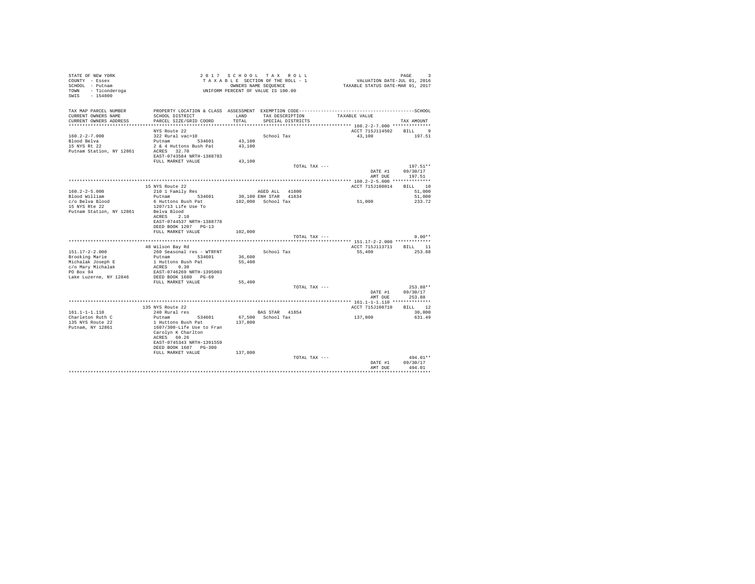STATE OF NEW YORK
COUNTY - Essex
SCHOOL - Putnam
TOWN - Ticonderoga
SWIS - 154800

2017 SCHOOL TAX ROLL
TAXABLE SECTION OF THE ROLL - 1
OWNERS NAME SEQUENCE
UNIFORM PERCENT OF VALUE IS 100.00

VALUATION DATE-JUL 01, 2016
TAXABLE STATUS DATE-MAR 01, 2017

| TAX MAP PARCEL NUMBER / CURRENT OWNERS NAME / CURRENT OWNERS ADDRESS | PROPERTY LOCATION & CLASS / SCHOOL DISTRICT / PARCEL SIZE/GRID COORD | ASSESSMENT LAND / TOTAL | EXEMPTION CODE / TAX DESCRIPTION / SPECIAL DISTRICTS | TAXABLE VALUE | TAX AMOUNT |
|---|---|---|---|---|---|
| **160.2-2-7.000** | NYS Route 22 | | | ACCT 715J114502 | BILL 9 |
| 160.2-2-7.000 | 322 Rural vac>10 | | School Tax | 43,100 | 197.51 |
| Blood Belva | Putnam 534601 | 43,100 | | | |
| 15 NYS Rt 22 | 2 & 4 Huttons Bush Pat | 43,100 | | | |
| Putnam Station, NY 12861 | ACRES 32.70 | | | | |
| | EAST-0743584 NRTH-1388783 | | | | |
| | FULL MARKET VALUE | 43,100 | | | |
| | | | TOTAL TAX --- | | 197.51** |
| | | | | DATE #1 | 09/30/17 |
| | | | | AMT DUE | 197.51 |
| **160.2-2-5.000** | 15 NYS Route 22 | | | ACCT 715J108014 | BILL 10 |
| 160.2-2-5.000 | 210 1 Family Res | | AGED ALL 41800 | | 51,000 |
| Blood William | Putnam 534601 | 30,100 | ENH STAR 41834 | | 51,000 |
| c/o Belva Blood | 6 Huttons Bush Pat | 102,000 | School Tax | 51,000 | 233.72 |
| 15 NYS Rte 22 | 1207/13 Life Use To | | | | |
| Putnam Station, NY 12861 | Belva Blood | | | | |
| | ACRES 2.10 | | | | |
| | EAST-0744537 NRTH-1388778 | | | | |
| | DEED BOOK 1207 PG-13 | | | | |
| | FULL MARKET VALUE | 102,000 | | | |
| | | | TOTAL TAX --- | | 0.00** |
| **151.17-2-2.000** | 48 Wilson Bay Rd | | | ACCT 715J113711 | BILL 11 |
| 151.17-2-2.000 | 260 Seasonal res - WTRFNT | | School Tax | 55,400 | 253.88 |
| Brooking Marie | Putnam 534601 | 36,600 | | | |
| Michalak Joseph E | 1 Huttons Bush Pat | 55,400 | | | |
| c/o Mary Michalak | ACRES 0.30 | | | | |
| PO Box 94 | EAST-0746269 NRTH-1395003 | | | | |
| Lake Luzerne, NY 12846 | DEED BOOK 1680 PG-69 | | | | |
| | FULL MARKET VALUE | 55,400 | | | |
| | | | TOTAL TAX --- | | 253.88** |
| | | | | DATE #1 | 09/30/17 |
| | | | | AMT DUE | 253.88 |
| **161.1-1-1.110** | 135 NYS Route 22 | | | ACCT 715J108710 | BILL 12 |
| 161.1-1-1.110 | 240 Rural res | | BAS STAR 41854 | | 30,000 |
| Charleton Ruth C | Putnam 534601 | 67,500 | School Tax | 137,800 | 631.49 |
| 135 NYS Route 22 | 1 Huttons Bush Pat | 137,800 | | | |
| Putnam, NY 12861 | 1607/300-Life Use to Fran | | | | |
| | Carolyn K Charlton | | | | |
| | ACRES 60.26 | | | | |
| | EAST-0745343 NRTH-1391559 | | | | |
| | DEED BOOK 1607 PG-300 | | | | |
| | FULL MARKET VALUE | 137,800 | | | |
| | | | TOTAL TAX --- | | 494.01** |
| | | | | DATE #1 | 09/30/17 |
| | | | | AMT DUE | 494.01 |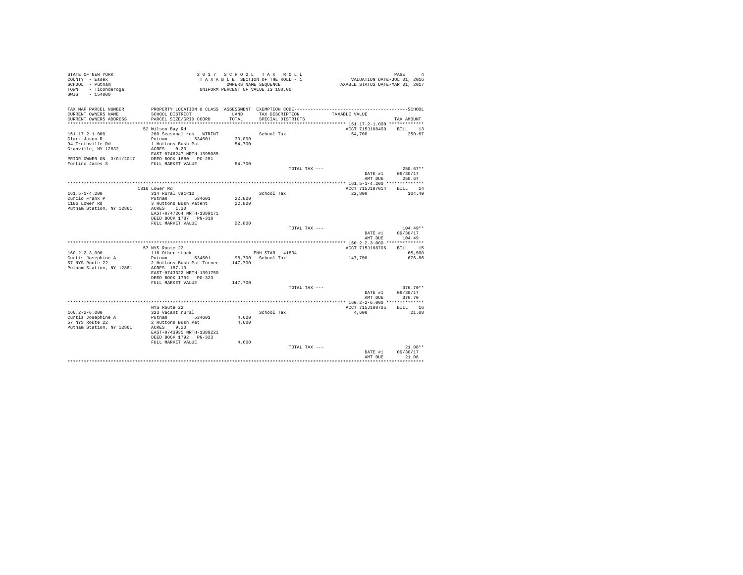STATE OF NEW YORK — COUNTY - Essex — SCHOOL - Putnam — TOWN - Ticonderoga — SWIS - 154800

2 0 1 7 S C H O O L T A X R O L L
T A X A B L E SECTION OF THE ROLL - 1
OWNERS NAME SEQUENCE
UNIFORM PERCENT OF VALUE IS 100.00

VALUATION DATE-JUL 01, 2016
TAXABLE STATUS DATE-MAR 01, 2017

| TAX MAP PARCEL NUMBER / CURRENT OWNERS NAME / CURRENT OWNERS ADDRESS | PROPERTY LOCATION & CLASS / SCHOOL DISTRICT / PARCEL SIZE/GRID COORD | ASSESSMENT LAND / TOTAL | EXEMPTION CODE / TAX DESCRIPTION / SPECIAL DISTRICTS | TAXABLE VALUE | SCHOOL TAX AMOUNT |
|---|---|---|---|---|---|
| **151.17-2-1.000** | 52 Wilson Bay Rd | | | ACCT 715J108409 | BILL 13 |
| 151.17-2-1.000 | 260 Seasonal res - WTRFNT | | School Tax | 54,700 | 250.67 |
| Clark Jason R | Putnam 534601 | 30,000 | | | |
| 94 Truthville Rd | 1 Huttons Bush Pat | 54,700 | | | |
| Granville, NY 12832 | ACRES 0.20 | | | | |
| | EAST-0746247 NRTH-1395085 | | | | |
| PRIOR OWNER ON 3/01/2017 | DEED BOOK 1880 PG-251 | | | | |
| Fortino James S | FULL MARKET VALUE | 54,700 | | | |
| | | | TOTAL TAX --- | | 250.67** |
| | | | | DATE #1 | 09/30/17 |
| | | | | AMT DUE | 250.67 |
| **161.5-1-4.200** | 1310 Lower Rd | | | ACCT 715J187014 | BILL 14 |
| 161.5-1-4.200 | 314 Rural vac<10 | | School Tax | 22,800 | 104.49 |
| Curcio Frank P | Putnam 534601 | 22,800 | | | |
| 1186 Lower Rd | 3 Huttons Bush Patent | 22,800 | | | |
| Putnam Station, NY 12861 | ACRES 1.30 | | | | |
| | EAST-0747264 NRTH-1389171 | | | | |
| | DEED BOOK 1787 PG-318 | | | | |
| | FULL MARKET VALUE | 22,800 | | | |
| | | | TOTAL TAX --- | | 104.49** |
| | | | | DATE #1 | 09/30/17 |
| | | | | AMT DUE | 104.49 |
| **160.2-2-3.000** | 57 NYS Route 22 | | | ACCT 715J108706 | BILL 15 |
| 160.2-2-3.000 | 116 Other stock | | ENH STAR 41834 | | 65,500 |
| Curtis Josephine A | Putnam 534601 | 98,700 | School Tax | 147,700 | 676.86 |
| 57 NYS Route 22 | 2 Huttons Bush Pat Turner | 147,700 | | | |
| Putnam Station, NY 12861 | ACRES 157.10 | | | | |
| | EAST-0743322 NRTH-1391750 | | | | |
| | DEED BOOK 1792 PG-323 | | | | |
| | FULL MARKET VALUE | 147,700 | | | |
| | | | TOTAL TAX --- | | 376.70** |
| | | | | DATE #1 | 09/30/17 |
| | | | | AMT DUE | 376.70 |
| **160.2-2-6.000** | NYS Route 22 | | | ACCT 715J108705 | BILL 16 |
| 160.2-2-6.000 | 323 Vacant rural | | School Tax | 4,600 | 21.08 |
| Curtis Josephine A | Putnam 534601 | 4,600 | | | |
| 57 NYS Route 22 | 2 Huttons Bush Pat | 4,600 | | | |
| Putnam Station, NY 12861 | ACRES 9.20 | | | | |
| | EAST-0743935 NRTH-1389221 | | | | |
| | DEED BOOK 1792 PG-323 | | | | |
| | FULL MARKET VALUE | 4,600 | | | |
| | | | TOTAL TAX --- | | 21.08** |
| | | | | DATE #1 | 09/30/17 |
| | | | | AMT DUE | 21.08 |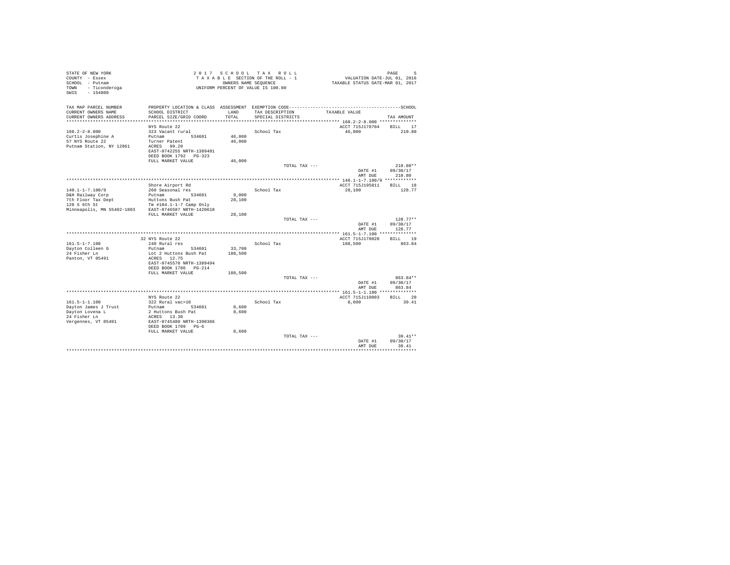STATE OF NEW YORK
COUNTY - Essex
SCHOOL - Putnam
TOWN - Ticonderoga
SWIS - 154800

2017 SCHOOL TAX ROLL
TAXABLE SECTION OF THE ROLL - 1
OWNERS NAME SEQUENCE
UNIFORM PERCENT OF VALUE IS 100.00

VALUATION DATE-JUL 01, 2016
TAXABLE STATUS DATE-MAR 01, 2017

| TAX MAP PARCEL NUMBER / CURRENT OWNERS NAME / CURRENT OWNERS ADDRESS | PROPERTY LOCATION & CLASS / SCHOOL DISTRICT / PARCEL SIZE/GRID COORD | ASSESSMENT LAND / TOTAL | EXEMPTION CODE / TAX DESCRIPTION / SPECIAL DISTRICTS | TAXABLE VALUE | TAX AMOUNT |
|---|---|---|---|---|---|
| **160.2-2-8.000** | NYS Route 22 | | | ACCT 715J178704 | BILL 17 |
| 160.2-2-8.000 | 323 Vacant rural | | School Tax | 46,000 | 210.80 |
| Curtis Josephine A | Putnam 534601 | 46,000 | | | |
| 57 NYS Route 22 | Turner Patent | 46,000 | | | |
| Putnam Station, NY 12861 | ACRES 99.20 | | | | |
| | EAST-0742255 NRTH-1389401 | | | | |
| | DEED BOOK 1792 PG-323 | | | | |
| | FULL MARKET VALUE | 46,000 | | | |
| | | | TOTAL TAX --- | | 210.80** |
| | | | | DATE #1 | 09/30/17 |
| | | | | AMT DUE | 210.80 |
| **140.1-1-7.100/9** | Shore Airport Rd | | | ACCT 715J195011 | BILL 18 |
| 140.1-1-7.100/9 | 260 Seasonal res | | School Tax | 28,100 | 128.77 |
| D&H Railway Corp | Putnam 534601 | 9,000 | | | |
| 7th Floor Tax Dept | Huttons Bush Pat | 28,100 | | | |
| 120 S 6th St | Tm #104.1-1-7 Camp Only | | | | |
| Minneapolis, MN 55402-1803 | EAST-0746587 NRTH-1420618 | | | | |
| | FULL MARKET VALUE | 28,100 | | | |
| | | | TOTAL TAX --- | | 128.77** |
| | | | | DATE #1 | 09/30/17 |
| | | | | AMT DUE | 128.77 |
| **161.5-1-7.100** | 32 NYS Route 22 | | | ACCT 715J178020 | BILL 19 |
| 161.5-1-7.100 | 240 Rural res | | School Tax | 188,500 | 863.84 |
| Dayton Colleen G | Putnam 534601 | 33,700 | | | |
| 24 Fisher Ln | Lot 2 Huttons Bush Pat | 188,500 | | | |
| Panton, VT 05491 | ACRES 12.75 | | | | |
| | EAST-0745570 NRTH-1389494 | | | | |
| | DEED BOOK 1786 PG-214 | | | | |
| | FULL MARKET VALUE | 188,500 | | | |
| | | | TOTAL TAX --- | | 863.84** |
| | | | | DATE #1 | 09/30/17 |
| | | | | AMT DUE | 863.84 |
| **161.5-1-1.100** | NYS Route 22 | | | ACCT 715J110003 | BILL 20 |
| 161.5-1-1.100 | 322 Rural vac>10 | | School Tax | 8,600 | 39.41 |
| Dayton James J Trust | Putnam 534601 | 8,600 | | | |
| Dayton Lovena L | 2 Huttons Bush Pat | 8,600 | | | |
| 24 Fisher Ln | ACRES 13.30 | | | | |
| Vergennes, VT 05491 | EAST-0745480 NRTH-1390366 | | | | |
| | DEED BOOK 1709 PG-6 | | | | |
| | FULL MARKET VALUE | 8,600 | | | |
| | | | TOTAL TAX --- | | 39.41** |
| | | | | DATE #1 | 09/30/17 |
| | | | | AMT DUE | 39.41 |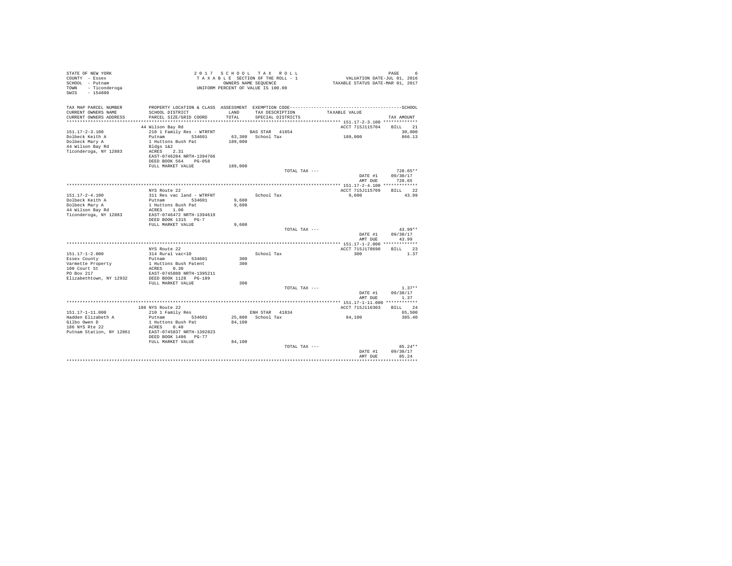```
STATE OF NEW YORK                        2 0 1 7   S C H O O L   T A X   R O L L                                PAGE     6
COUNTY  - Essex                          T A X A B L E  SECTION OF THE ROLL - 1                  VALUATION DATE-JUL 01, 2016
SCHOOL  - Putnam                                  OWNERS NAME SEQUENCE                        TAXABLE STATUS DATE-MAR 01, 2017
TOWN    - Ticonderoga                      UNIFORM PERCENT OF VALUE IS 100.00
SWIS    - 154800

TAX MAP PARCEL NUMBER        PROPERTY LOCATION & CLASS  ASSESSMENT  EXEMPTION CODE------------------------------------------------SCHOOL
CURRENT OWNERS NAME          SCHOOL DISTRICT              LAND      TAX DESCRIPTION            TAXABLE VALUE
CURRENT OWNERS ADDRESS       PARCEL SIZE/GRID COORD       TOTAL     SPECIAL DISTRICTS                                      TAX AMOUNT
******************************************************************************************************* 151.17-2-3.100 *************
                             44 Wilson Bay Rd                                                    ACCT 715J115704    BILL    21
151.17-2-3.100               210 1 Family Res - WTRFNT              BAS STAR  41854                                       30,000
Dolbeck Keith A              Putnam         534601        63,300   School Tax                    189,000                 866.13
Dolbeck Mary A               1 Huttons Bush Pat          189,000
44 Wilson Bay Rd             Bldgs 1&2
Ticonderoga, NY 12883        ACRES    2.31
                             EAST-0746284 NRTH-1394766
                             DEED BOOK 564    PG-058
                             FULL MARKET VALUE           189,000
                                                                       TOTAL TAX ---                                     728.65**
                                                                                                     DATE #1       09/30/17
                                                                                                     AMT DUE         728.65
******************************************************************************************************* 151.17-2-4.100 *************
                             NYS Route 22                                                        ACCT 715J115709    BILL    22
151.17-2-4.100               311 Res vac land - WTRFNT                 School Tax                      9,600                  43.99
Dolbeck Keith A              Putnam         534601         9,600
Dolbeck Mary A               1 Huttons Bush Pat            9,600
44 Wilson Bay Rd             ACRES    1.00
Ticonderoga, NY 12883        EAST-0746472 NRTH-1394619
                             DEED BOOK 1315   PG-7
                             FULL MARKET VALUE             9,600
                                                                       TOTAL TAX ---                                      43.99**
                                                                                                     DATE #1       09/30/17
                                                                                                     AMT DUE          43.99
******************************************************************************************************* 151.17-1-2.000 *************
                             NYS Route 22                                                        ACCT 715J178690    BILL    23
151.17-1-2.000               314 Rural vac<10                          School Tax                        300                   1.37
Essex County                 Putnam         534601           300
Varmette Property            1 Huttons Bush Patent           300
100 Court St                 ACRES    0.30
PO Box 217                   EAST-0745888 NRTH-1395211
Elizabethtown, NY 12932      DEED BOOK 1128   PG-189
                             FULL MARKET VALUE               300
                                                                       TOTAL TAX ---                                       1.37**
                                                                                                     DATE #1       09/30/17
                                                                                                     AMT DUE           1.37
******************************************************************************************************* 151.17-1-11.000 ************
                             186 NYS Route 22                                                    ACCT 715J116303    BILL    24
151.17-1-11.000              210 1 Family Res                       ENH STAR  41834                                       65,500
Hadden Elizabeth A           Putnam         534601        25,800   School Tax                     84,100                 385.40
Gilbo Owen D                 1 Huttons Bush Pat           84,100
186 NYS Rte 22               ACRES    0.40
Putnam Station, NY 12861     EAST-0745837 NRTH-1392823
                             DEED BOOK 1406   PG-77
                             FULL MARKET VALUE            84,100
                                                                       TOTAL TAX ---                                      85.24**
                                                                                                     DATE #1       09/30/17
                                                                                                     AMT DUE          85.24
************************************************************************************************************************************
```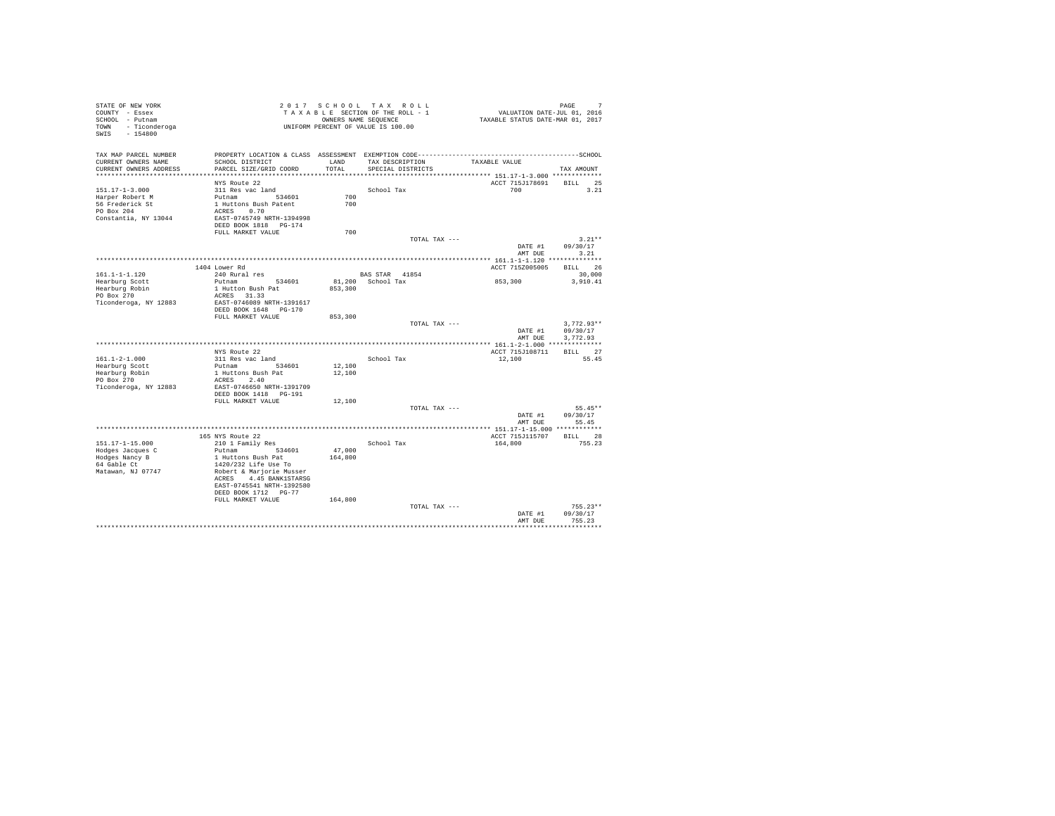STATE OF NEW YORK
COUNTY - Essex
SCHOOL - Putnam
TOWN - Ticonderoga
SWIS - 154800

2017 SCHOOL TAX ROLL
TAXABLE SECTION OF THE ROLL - 1
OWNERS NAME SEQUENCE
UNIFORM PERCENT OF VALUE IS 100.00

VALUATION DATE-JUL 01, 2016
TAXABLE STATUS DATE-MAR 01, 2017

| TAX MAP PARCEL NUMBER / CURRENT OWNERS NAME / CURRENT OWNERS ADDRESS | PROPERTY LOCATION & CLASS / SCHOOL DISTRICT / PARCEL SIZE/GRID COORD | ASSESSMENT LAND / TOTAL | EXEMPTION CODE / TAX DESCRIPTION / SPECIAL DISTRICTS | TAXABLE VALUE | SCHOOL TAX AMOUNT |
|---|---|---|---|---|---|
| **151.17-1-3.000** | NYS Route 22 | | | ACCT 715J178691 | BILL 25 |
| 151.17-1-3.000 | 311 Res vac land | | School Tax | 700 | 3.21 |
| Harper Robert M | Putnam 534601 | 700 | | | |
| 56 Frederick St | 1 Huttons Bush Patent | 700 | | | |
| PO Box 204 | ACRES 0.70 | | | | |
| Constantia, NY 13044 | EAST-0745749 NRTH-1394998 | | | | |
| | DEED BOOK 1818 PG-174 | | | | |
| | FULL MARKET VALUE | 700 | | | |
| | | | TOTAL TAX --- | | 3.21** |
| | | | | DATE #1 | 09/30/17 |
| | | | | AMT DUE | 3.21 |
| **161.1-1-1.120** | 1404 Lower Rd | | | ACCT 715Z005005 | BILL 26 |
| 161.1-1-1.120 | 240 Rural res | | BAS STAR 41854 | | 30,000 |
| Hearburg Scott | Putnam 534601 | 81,200 | School Tax | 853,300 | 3,910.41 |
| Hearburg Robin | 1 Hutton Bush Pat | 853,300 | | | |
| PO Box 270 | ACRES 31.33 | | | | |
| Ticonderoga, NY 12883 | EAST-0746089 NRTH-1391617 | | | | |
| | DEED BOOK 1648 PG-170 | | | | |
| | FULL MARKET VALUE | 853,300 | | | |
| | | | TOTAL TAX --- | | 3,772.93** |
| | | | | DATE #1 | 09/30/17 |
| | | | | AMT DUE | 3,772.93 |
| **161.1-2-1.000** | NYS Route 22 | | | ACCT 715J108711 | BILL 27 |
| 161.1-2-1.000 | 311 Res vac land | | School Tax | 12,100 | 55.45 |
| Hearburg Scott | Putnam 534601 | 12,100 | | | |
| Hearburg Robin | 1 Huttons Bush Pat | 12,100 | | | |
| PO Box 270 | ACRES 2.40 | | | | |
| Ticonderoga, NY 12883 | EAST-0746650 NRTH-1391709 | | | | |
| | DEED BOOK 1418 PG-191 | | | | |
| | FULL MARKET VALUE | 12,100 | | | |
| | | | TOTAL TAX --- | | 55.45** |
| | | | | DATE #1 | 09/30/17 |
| | | | | AMT DUE | 55.45 |
| **151.17-1-15.000** | 165 NYS Route 22 | | | ACCT 715J115707 | BILL 28 |
| 151.17-1-15.000 | 210 1 Family Res | | School Tax | 164,800 | 755.23 |
| Hodges Jacques C | Putnam 534601 | 47,000 | | | |
| Hodges Nancy B | 1 Huttons Bush Pat | 164,800 | | | |
| 64 Gable Ct | 1420/232 Life Use To | | | | |
| Matawan, NJ 07747 | Robert & Marjorie Musser | | | | |
| | ACRES 4.45 BANK1STARSG | | | | |
| | EAST-0745541 NRTH-1392580 | | | | |
| | DEED BOOK 1712 PG-77 | | | | |
| | FULL MARKET VALUE | 164,800 | | | |
| | | | TOTAL TAX --- | | 755.23** |
| | | | | DATE #1 | 09/30/17 |
| | | | | AMT DUE | 755.23 |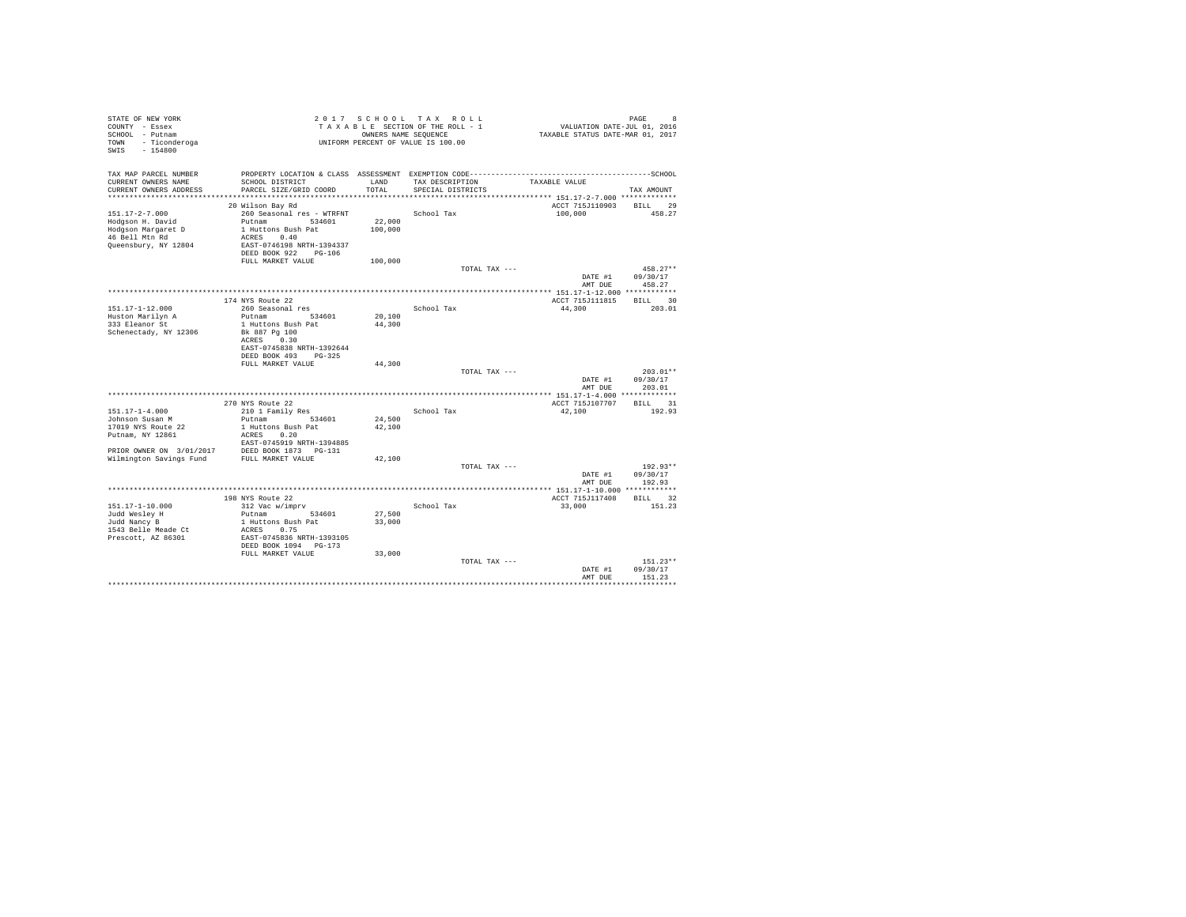STATE OF NEW YORK
COUNTY - Essex
SCHOOL - Putnam
TOWN - Ticonderoga
SWIS - 154800

2017 SCHOOL TAX ROLL
TAXABLE SECTION OF THE ROLL - 1
OWNERS NAME SEQUENCE
UNIFORM PERCENT OF VALUE IS 100.00

VALUATION DATE-JUL 01, 2016
TAXABLE STATUS DATE-MAR 01, 2017

| TAX MAP PARCEL NUMBER / CURRENT OWNERS NAME / CURRENT OWNERS ADDRESS | PROPERTY LOCATION & CLASS / SCHOOL DISTRICT / PARCEL SIZE/GRID COORD | ASSESSMENT LAND / TOTAL | EXEMPTION CODE / TAX DESCRIPTION / SPECIAL DISTRICTS | TAXABLE VALUE | SCHOOL TAX AMOUNT |
|---|---|---|---|---|---|
| **151.17-2-7.000** | 20 Wilson Bay Rd | | | ACCT 715J110903 | BILL 29 |
| 151.17-2-7.000 | 260 Seasonal res - WTRFNT | | School Tax | 100,000 | 458.27 |
| Hodgson H. David | Putnam 534601 | 22,000 | | | |
| Hodgson Margaret D | 1 Huttons Bush Pat | 100,000 | | | |
| 46 Bell Mtn Rd | ACRES 0.40 | | | | |
| Queensbury, NY 12804 | EAST-0746198 NRTH-1394337 | | | | |
| | DEED BOOK 922 PG-106 | | | | |
| | FULL MARKET VALUE | 100,000 | | | |
| | | | TOTAL TAX --- | | 458.27** |
| | | | | DATE #1 | 09/30/17 |
| | | | | AMT DUE | 458.27 |
| **151.17-1-12.000** | 174 NYS Route 22 | | | ACCT 715J111815 | BILL 30 |
| 151.17-1-12.000 | 260 Seasonal res | | School Tax | 44,300 | 203.01 |
| Huston Marilyn A | Putnam 534601 | 20,100 | | | |
| 333 Eleanor St | 1 Huttons Bush Pat | 44,300 | | | |
| Schenectady, NY 12306 | Bk 887 Pg 100 | | | | |
| | ACRES 0.30 | | | | |
| | EAST-0745838 NRTH-1392644 | | | | |
| | DEED BOOK 493 PG-325 | | | | |
| | FULL MARKET VALUE | 44,300 | | | |
| | | | TOTAL TAX --- | | 203.01** |
| | | | | DATE #1 | 09/30/17 |
| | | | | AMT DUE | 203.01 |
| **151.17-1-4.000** | 270 NYS Route 22 | | | ACCT 715J107707 | BILL 31 |
| 151.17-1-4.000 | 210 1 Family Res | | School Tax | 42,100 | 192.93 |
| Johnson Susan M | Putnam 534601 | 24,500 | | | |
| 17019 NYS Route 22 | 1 Huttons Bush Pat | 42,100 | | | |
| Putnam, NY 12861 | ACRES 0.20 | | | | |
| | EAST-0745919 NRTH-1394885 | | | | |
| PRIOR OWNER ON 3/01/2017 | DEED BOOK 1873 PG-131 | | | | |
| Wilmington Savings Fund | FULL MARKET VALUE | 42,100 | | | |
| | | | TOTAL TAX --- | | 192.93** |
| | | | | DATE #1 | 09/30/17 |
| | | | | AMT DUE | 192.93 |
| **151.17-1-10.000** | 198 NYS Route 22 | | | ACCT 715J117408 | BILL 32 |
| 151.17-1-10.000 | 312 Vac w/imprv | | School Tax | 33,000 | 151.23 |
| Judd Wesley H | Putnam 534601 | 27,500 | | | |
| Judd Nancy B | 1 Huttons Bush Pat | 33,000 | | | |
| 1543 Belle Meade Ct | ACRES 0.75 | | | | |
| Prescott, AZ 86301 | EAST-0745836 NRTH-1393105 | | | | |
| | DEED BOOK 1094 PG-173 | | | | |
| | FULL MARKET VALUE | 33,000 | | | |
| | | | TOTAL TAX --- | | 151.23** |
| | | | | DATE #1 | 09/30/17 |
| | | | | AMT DUE | 151.23 |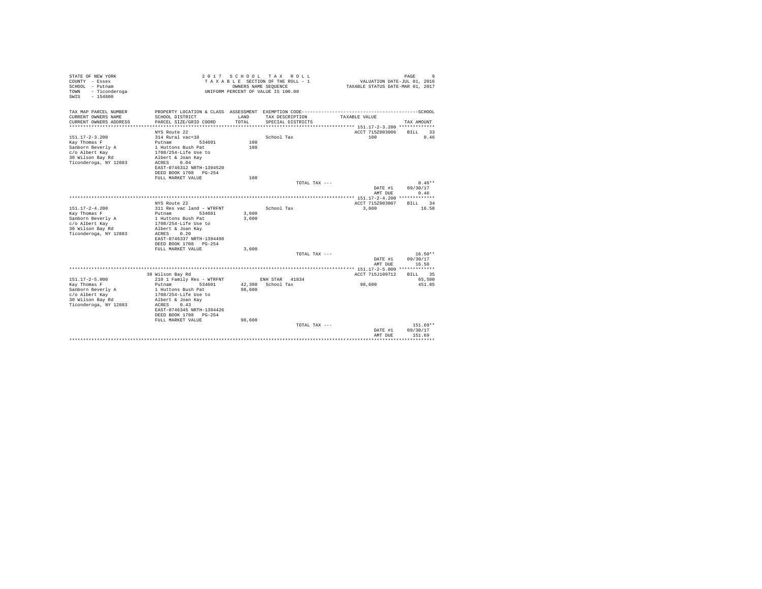STATE OF NEW YORK
COUNTY - Essex
SCHOOL - Putnam
TOWN - Ticonderoga
SWIS - 154800

2 0 1 7 S C H O O L T A X R O L L
T A X A B L E SECTION OF THE ROLL - 1
OWNERS NAME SEQUENCE
UNIFORM PERCENT OF VALUE IS 100.00

VALUATION DATE-JUL 01, 2016
TAXABLE STATUS DATE-MAR 01, 2017

| TAX MAP PARCEL NUMBER / CURRENT OWNERS NAME / CURRENT OWNERS ADDRESS | PROPERTY LOCATION & CLASS / SCHOOL DISTRICT / PARCEL SIZE/GRID COORD | ASSESSMENT LAND / TOTAL | EXEMPTION CODE / TAX DESCRIPTION / SPECIAL DISTRICTS | TAXABLE VALUE | TAX AMOUNT |
|---|---|---|---|---|---|
| **151.17-2-3.200** | NYS Route 22 | | | ACCT 715Z003006 | BILL 33 |
| 151.17-2-3.200 | 314 Rural vac<10 | | School Tax | 100 | 0.46 |
| Kay Thomas F | Putnam 534601 | 100 | | | |
| Sanborn Beverly A | 1 Huttons Bush Pat | 100 | | | |
| c/o Albert Kay | 1708/254-Life Use to | | | | |
| 30 Wilson Bay Rd | Albert & Joan Kay | | | | |
| Ticonderoga, NY 12883 | ACRES 0.04 | | | | |
| | EAST-0746312 NRTH-1394520 | | | | |
| | DEED BOOK 1708 PG-254 | | | | |
| | FULL MARKET VALUE | 100 | | | |
| | | | TOTAL TAX --- | | 0.46** |
| | | | | DATE #1 | 09/30/17 |
| | | | | AMT DUE | 0.46 |
| **151.17-2-4.200** | NYS Route 22 | | | ACCT 715Z003007 | BILL 34 |
| 151.17-2-4.200 | 311 Res vac land - WTRFNT | | School Tax | 3,600 | 16.50 |
| Kay Thomas F | Putnam 534601 | 3,600 | | | |
| Sanborn Beverly A | 1 Huttons Bush Pat | 3,600 | | | |
| c/o Albert Kay | 1708/254-Life Use to | | | | |
| 30 Wilson Bay Rd | Albert & Joan Kay | | | | |
| Ticonderoga, NY 12883 | ACRES 0.20 | | | | |
| | EAST-0746337 NRTH-1394498 | | | | |
| | DEED BOOK 1708 PG-254 | | | | |
| | FULL MARKET VALUE | 3,600 | | | |
| | | | TOTAL TAX --- | | 16.50** |
| | | | | DATE #1 | 09/30/17 |
| | | | | AMT DUE | 16.50 |
| **151.17-2-5.000** | 30 Wilson Bay Rd | | | ACCT 715J109712 | BILL 35 |
| 151.17-2-5.000 | 210 1 Family Res - WTRFNT | | ENH STAR 41834 | | 65,500 |
| Kay Thomas F | Putnam 534601 | 42,300 | School Tax | 98,600 | 451.85 |
| Sanborn Beverly A | 1 Huttons Bush Pat | 98,600 | | | |
| c/o Albert Kay | 1708/254-Life Use to | | | | |
| 30 Wilson Bay Rd | Albert & Joan Kay | | | | |
| Ticonderoga, NY 12883 | ACRES 0.43 | | | | |
| | EAST-0746345 NRTH-1394426 | | | | |
| | DEED BOOK 1708 PG-254 | | | | |
| | FULL MARKET VALUE | 98,600 | | | |
| | | | TOTAL TAX --- | | 151.69** |
| | | | | DATE #1 | 09/30/17 |
| | | | | AMT DUE | 151.69 |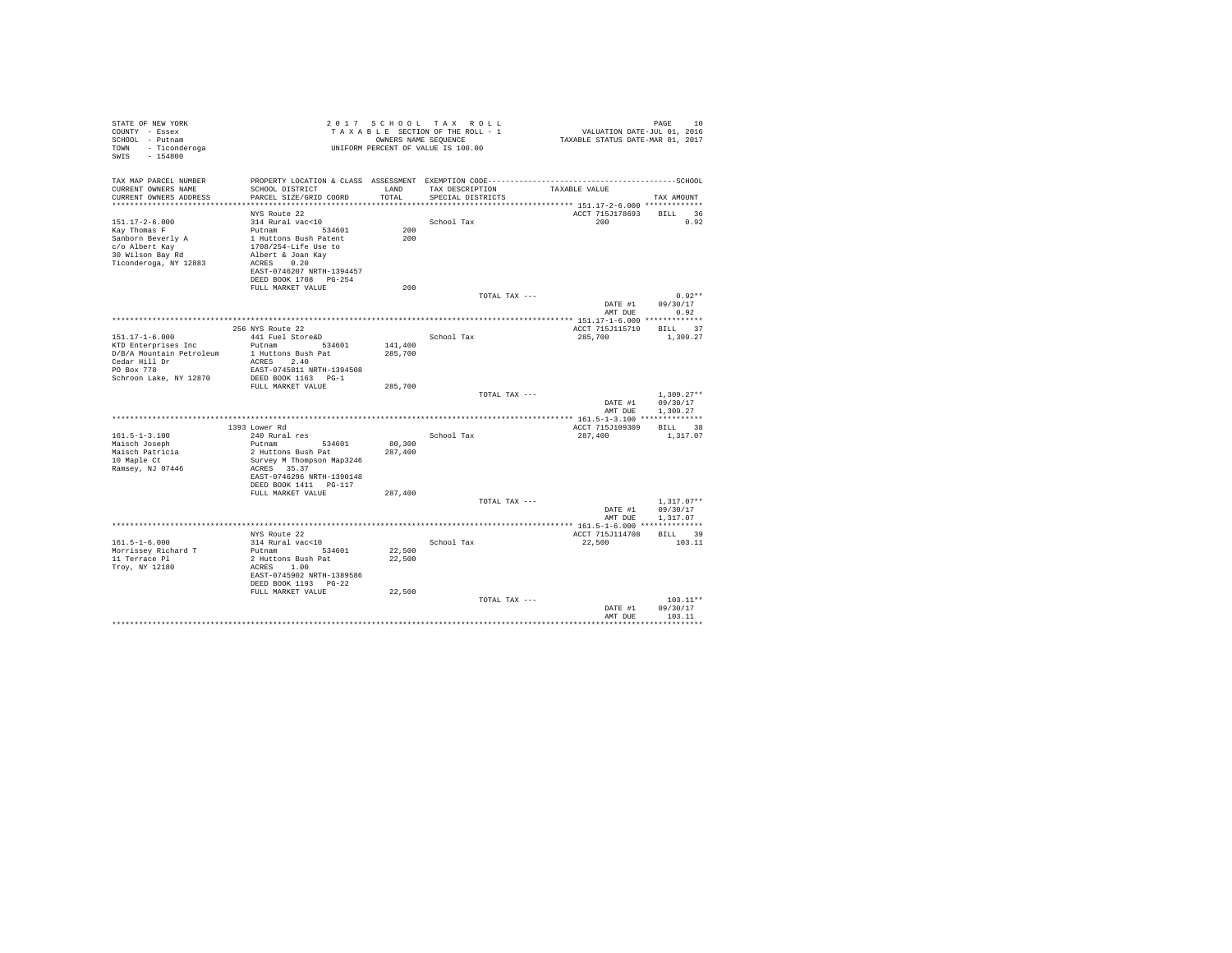STATE OF NEW YORK
COUNTY - Essex
SCHOOL - Putnam
TOWN - Ticonderoga
SWIS - 154800

2017 SCHOOL TAX ROLL
TAXABLE SECTION OF THE ROLL - 1
OWNERS NAME SEQUENCE
UNIFORM PERCENT OF VALUE IS 100.00

VALUATION DATE-JUL 01, 2016
TAXABLE STATUS DATE-MAR 01, 2017

| TAX MAP PARCEL NUMBER / CURRENT OWNERS NAME / CURRENT OWNERS ADDRESS | PROPERTY LOCATION & CLASS / SCHOOL DISTRICT / PARCEL SIZE/GRID COORD | ASSESSMENT LAND / TOTAL | EXEMPTION CODE / TAX DESCRIPTION / SPECIAL DISTRICTS | TAXABLE VALUE | TAX AMOUNT |
|---|---|---|---|---|---|
| 151.17-2-6.000 | NYS Route 22 | | | ACCT 715J178693 | BILL 36 |
| Kay Thomas F | 314 Rural vac<10 | | School Tax | 200 | 0.92 |
| Sanborn Beverly A | Putnam 534601 | 200 | | | |
| c/o Albert Kay | 1 Huttons Bush Patent | 200 | | | |
| 30 Wilson Bay Rd | 1708/254-Life Use to | | | | |
| Ticonderoga, NY 12883 | Albert & Joan Kay | | | | |
| | ACRES 0.20 | | | | |
| | EAST-0746207 NRTH-1394457 | | | | |
| | DEED BOOK 1708 PG-254 | | | | |
| | FULL MARKET VALUE | 200 | | | |
| | | | TOTAL TAX --- | | 0.92** |
| | | | | DATE #1 | 09/30/17 |
| | | | | AMT DUE | 0.92 |
| 151.17-1-6.000 | 256 NYS Route 22 | | | ACCT 715J115710 | BILL 37 |
| KTD Enterprises Inc | 441 Fuel Store&D | | School Tax | 285,700 | 1,309.27 |
| D/B/A Mountain Petroleum | Putnam 534601 | 141,400 | | | |
| Cedar Hill Dr | 1 Huttons Bush Pat | 285,700 | | | |
| PO Box 778 | ACRES 2.40 | | | | |
| Schroon Lake, NY 12870 | EAST-0745811 NRTH-1394508 | | | | |
| | DEED BOOK 1163 PG-1 | | | | |
| | FULL MARKET VALUE | 285,700 | | | |
| | | | TOTAL TAX --- | | 1,309.27** |
| | | | | DATE #1 | 09/30/17 |
| | | | | AMT DUE | 1,309.27 |
| 161.5-1-3.100 | 1393 Lower Rd | | | ACCT 715J109309 | BILL 38 |
| Maisch Joseph | 240 Rural res | | School Tax | 287,400 | 1,317.07 |
| Maisch Patricia | Putnam 534601 | 80,300 | | | |
| 10 Maple Ct | 2 Huttons Bush Pat | 287,400 | | | |
| Ramsey, NJ 07446 | Survey M Thompson Map3246 | | | | |
| | ACRES 35.37 | | | | |
| | EAST-0746296 NRTH-1390148 | | | | |
| | DEED BOOK 1411 PG-117 | | | | |
| | FULL MARKET VALUE | 287,400 | | | |
| | | | TOTAL TAX --- | | 1,317.07** |
| | | | | DATE #1 | 09/30/17 |
| | | | | AMT DUE | 1,317.07 |
| 161.5-1-6.000 | NYS Route 22 | | | ACCT 715J114708 | BILL 39 |
| Morrissey Richard T | 314 Rural vac<10 | | School Tax | 22,500 | 103.11 |
| 11 Terrace Pl | Putnam 534601 | 22,500 | | | |
| Troy, NY 12180 | 2 Huttons Bush Pat | 22,500 | | | |
| | ACRES 1.00 | | | | |
| | EAST-0745902 NRTH-1389586 | | | | |
| | DEED BOOK 1193 PG-22 | | | | |
| | FULL MARKET VALUE | 22,500 | | | |
| | | | TOTAL TAX --- | | 103.11** |
| | | | | DATE #1 | 09/30/17 |
| | | | | AMT DUE | 103.11 |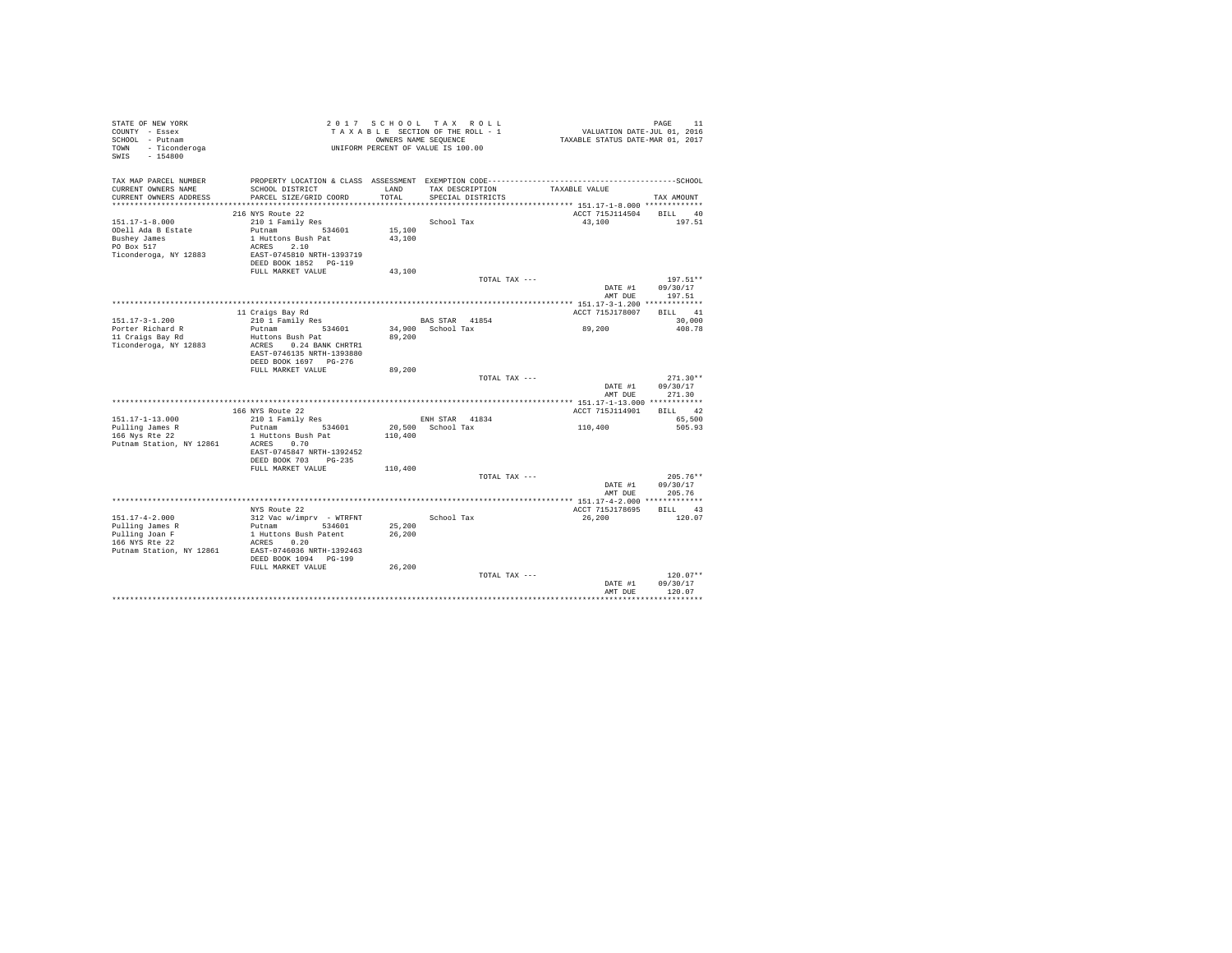STATE OF NEW YORK
COUNTY - Essex
SCHOOL - Putnam
TOWN - Ticonderoga
SWIS - 154800

2017 SCHOOL TAX ROLL
TAXABLE SECTION OF THE ROLL - 1
OWNERS NAME SEQUENCE
UNIFORM PERCENT OF VALUE IS 100.00

VALUATION DATE-JUL 01, 2016
TAXABLE STATUS DATE-MAR 01, 2017

| TAX MAP PARCEL NUMBER / CURRENT OWNERS NAME / CURRENT OWNERS ADDRESS | PROPERTY LOCATION & CLASS / SCHOOL DISTRICT / PARCEL SIZE/GRID COORD | ASSESSMENT LAND / TOTAL | EXEMPTION CODE / TAX DESCRIPTION / SPECIAL DISTRICTS | TAXABLE VALUE | TAX AMOUNT |
|---|---|---|---|---|---|
| 151.17-1-8.000 | 216 NYS Route 22 | | | ACCT 715J114504 | BILL 40 |
| ODell Ada B Estate | 210 1 Family Res | | School Tax | 43,100 | 197.51 |
| Bushey James | Putnam 534601 | 15,100 | | | |
| PO Box 517 | 1 Huttons Bush Pat | 43,100 | | | |
| Ticonderoga, NY 12883 | ACRES 2.10 | | | | |
| | EAST-0745810 NRTH-1393719 | | | | |
| | DEED BOOK 1852 PG-119 | | | | |
| | FULL MARKET VALUE | 43,100 | | | |
| | | | TOTAL TAX --- | | 197.51** |
| | | | | DATE #1 | 09/30/17 |
| | | | | AMT DUE | 197.51 |
| 151.17-3-1.200 | 11 Craigs Bay Rd | | | ACCT 715J178007 | BILL 41 |
| Porter Richard R | 210 1 Family Res | | BAS STAR 41854 | | 30,000 |
| 11 Craigs Bay Rd | Putnam 534601 | 34,900 | School Tax | 89,200 | 408.78 |
| Ticonderoga, NY 12883 | Huttons Bush Pat | 89,200 | | | |
| | ACRES 0.24 BANK CHRTR1 | | | | |
| | EAST-0746135 NRTH-1393880 | | | | |
| | DEED BOOK 1697 PG-276 | | | | |
| | FULL MARKET VALUE | 89,200 | | | |
| | | | TOTAL TAX --- | | 271.30** |
| | | | | DATE #1 | 09/30/17 |
| | | | | AMT DUE | 271.30 |
| 151.17-1-13.000 | 166 NYS Route 22 | | | ACCT 715J114901 | BILL 42 |
| Pulling James R | 210 1 Family Res | | ENH STAR 41834 | | 65,500 |
| 166 Nys Rte 22 | Putnam 534601 | 20,500 | School Tax | 110,400 | 505.93 |
| Putnam Station, NY 12861 | 1 Huttons Bush Pat | 110,400 | | | |
| | ACRES 0.70 | | | | |
| | EAST-0745847 NRTH-1392452 | | | | |
| | DEED BOOK 703 PG-235 | | | | |
| | FULL MARKET VALUE | 110,400 | | | |
| | | | TOTAL TAX --- | | 205.76** |
| | | | | DATE #1 | 09/30/17 |
| | | | | AMT DUE | 205.76 |
| 151.17-4-2.000 | NYS Route 22 | | | ACCT 715J178695 | BILL 43 |
| Pulling James R | 312 Vac w/imprv - WTRFNT | | School Tax | 26,200 | 120.07 |
| Pulling Joan F | Putnam 534601 | 25,200 | | | |
| 166 NYS Rte 22 | 1 Huttons Bush Patent | 26,200 | | | |
| Putnam Station, NY 12861 | ACRES 0.20 | | | | |
| | EAST-0746036 NRTH-1392463 | | | | |
| | DEED BOOK 1094 PG-199 | | | | |
| | FULL MARKET VALUE | 26,200 | | | |
| | | | TOTAL TAX --- | | 120.07** |
| | | | | DATE #1 | 09/30/17 |
| | | | | AMT DUE | 120.07 |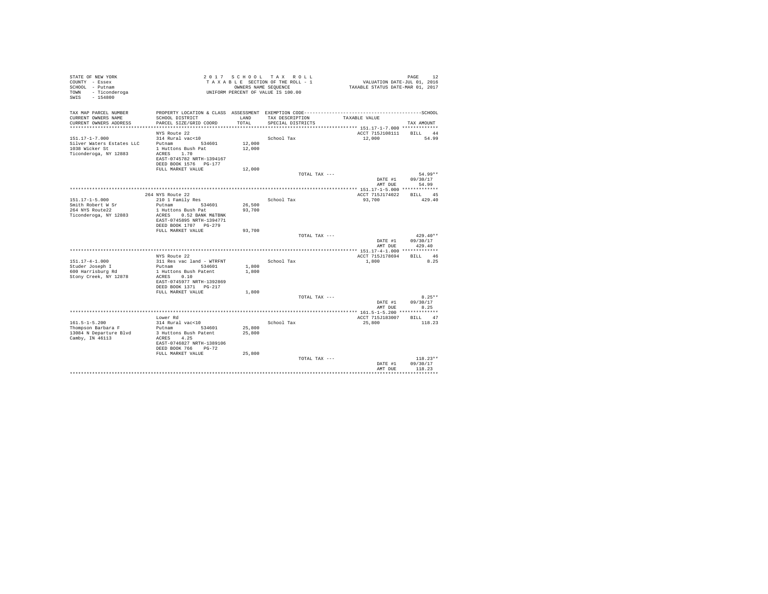STATE OF NEW YORK
COUNTY - Essex
SCHOOL - Putnam
TOWN - Ticonderoga
SWIS - 154800

2 0 1 7 S C H O O L T A X R O L L
T A X A B L E SECTION OF THE ROLL - 1
OWNERS NAME SEQUENCE
UNIFORM PERCENT OF VALUE IS 100.00

VALUATION DATE-JUL 01, 2016
TAXABLE STATUS DATE-MAR 01, 2017

| TAX MAP PARCEL NUMBER / CURRENT OWNERS NAME / CURRENT OWNERS ADDRESS | PROPERTY LOCATION & CLASS / SCHOOL DISTRICT / PARCEL SIZE/GRID COORD | ASSESSMENT LAND / TOTAL | EXEMPTION CODE / TAX DESCRIPTION / SPECIAL DISTRICTS | TAXABLE VALUE | TAX AMOUNT |
|---|---|---|---|---|---|
| 151.17-1-7.000 | NYS Route 22 | | | ACCT 715J108111 | BILL 44 |
| Silver Waters Estates LLC | 314 Rural vac<10 | | School Tax | 12,000 | 54.99 |
| 1038 Wicker St | Putnam 534601 | 12,000 | | | |
| Ticonderoga, NY 12883 | 1 Huttons Bush Pat | 12,000 | | | |
| | ACRES 1.70 | | | | |
| | EAST-0745782 NRTH-1394167 | | | | |
| | DEED BOOK 1576 PG-177 | | | | |
| | FULL MARKET VALUE | 12,000 | | | |
| | | | TOTAL TAX --- | | 54.99** |
| | | | | DATE #1 | 09/30/17 |
| | | | | AMT DUE | 54.99 |
| 151.17-1-5.000 | 264 NYS Route 22 | | | ACCT 715J174022 | BILL 45 |
| Smith Robert W Sr | 210 1 Family Res | | School Tax | 93,700 | 429.40 |
| 264 NYS Route22 | Putnam 534601 | 26,500 | | | |
| Ticonderoga, NY 12883 | 1 Huttons Bush Pat | 93,700 | | | |
| | ACRES 0.52 BANK M&TBNK | | | | |
| | EAST-0745895 NRTH-1394771 | | | | |
| | DEED BOOK 1707 PG-279 | | | | |
| | FULL MARKET VALUE | 93,700 | | | |
| | | | TOTAL TAX --- | | 429.40** |
| | | | | DATE #1 | 09/30/17 |
| | | | | AMT DUE | 429.40 |
| 151.17-4-1.000 | NYS Route 22 | | | ACCT 715J178694 | BILL 46 |
| Studer Joseph I | 311 Res vac land - WTRFNT | | School Tax | 1,800 | 8.25 |
| 600 Harrisburg Rd | Putnam 534601 | 1,800 | | | |
| Stony Creek, NY 12878 | 1 Huttons Bush Patent | 1,800 | | | |
| | ACRES 0.10 | | | | |
| | EAST-0745977 NRTH-1392869 | | | | |
| | DEED BOOK 1371 PG-217 | | | | |
| | FULL MARKET VALUE | 1,800 | | | |
| | | | TOTAL TAX --- | | 8.25** |
| | | | | DATE #1 | 09/30/17 |
| | | | | AMT DUE | 8.25 |
| 161.5-1-5.200 | Lower Rd | | | ACCT 715J183007 | BILL 47 |
| Thompson Barbara F | 314 Rural vac<10 | | School Tax | 25,800 | 118.23 |
| 13084 N Departure Blvd | Putnam 534601 | 25,800 | | | |
| Camby, IN 46113 | 3 Huttons Bush Patent | 25,800 | | | |
| | ACRES 4.25 | | | | |
| | EAST-0746827 NRTH-1389106 | | | | |
| | DEED BOOK 766 PG-72 | | | | |
| | FULL MARKET VALUE | 25,800 | | | |
| | | | TOTAL TAX --- | | 118.23** |
| | | | | DATE #1 | 09/30/17 |
| | | | | AMT DUE | 118.23 |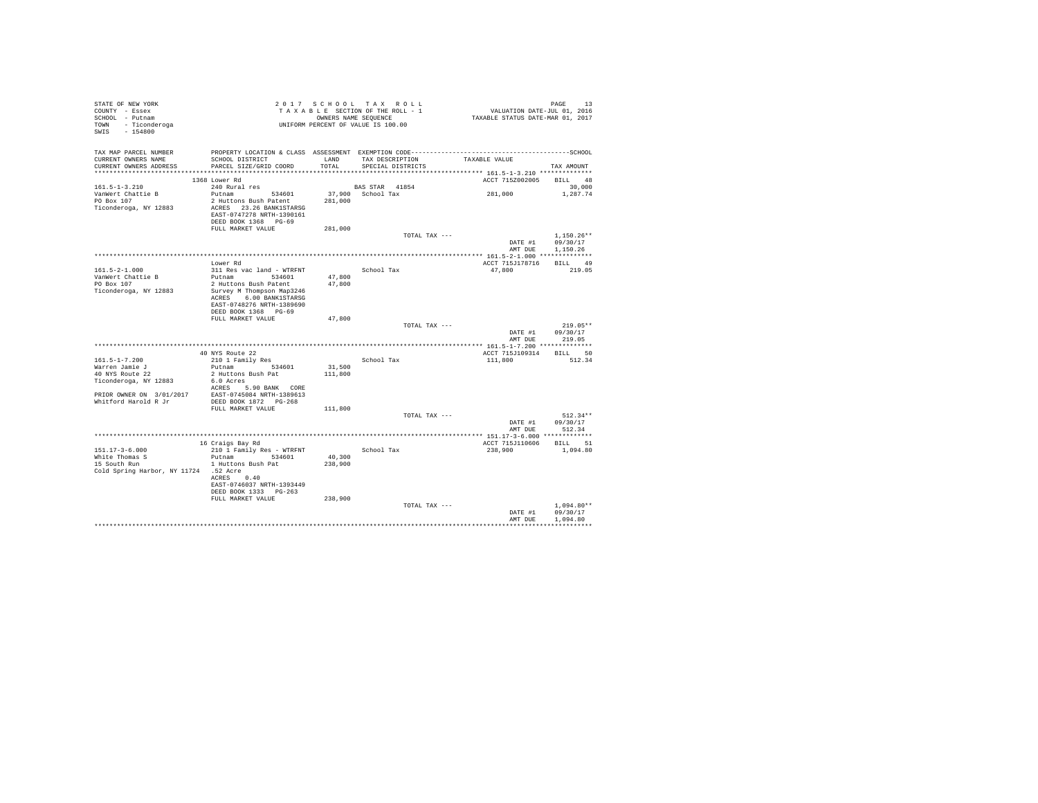STATE OF NEW YORK
COUNTY - Essex
SCHOOL - Putnam
TOWN - Ticonderoga
SWIS - 154800

2 0 1 7 S C H O O L T A X R O L L
T A X A B L E SECTION OF THE ROLL - 1
OWNERS NAME SEQUENCE
UNIFORM PERCENT OF VALUE IS 100.00

VALUATION DATE-JUL 01, 2016
TAXABLE STATUS DATE-MAR 01, 2017

| TAX MAP PARCEL NUMBER / CURRENT OWNERS NAME / CURRENT OWNERS ADDRESS | PROPERTY LOCATION & CLASS / SCHOOL DISTRICT / PARCEL SIZE/GRID COORD | ASSESSMENT LAND / TOTAL | EXEMPTION CODE / TAX DESCRIPTION / SPECIAL DISTRICTS | TAXABLE VALUE | SCHOOL TAX AMOUNT |
|---|---|---|---|---|---|
| 161.5-1-3.210 | 1368 Lower Rd | | | ACCT 715Z002005 | BILL 48 |
| VanWert Chattie B | 240 Rural res | | BAS STAR 41854 | | 30,000 |
| PO Box 107 | Putnam 534601 | 37,900 | School Tax | 281,000 | 1,287.74 |
| Ticonderoga, NY 12883 | 2 Huttons Bush Patent | 281,000 | | | |
| | ACRES 23.26 BANK1STARSG | | | | |
| | EAST-0747278 NRTH-1390161 | | | | |
| | DEED BOOK 1368 PG-69 | | | | |
| | FULL MARKET VALUE | 281,000 | | | |
| | | | TOTAL TAX --- | | 1,150.26** |
| | | | | DATE #1 | 09/30/17 |
| | | | | AMT DUE | 1,150.26 |
| 161.5-2-1.000 | Lower Rd | | | ACCT 715J178716 | BILL 49 |
| VanWert Chattie B | 311 Res vac land - WTRFNT | | School Tax | 47,800 | 219.05 |
| PO Box 107 | Putnam 534601 | 47,800 | | | |
| Ticonderoga, NY 12883 | 2 Huttons Bush Patent | 47,800 | | | |
| | Survey M Thompson Map3246 | | | | |
| | ACRES 6.00 BANK1STARSG | | | | |
| | EAST-0748276 NRTH-1389690 | | | | |
| | DEED BOOK 1368 PG-69 | | | | |
| | FULL MARKET VALUE | 47,800 | | | |
| | | | TOTAL TAX --- | | 219.05** |
| | | | | DATE #1 | 09/30/17 |
| | | | | AMT DUE | 219.05 |
| 161.5-1-7.200 | 40 NYS Route 22 | | | ACCT 715J109314 | BILL 50 |
| Warren Jamie J | 210 1 Family Res | | School Tax | 111,800 | 512.34 |
| 40 NYS Route 22 | Putnam 534601 | 31,500 | | | |
| Ticonderoga, NY 12883 | 2 Huttons Bush Pat | 111,800 | | | |
| | 6.0 Acres | | | | |
| | ACRES 5.90 BANK CORE | | | | |
| PRIOR OWNER ON 3/01/2017 | EAST-0745084 NRTH-1389613 | | | | |
| Whitford Harold R Jr | DEED BOOK 1872 PG-268 | | | | |
| | FULL MARKET VALUE | 111,800 | | | |
| | | | TOTAL TAX --- | | 512.34** |
| | | | | DATE #1 | 09/30/17 |
| | | | | AMT DUE | 512.34 |
| 151.17-3-6.000 | 16 Craigs Bay Rd | | | ACCT 715J110606 | BILL 51 |
| White Thomas S | 210 1 Family Res - WTRFNT | | School Tax | 238,900 | 1,094.80 |
| 15 South Run | Putnam 534601 | 40,300 | | | |
| Cold Spring Harbor, NY 11724 | 1 Huttons Bush Pat | 238,900 | | | |
| | .52 Acre | | | | |
| | ACRES 0.40 | | | | |
| | EAST-0746037 NRTH-1393449 | | | | |
| | DEED BOOK 1333 PG-263 | | | | |
| | FULL MARKET VALUE | 238,900 | | | |
| | | | TOTAL TAX --- | | 1,094.80** |
| | | | | DATE #1 | 09/30/17 |
| | | | | AMT DUE | 1,094.80 |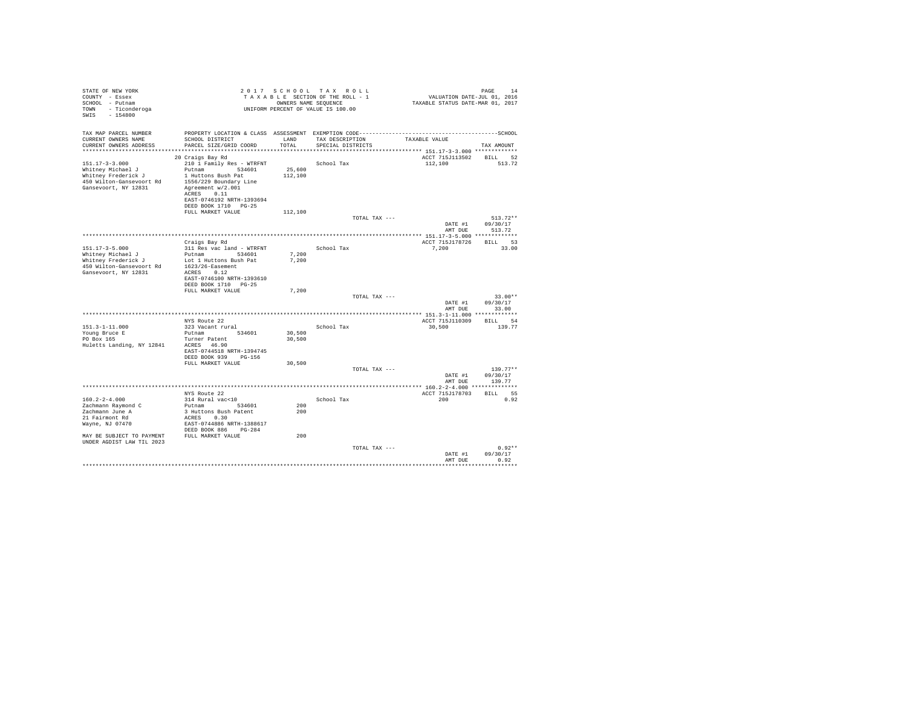STATE OF NEW YORK
COUNTY - Essex
SCHOOL - Putnam
TOWN - Ticonderoga
SWIS - 154800

2017 SCHOOL TAX ROLL
TAXABLE SECTION OF THE ROLL - 1
OWNERS NAME SEQUENCE
UNIFORM PERCENT OF VALUE IS 100.00

VALUATION DATE-JUL 01, 2016
TAXABLE STATUS DATE-MAR 01, 2017

| TAX MAP PARCEL NUMBER / CURRENT OWNERS NAME / CURRENT OWNERS ADDRESS | PROPERTY LOCATION & CLASS / SCHOOL DISTRICT / PARCEL SIZE/GRID COORD | ASSESSMENT LAND / TOTAL | EXEMPTION CODE / TAX DESCRIPTION / SPECIAL DISTRICTS | TAXABLE VALUE | TAX AMOUNT |
|---|---|---|---|---|---|
| 151.17-3-3.000 | 20 Craigs Bay Rd | | | ACCT 715J113502 | BILL 52 |
| Whitney Michael J | 210 1 Family Res - WTRFNT | | School Tax | 112,100 | 513.72 |
| Whitney Frederick J | Putnam 534601 | 25,600 | | | |
| 450 Wilton-Gansevoort Rd | 1 Huttons Bush Pat | 112,100 | | | |
| Gansevoort, NY 12831 | 1556/229 Boundary Line | | | | |
| | Agreement w/2.001 | | | | |
| | ACRES 0.11 | | | | |
| | EAST-0746192 NRTH-1393694 | | | | |
| | DEED BOOK 1710 PG-25 | | | | |
| | FULL MARKET VALUE | 112,100 | | | |
| | | | TOTAL TAX --- | | 513.72** |
| | | | | DATE #1 | 09/30/17 |
| | | | | AMT DUE | 513.72 |
| 151.17-3-5.000 | Craigs Bay Rd | | | ACCT 715J178726 | BILL 53 |
| Whitney Michael J | 311 Res vac land - WTRFNT | | School Tax | 7,200 | 33.00 |
| Whitney Frederick J | Putnam 534601 | 7,200 | | | |
| 450 Wilton-Gansevoort Rd | Lot 1 Huttons Bush Pat | 7,200 | | | |
| Gansevoort, NY 12831 | 1623/26-Easement | | | | |
| | ACRES 0.12 | | | | |
| | EAST-0746100 NRTH-1393610 | | | | |
| | DEED BOOK 1710 PG-25 | | | | |
| | FULL MARKET VALUE | 7,200 | | | |
| | | | TOTAL TAX --- | | 33.00** |
| | | | | DATE #1 | 09/30/17 |
| | | | | AMT DUE | 33.00 |
| 151.3-1-11.000 | NYS Route 22 | | | ACCT 715J110309 | BILL 54 |
| Young Bruce E | 323 Vacant rural | | School Tax | 30,500 | 139.77 |
| PO Box 165 | Putnam 534601 | 30,500 | | | |
| Huletts Landing, NY 12841 | Turner Patent | 30,500 | | | |
| | ACRES 46.90 | | | | |
| | EAST-0744518 NRTH-1394745 | | | | |
| | DEED BOOK 939 PG-156 | | | | |
| | FULL MARKET VALUE | 30,500 | | | |
| | | | TOTAL TAX --- | | 139.77** |
| | | | | DATE #1 | 09/30/17 |
| | | | | AMT DUE | 139.77 |
| 160.2-2-4.000 | NYS Route 22 | | | ACCT 715J178703 | BILL 55 |
| Zachmann Raymond C | 314 Rural vac<10 | | School Tax | 200 | 0.92 |
| Zachmann June A | Putnam 534601 | 200 | | | |
| 21 Fairmont Rd | 3 Huttons Bush Patent | 200 | | | |
| Wayne, NJ 07470 | ACRES 0.30 | | | | |
| | EAST-0744886 NRTH-1388617 | | | | |
| | DEED BOOK 886 PG-284 | | | | |
| MAY BE SUBJECT TO PAYMENT | FULL MARKET VALUE | 200 | | | |
| UNDER AGDIST LAW TIL 2023 | | | | | |
| | | | TOTAL TAX --- | | 0.92** |
| | | | | DATE #1 | 09/30/17 |
| | | | | AMT DUE | 0.92 |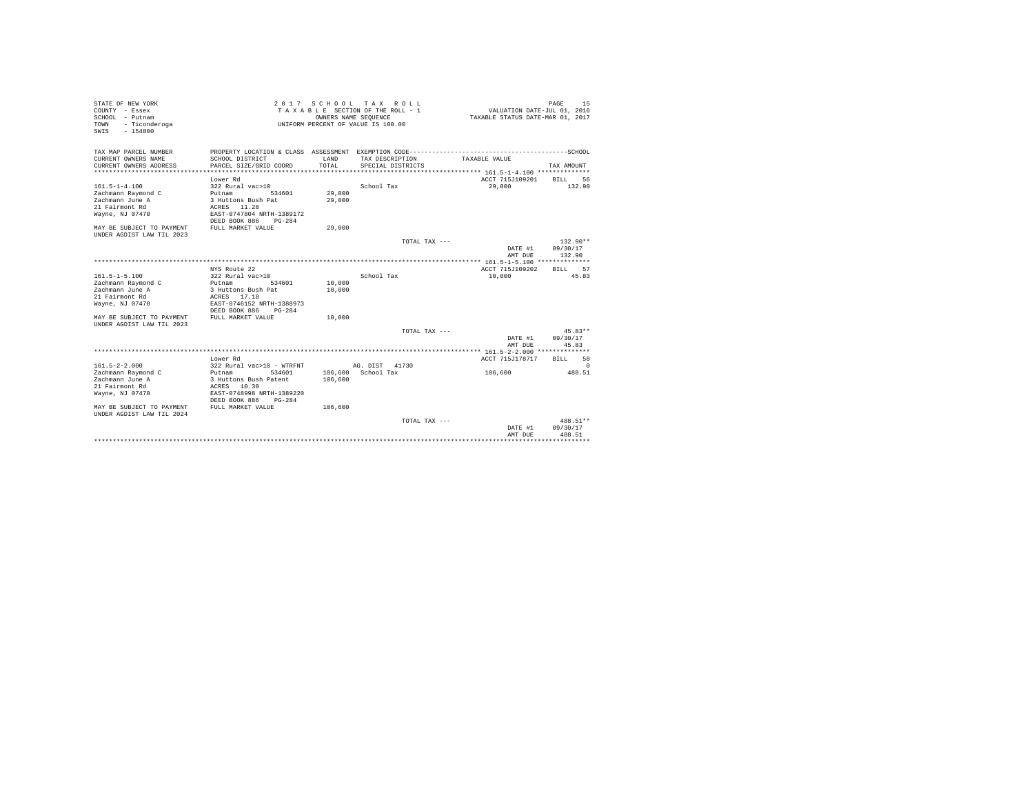STATE OF NEW YORK
COUNTY - Essex
SCHOOL - Putnam
TOWN - Ticonderoga
SWIS - 154800

2 0 1 7 S C H O O L T A X R O L L
T A X A B L E SECTION OF THE ROLL - 1
OWNERS NAME SEQUENCE
UNIFORM PERCENT OF VALUE IS 100.00

VALUATION DATE-JUL 01, 2016
TAXABLE STATUS DATE-MAR 01, 2017

| TAX MAP PARCEL NUMBER / CURRENT OWNERS NAME / CURRENT OWNERS ADDRESS | PROPERTY LOCATION & CLASS / SCHOOL DISTRICT / PARCEL SIZE/GRID COORD | ASSESSMENT LAND / TOTAL | EXEMPTION CODE / TAX DESCRIPTION / SPECIAL DISTRICTS | TAXABLE VALUE | TAX AMOUNT |
|---|---|---|---|---|---|
| 161.5-1-4.100 | Lower Rd | | | ACCT 715J109201 | BILL 56 |
| 161.5-1-4.100 | 322 Rural vac>10 | | School Tax | 29,000 | 132.90 |
| Zachmann Raymond C | Putnam 534601 | 29,000 | | | |
| Zachmann June A | 3 Huttons Bush Pat | 29,000 | | | |
| 21 Fairmont Rd | ACRES 11.28 | | | | |
| Wayne, NJ 07470 | EAST-0747804 NRTH-1389172 | | | | |
| | DEED BOOK 886 PG-284 | | | | |
| MAY BE SUBJECT TO PAYMENT UNDER AGDIST LAW TIL 2023 | FULL MARKET VALUE | 29,000 | | | |
| | | | TOTAL TAX --- | | 132.90** |
| | | | | DATE #1 | 09/30/17 |
| | | | | AMT DUE | 132.90 |
| 161.5-1-5.100 | NYS Route 22 | | | ACCT 715J109202 | BILL 57 |
| 161.5-1-5.100 | 322 Rural vac>10 | | School Tax | 10,000 | 45.83 |
| Zachmann Raymond C | Putnam 534601 | 10,000 | | | |
| Zachmann June A | 3 Huttons Bush Pat | 10,000 | | | |
| 21 Fairmont Rd | ACRES 17.18 | | | | |
| Wayne, NJ 07470 | EAST-0746152 NRTH-1388973 | | | | |
| | DEED BOOK 886 PG-284 | | | | |
| MAY BE SUBJECT TO PAYMENT UNDER AGDIST LAW TIL 2023 | FULL MARKET VALUE | 10,000 | | | |
| | | | TOTAL TAX --- | | 45.83** |
| | | | | DATE #1 | 09/30/17 |
| | | | | AMT DUE | 45.83 |
| 161.5-2-2.000 | Lower Rd | | | ACCT 715J178717 | BILL 58 |
| 161.5-2-2.000 | 322 Rural vac>10 - WTRFNT | | AG. DIST 41730 | | 0 |
| Zachmann Raymond C | Putnam 534601 | 106,600 | School Tax | 106,600 | 488.51 |
| Zachmann June A | 3 Huttons Bush Patent | 106,600 | | | |
| 21 Fairmont Rd | ACRES 10.30 | | | | |
| Wayne, NJ 07470 | EAST-0748998 NRTH-1389220 | | | | |
| | DEED BOOK 886 PG-284 | | | | |
| MAY BE SUBJECT TO PAYMENT UNDER AGDIST LAW TIL 2024 | FULL MARKET VALUE | 106,600 | | | |
| | | | TOTAL TAX --- | | 488.51** |
| | | | | DATE #1 | 09/30/17 |
| | | | | AMT DUE | 488.51 |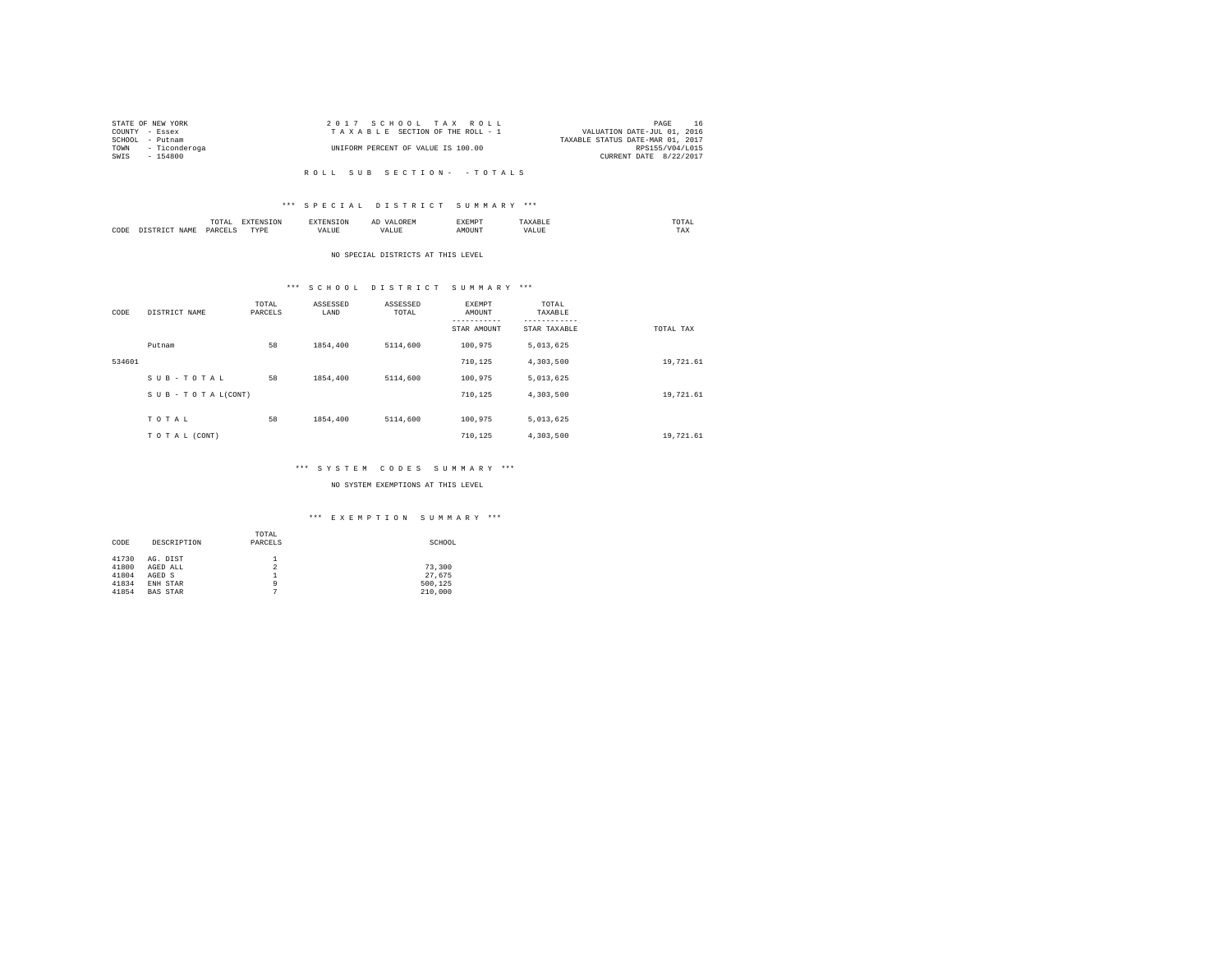STATE OF NEW YORK
COUNTY - Essex
SCHOOL - Putnam
TOWN - Ticonderoga
SWIS - 154800

2 0 1 7 S C H O O L T A X R O L L
T A X A B L E SECTION OF THE ROLL - 1
UNIFORM PERCENT OF VALUE IS 100.00

VALUATION DATE-JUL 01, 2016
TAXABLE STATUS DATE-MAR 01, 2017
RPS155/V04/L015
CURRENT DATE 8/22/2017

R O L L S U B S E C T I O N - - T O T A L S

### *** S P E C I A L D I S T R I C T S U M M A R Y ***

| CODE | DISTRICT NAME | TOTAL PARCELS | EXTENSION TYPE | EXTENSION VALUE | AD VALOREM VALUE | EXEMPT AMOUNT | TAXABLE VALUE | TOTAL TAX |
|---|---|---|---|---|---|---|---|---|

NO SPECIAL DISTRICTS AT THIS LEVEL

### *** S C H O O L D I S T R I C T S U M M A R Y ***

| CODE | DISTRICT NAME | TOTAL PARCELS | ASSESSED LAND | ASSESSED TOTAL | EXEMPT AMOUNT / STAR AMOUNT | TOTAL TAXABLE / STAR TAXABLE | TOTAL TAX |
|---|---|---|---|---|---|---|---|
| | Putnam | 58 | 1854,400 | 5114,600 | 100,975 | 5,013,625 | |
| 534601 | | | | | 710,125 | 4,303,500 | 19,721.61 |
| | S U B - T O T A L | 58 | 1854,400 | 5114,600 | 100,975 | 5,013,625 | |
| | S U B - T O T A L(CONT) | | | | 710,125 | 4,303,500 | 19,721.61 |
| | T O T A L | 58 | 1854,400 | 5114,600 | 100,975 | 5,013,625 | |
| | T O T A L (CONT) | | | | 710,125 | 4,303,500 | 19,721.61 |

### *** S Y S T E M C O D E S S U M M A R Y ***

NO SYSTEM EXEMPTIONS AT THIS LEVEL

### *** E X E M P T I O N S U M M A R Y ***

| CODE | DESCRIPTION | TOTAL PARCELS | SCHOOL |
|---|---|---|---|
| 41730 | AG. DIST | 1 | |
| 41800 | AGED ALL | 2 | 73,300 |
| 41804 | AGED S | 1 | 27,675 |
| 41834 | ENH STAR | 9 | 500,125 |
| 41854 | BAS STAR | 7 | 210,000 |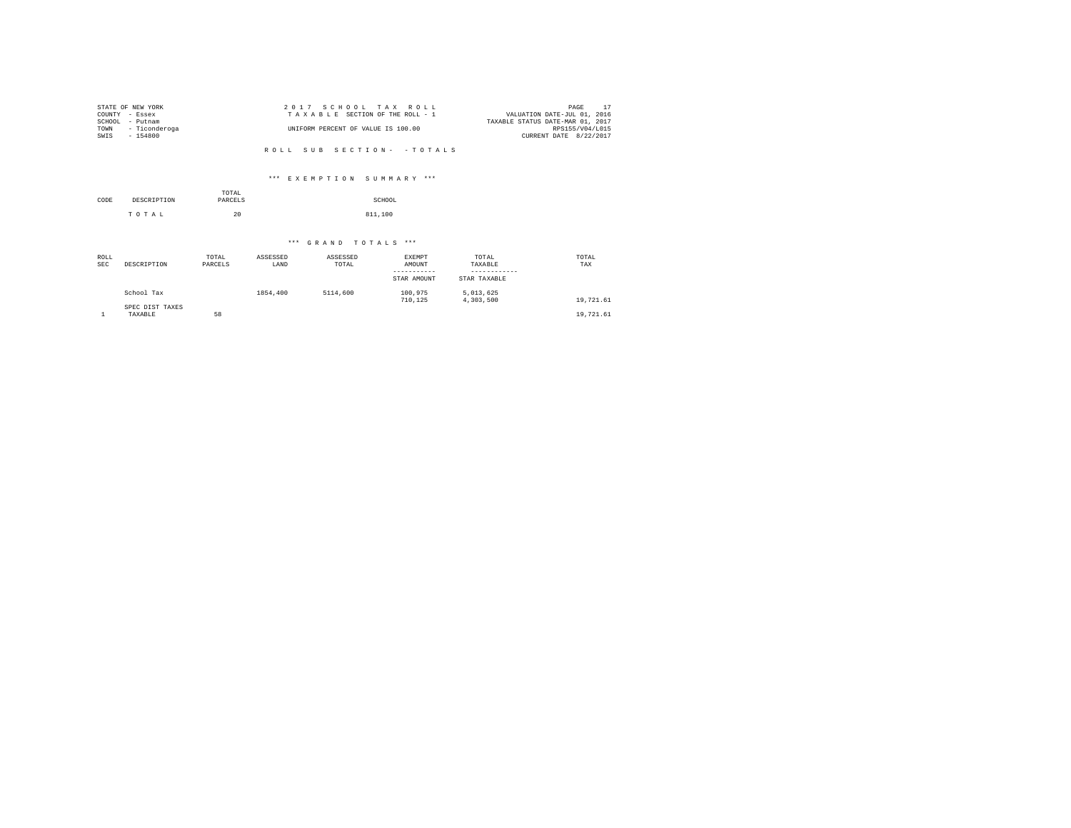STATE OF NEW YORK
COUNTY - Essex
SCHOOL - Putnam
TOWN - Ticonderoga
SWIS - 154800

2 0 1 7 S C H O O L T A X R O L L
T A X A B L E SECTION OF THE ROLL - 1
UNIFORM PERCENT OF VALUE IS 100.00

VALUATION DATE-JUL 01, 2016
TAXABLE STATUS DATE-MAR 01, 2017
RPS155/V04/L015
CURRENT DATE 8/22/2017

R O L L S U B S E C T I O N - - T O T A L S

*** E X E M P T I O N S U M M A R Y ***

| CODE | DESCRIPTION | TOTAL PARCELS | SCHOOL |
|---|---|---|---|
| | T O T A L | 20 | 811,100 |

*** G R A N D T O T A L S ***

| ROLL SEC | DESCRIPTION | TOTAL PARCELS | ASSESSED LAND | ASSESSED TOTAL | EXEMPT AMOUNT / STAR AMOUNT | TOTAL TAXABLE / STAR TAXABLE | TOTAL TAX |
|---|---|---|---|---|---|---|---|
| | School Tax | | 1854,400 | 5114,600 | 100,975 | 5,013,625 | |
| | | | | | 710,125 | 4,303,500 | 19,721.61 |
| | SPEC DIST TAXES | | | | | | |
| 1 | TAXABLE | 58 | | | | | 19,721.61 |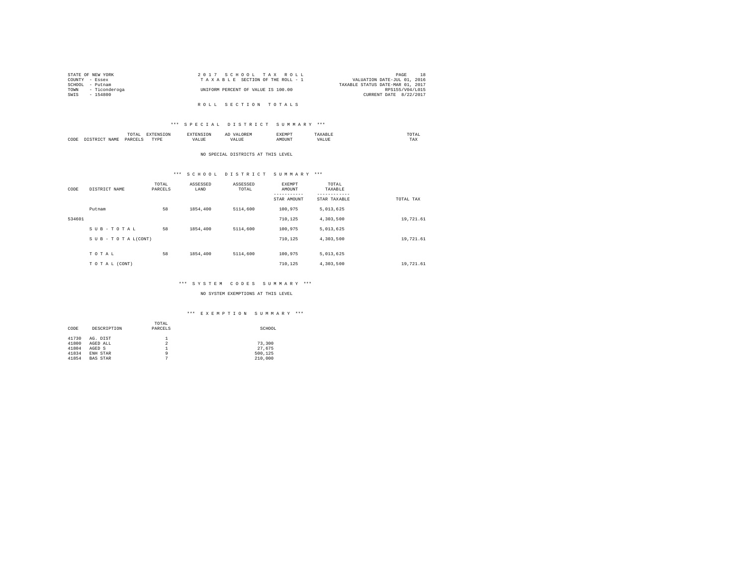STATE OF NEW YORK
COUNTY - Essex
SCHOOL - Putnam
TOWN - Ticonderoga
SWIS - 154800

2017 SCHOOL TAX ROLL
TAXABLE SECTION OF THE ROLL - 1
UNIFORM PERCENT OF VALUE IS 100.00

VALUATION DATE-JUL 01, 2016
TAXABLE STATUS DATE-MAR 01, 2017
RPS155/V04/L015
CURRENT DATE 8/22/2017

## ROLL SECTION TOTALS

### *** SPECIAL DISTRICT SUMMARY ***

| CODE | DISTRICT NAME | TOTAL PARCELS | EXTENSION TYPE | EXTENSION VALUE | AD VALOREM VALUE | EXEMPT AMOUNT | TAXABLE VALUE | TOTAL TAX |
|---|---|---|---|---|---|---|---|---|

NO SPECIAL DISTRICTS AT THIS LEVEL

### *** SCHOOL DISTRICT SUMMARY ***

| CODE | DISTRICT NAME | TOTAL PARCELS | ASSESSED LAND | ASSESSED TOTAL | EXEMPT AMOUNT / STAR AMOUNT | TOTAL TAXABLE / STAR TAXABLE | TOTAL TAX |
|---|---|---|---|---|---|---|---|
| | Putnam | 58 | 1854,400 | 5114,600 | 100,975 | 5,013,625 | |
| 534601 | | | | | 710,125 | 4,303,500 | 19,721.61 |
| | S U B - T O T A L | 58 | 1854,400 | 5114,600 | 100,975 | 5,013,625 | |
| | S U B - T O T A L(CONT) | | | | 710,125 | 4,303,500 | 19,721.61 |
| | T O T A L | 58 | 1854,400 | 5114,600 | 100,975 | 5,013,625 | |
| | T O T A L (CONT) | | | | 710,125 | 4,303,500 | 19,721.61 |

### *** SYSTEM CODES SUMMARY ***

NO SYSTEM EXEMPTIONS AT THIS LEVEL

### *** EXEMPTION SUMMARY ***

| CODE | DESCRIPTION | TOTAL PARCELS | SCHOOL |
|---|---|---|---|
| 41730 | AG. DIST | 1 | |
| 41800 | AGED ALL | 2 | 73,300 |
| 41804 | AGED S | 1 | 27,675 |
| 41834 | ENH STAR | 9 | 500,125 |
| 41854 | BAS STAR | 7 | 210,000 |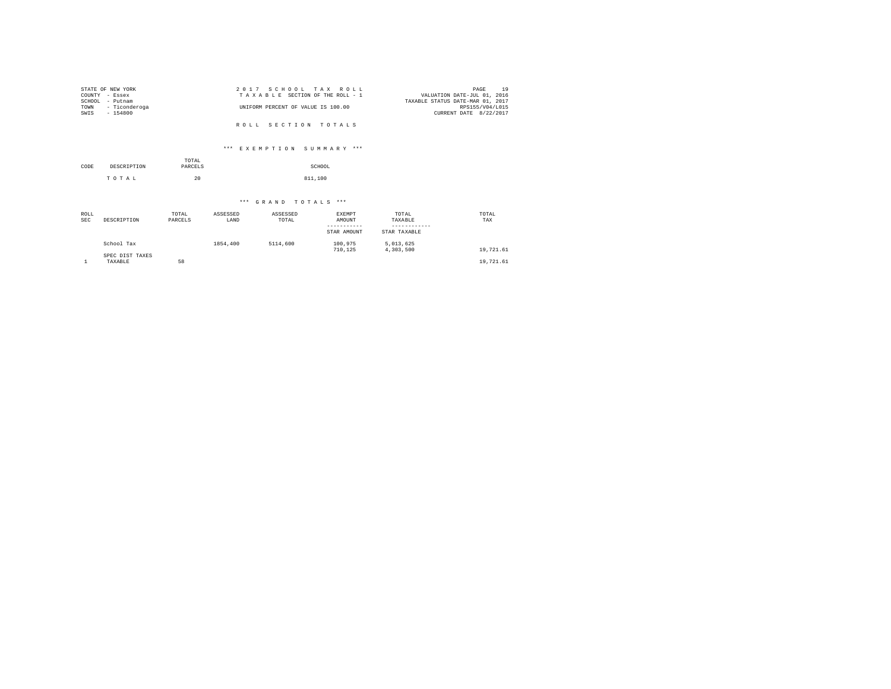STATE OF NEW YORK
COUNTY - Essex
SCHOOL - Putnam
TOWN - Ticonderoga
SWIS - 154800

2 0 1 7 S C H O O L T A X R O L L
T A X A B L E SECTION OF THE ROLL - 1
UNIFORM PERCENT OF VALUE IS 100.00

VALUATION DATE-JUL 01, 2016
TAXABLE STATUS DATE-MAR 01, 2017
RPS155/V04/L015
CURRENT DATE 8/22/2017

R O L L S E C T I O N T O T A L S

*** E X E M P T I O N S U M M A R Y ***

| CODE | DESCRIPTION | TOTAL PARCELS | SCHOOL |
|---|---|---|---|
| | T O T A L | 20 | 811,100 |

*** G R A N D T O T A L S ***

| ROLL SEC | DESCRIPTION | TOTAL PARCELS | ASSESSED LAND | ASSESSED TOTAL | EXEMPT AMOUNT / STAR AMOUNT | TOTAL TAXABLE / STAR TAXABLE | TOTAL TAX |
|---|---|---|---|---|---|---|---|
| | School Tax | | 1854,400 | 5114,600 | 100,975 | 5,013,625 | |
| | | | | | 710,125 | 4,303,500 | 19,721.61 |
| | SPEC DIST TAXES | | | | | | |
| 1 | TAXABLE | 58 | | | | | 19,721.61 |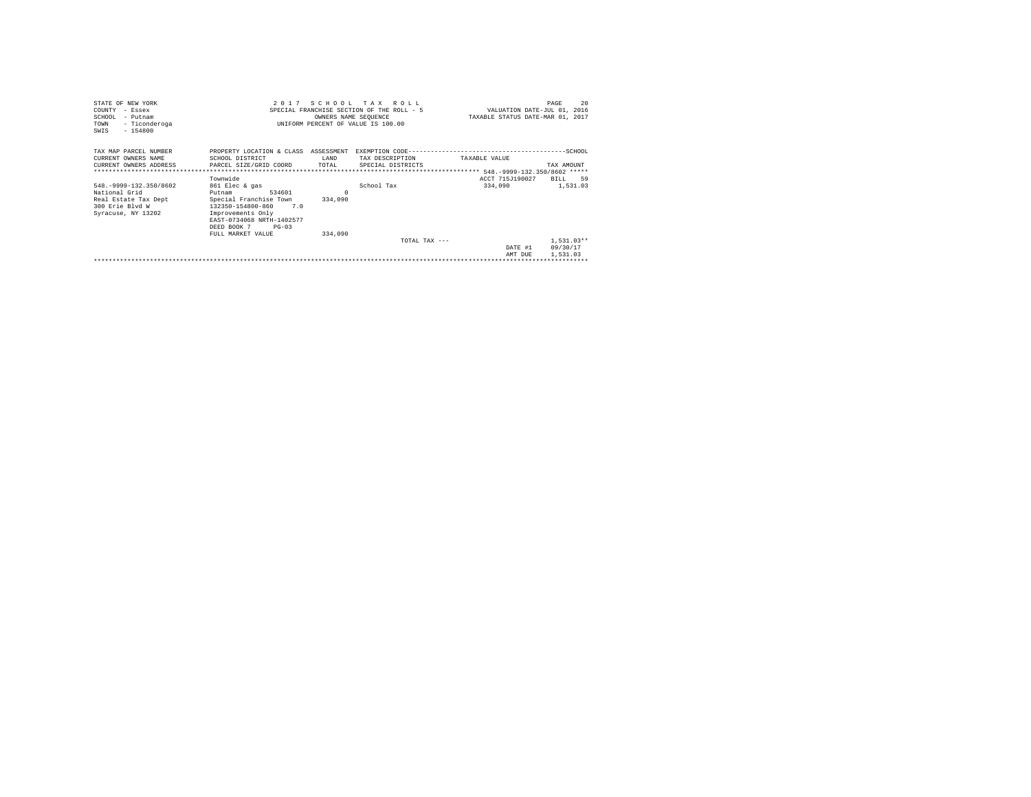STATE OF NEW YORK
COUNTY - Essex
SCHOOL - Putnam
TOWN - Ticonderoga
SWIS - 154800

2 0 1 7 S C H O O L T A X R O L L
SPECIAL FRANCHISE SECTION OF THE ROLL - 5
OWNERS NAME SEQUENCE
UNIFORM PERCENT OF VALUE IS 100.00

VALUATION DATE-JUL 01, 2016
TAXABLE STATUS DATE-MAR 01, 2017

| TAX MAP PARCEL NUMBER / CURRENT OWNERS NAME / CURRENT OWNERS ADDRESS | PROPERTY LOCATION & CLASS / SCHOOL DISTRICT / PARCEL SIZE/GRID COORD | ASSESSMENT LAND / TOTAL | EXEMPTION CODE / TAX DESCRIPTION / SPECIAL DISTRICTS | TAXABLE VALUE | TAX AMOUNT |
|---|---|---|---|---|---|
| | | | | 548.-9999-132.350/8602 | |
| | Townwide | | | ACCT 715J190027 | BILL 59 |
| 548.-9999-132.350/8602 | 861 Elec & gas | | School Tax | 334,090 | 1,531.03 |
| National Grid | Putnam 534601 | 0 | | | |
| Real Estate Tax Dept | Special Franchise Town | 334,090 | | | |
| 300 Erie Blvd W | 132350-154800-860 7.0 | | | | |
| Syracuse, NY 13202 | Improvements Only | | | | |
| | EAST-0734068 NRTH-1402577 | | | | |
| | DEED BOOK 7 PG-03 | | | | |
| | FULL MARKET VALUE | 334,090 | | | |
| | | | TOTAL TAX --- | | 1,531.03** |
| | | | | DATE #1 | 09/30/17 |
| | | | | AMT DUE | 1,531.03 |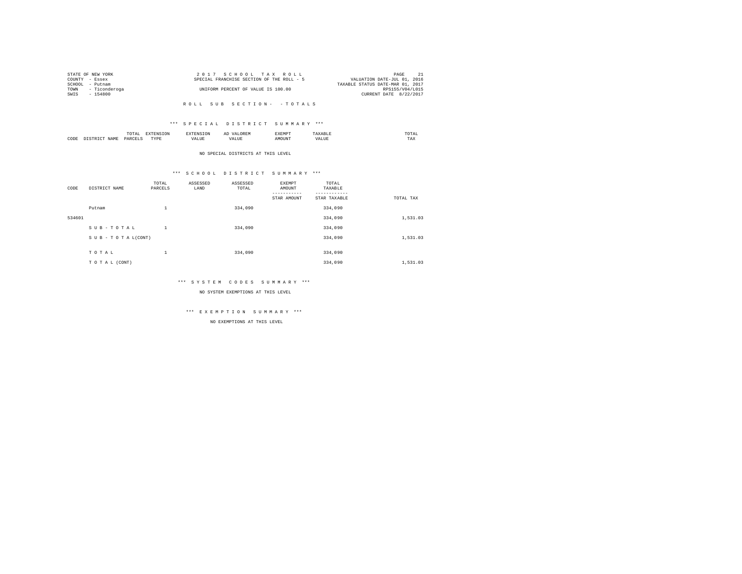STATE OF NEW YORK
COUNTY - Essex
SCHOOL - Putnam
TOWN - Ticonderoga
SWIS - 154800

2 0 1 7 S C H O O L T A X R O L L
SPECIAL FRANCHISE SECTION OF THE ROLL - 5
UNIFORM PERCENT OF VALUE IS 100.00

VALUATION DATE-JUL 01, 2016
TAXABLE STATUS DATE-MAR 01, 2017
RPS155/V04/L015
CURRENT DATE 8/22/2017

R O L L S U B S E C T I O N - - T O T A L S

*** S P E C I A L D I S T R I C T S U M M A R Y ***

| CODE | DISTRICT NAME | TOTAL PARCELS | EXTENSION TYPE | EXTENSION VALUE | AD VALOREM VALUE | EXEMPT AMOUNT | TAXABLE VALUE | TOTAL TAX |
|---|---|---|---|---|---|---|---|---|

NO SPECIAL DISTRICTS AT THIS LEVEL

*** S C H O O L D I S T R I C T S U M M A R Y ***

| CODE | DISTRICT NAME | TOTAL PARCELS | ASSESSED LAND | ASSESSED TOTAL | EXEMPT AMOUNT / STAR AMOUNT | TOTAL TAXABLE / STAR TAXABLE | TOTAL TAX |
|---|---|---|---|---|---|---|---|
| | Putnam | 1 | | 334,090 | | 334,090 | |
| 534601 | | | | | | 334,090 | 1,531.03 |
| | S U B - T O T A L | 1 | | 334,090 | | 334,090 | |
| | S U B - T O T A L(CONT) | | | | | 334,090 | 1,531.03 |
| | T O T A L | 1 | | 334,090 | | 334,090 | |
| | T O T A L (CONT) | | | | | 334,090 | 1,531.03 |

*** S Y S T E M C O D E S S U M M A R Y ***

NO SYSTEM EXEMPTIONS AT THIS LEVEL

*** E X E M P T I O N S U M M A R Y ***

NO EXEMPTIONS AT THIS LEVEL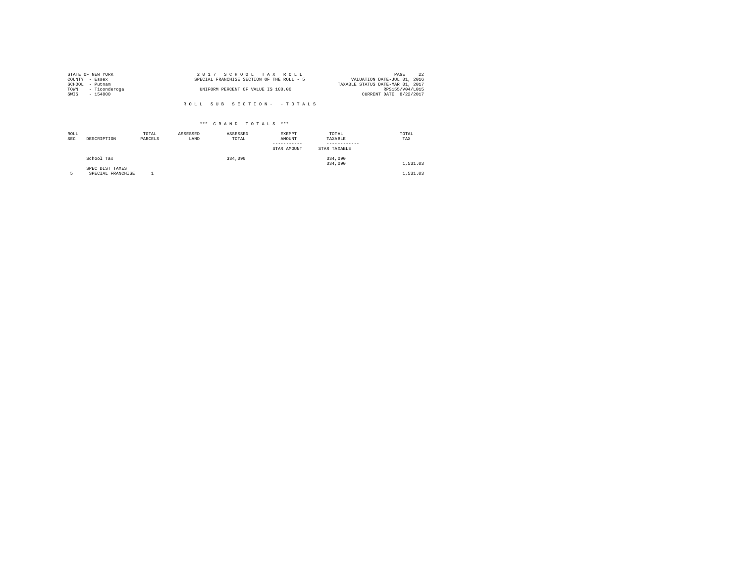STATE OF NEW YORK
COUNTY - Essex
SCHOOL - Putnam
TOWN - Ticonderoga
SWIS - 154800

2 0 1 7 S C H O O L T A X R O L L
SPECIAL FRANCHISE SECTION OF THE ROLL - 5
UNIFORM PERCENT OF VALUE IS 100.00

VALUATION DATE-JUL 01, 2016
TAXABLE STATUS DATE-MAR 01, 2017
RPS155/V04/L015
CURRENT DATE 8/22/2017

R O L L S U B S E C T I O N - - T O T A L S

*** G R A N D T O T A L S ***

| ROLL SEC | DESCRIPTION | TOTAL PARCELS | ASSESSED LAND | ASSESSED TOTAL | EXEMPT AMOUNT ----------- STAR AMOUNT | TOTAL TAXABLE ------------ STAR TAXABLE | TOTAL TAX |
|---|---|---|---|---|---|---|---|
| | School Tax | | | 334,090 | | 334,090<br>334,090 | 1,531.03 |
| | SPEC DIST TAXES | | | | | | |
| 5 | SPECIAL FRANCHISE | 1 | | | | | 1,531.03 |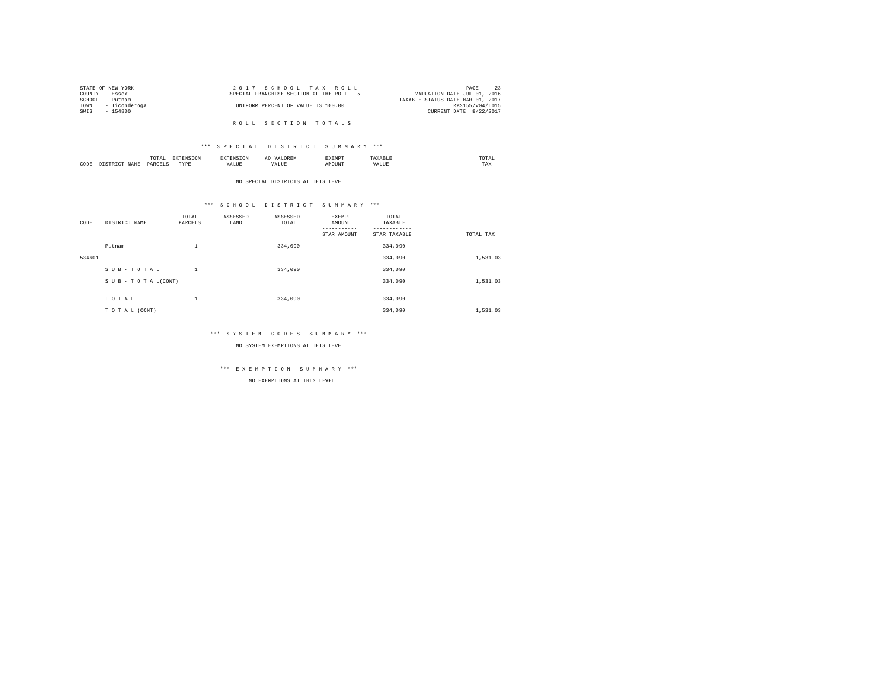STATE OF NEW YORK
COUNTY - Essex
SCHOOL - Putnam
TOWN - Ticonderoga
SWIS - 154800

2017 SCHOOL TAX ROLL
SPECIAL FRANCHISE SECTION OF THE ROLL - 5
UNIFORM PERCENT OF VALUE IS 100.00

VALUATION DATE-JUL 01, 2016
TAXABLE STATUS DATE-MAR 01, 2017
RPS155/V04/L015
CURRENT DATE 8/22/2017

## ROLL SECTION TOTALS

### *** SPECIAL DISTRICT SUMMARY ***

| CODE | DISTRICT NAME | TOTAL PARCELS | EXTENSION TYPE | EXTENSION VALUE | AD VALOREM VALUE | EXEMPT AMOUNT | TAXABLE VALUE | TOTAL TAX |
|---|---|---|---|---|---|---|---|---|

NO SPECIAL DISTRICTS AT THIS LEVEL

### *** SCHOOL DISTRICT SUMMARY ***

| CODE | DISTRICT NAME | TOTAL PARCELS | ASSESSED LAND | ASSESSED TOTAL | EXEMPT AMOUNT / STAR AMOUNT | TOTAL TAXABLE / STAR TAXABLE | TOTAL TAX |
|---|---|---|---|---|---|---|---|
| | Putnam | 1 | | 334,090 | | 334,090 | |
| 534601 | | | | | | 334,090 | 1,531.03 |
| | SUB-TOTAL | 1 | | 334,090 | | 334,090 | |
| | SUB-TOTAL(CONT) | | | | | 334,090 | 1,531.03 |
| | TOTAL | 1 | | 334,090 | | 334,090 | |
| | TOTAL (CONT) | | | | | 334,090 | 1,531.03 |

### *** SYSTEM CODES SUMMARY ***

NO SYSTEM EXEMPTIONS AT THIS LEVEL

### *** EXEMPTION SUMMARY ***

NO EXEMPTIONS AT THIS LEVEL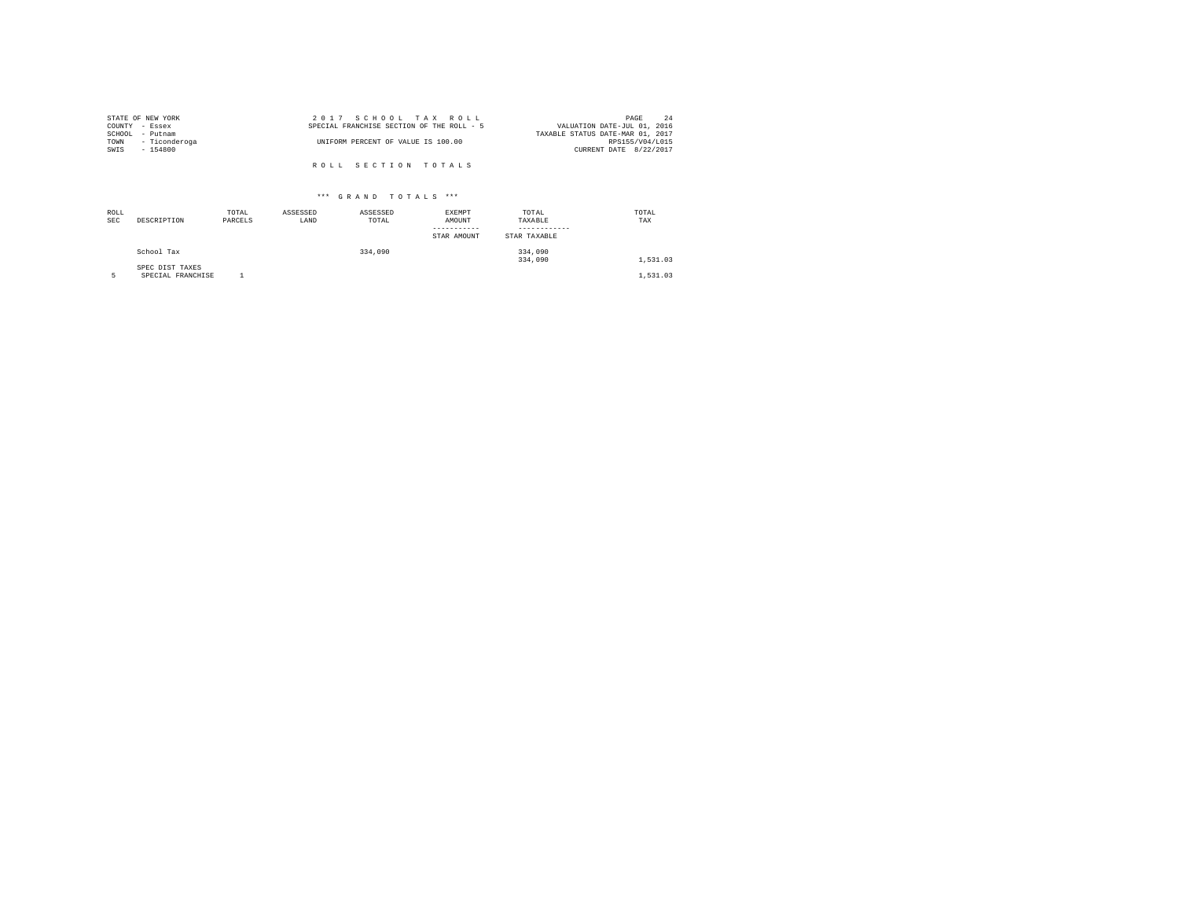STATE OF NEW YORK
COUNTY - Essex
SCHOOL - Putnam
TOWN - Ticonderoga
SWIS - 154800

2 0 1 7 S C H O O L T A X R O L L
SPECIAL FRANCHISE SECTION OF THE ROLL - 5
UNIFORM PERCENT OF VALUE IS 100.00

VALUATION DATE-JUL 01, 2016
TAXABLE STATUS DATE-MAR 01, 2017
RPS155/V04/L015
CURRENT DATE 8/22/2017

R O L L S E C T I O N T O T A L S

\*\*\* G R A N D T O T A L S \*\*\*

| ROLL SEC | DESCRIPTION | TOTAL PARCELS | ASSESSED LAND | ASSESSED TOTAL | EXEMPT AMOUNT / STAR AMOUNT | TOTAL TAXABLE / STAR TAXABLE | TOTAL TAX |
|---|---|---|---|---|---|---|---|
| | School Tax | | | 334,090 | | 334,090 | |
| | | | | | | 334,090 | 1,531.03 |
| | SPEC DIST TAXES | | | | | | |
| 5 | SPECIAL FRANCHISE | 1 | | | | | 1,531.03 |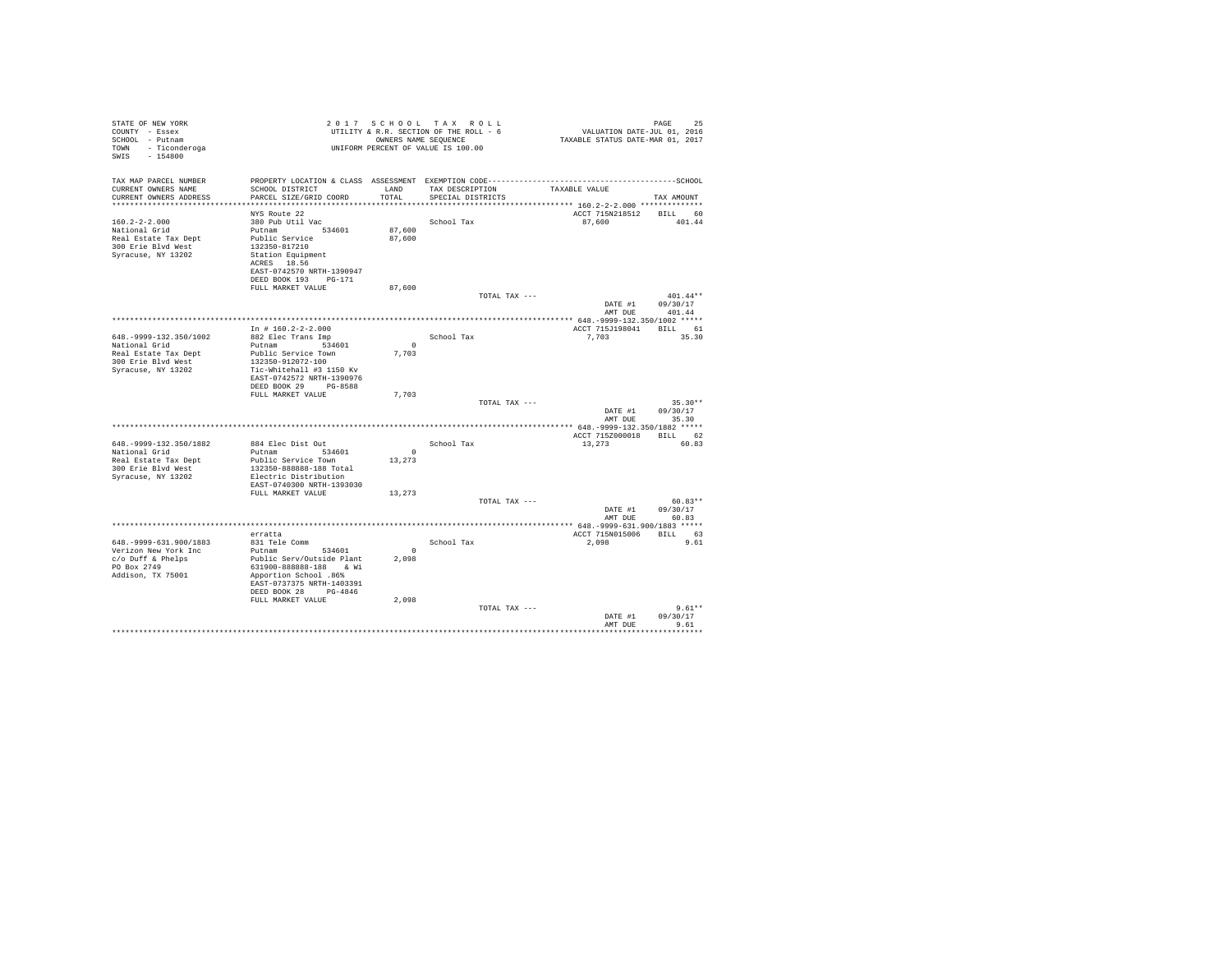STATE OF NEW YORK
COUNTY - Essex
SCHOOL - Putnam
TOWN - Ticonderoga
SWIS - 154800

2 0 1 7 S C H O O L T A X R O L L
UTILITY & R.R. SECTION OF THE ROLL - 6
OWNERS NAME SEQUENCE
UNIFORM PERCENT OF VALUE IS 100.00

VALUATION DATE-JUL 01, 2016
TAXABLE STATUS DATE-MAR 01, 2017

| TAX MAP PARCEL NUMBER / CURRENT OWNERS NAME / CURRENT OWNERS ADDRESS | PROPERTY LOCATION & CLASS / SCHOOL DISTRICT / PARCEL SIZE/GRID COORD | ASSESSMENT LAND / TOTAL | EXEMPTION CODE / TAX DESCRIPTION / SPECIAL DISTRICTS | TAXABLE VALUE | TAX AMOUNT |
|---|---|---|---|---|---|
| **160.2-2-2.000** | NYS Route 22 | | | ACCT 715N218512 BILL 60 | |
| 160.2-2-2.000 | 380 Pub Util Vac | | School Tax | 87,600 | 401.44 |
| National Grid | Putnam 534601 | 87,600 | | | |
| Real Estate Tax Dept | Public Service | 87,600 | | | |
| 300 Erie Blvd West | 132350-817210 | | | | |
| Syracuse, NY 13202 | Station Equipment | | | | |
| | ACRES 18.56 | | | | |
| | EAST-0742570 NRTH-1390947 | | | | |
| | DEED BOOK 193 PG-171 | | | | |
| | FULL MARKET VALUE | 87,600 | | | |
| | | | TOTAL TAX --- | | 401.44** |
| | | | | DATE #1 | 09/30/17 |
| | | | | AMT DUE | 401.44 |
| **648.-9999-132.350/1002** | In # 160.2-2-2.000 | | | ACCT 715J198041 BILL 61 | |
| 648.-9999-132.350/1002 | 882 Elec Trans Imp | | School Tax | 7,703 | 35.30 |
| National Grid | Putnam 534601 | 0 | | | |
| Real Estate Tax Dept | Public Service Town | 7,703 | | | |
| 300 Erie Blvd West | 132350-912072-100 | | | | |
| Syracuse, NY 13202 | Tic-Whitehall #3 1150 Kv | | | | |
| | EAST-0742572 NRTH-1390976 | | | | |
| | DEED BOOK 29 PG-8588 | | | | |
| | FULL MARKET VALUE | 7,703 | | | |
| | | | TOTAL TAX --- | | 35.30** |
| | | | | DATE #1 | 09/30/17 |
| | | | | AMT DUE | 35.30 |
| **648.-9999-132.350/1882** | | | | ACCT 715Z000018 BILL 62 | |
| 648.-9999-132.350/1882 | 884 Elec Dist Out | | School Tax | 13,273 | 60.83 |
| National Grid | Putnam 534601 | 0 | | | |
| Real Estate Tax Dept | Public Service Town | 13,273 | | | |
| 300 Erie Blvd West | 132350-888888-188 Total | | | | |
| Syracuse, NY 13202 | Electric Distribution | | | | |
| | EAST-0740300 NRTH-1393030 | | | | |
| | FULL MARKET VALUE | 13,273 | | | |
| | | | TOTAL TAX --- | | 60.83** |
| | | | | DATE #1 | 09/30/17 |
| | | | | AMT DUE | 60.83 |
| **648.-9999-631.900/1883** | erratta | | | ACCT 715N015006 BILL 63 | |
| 648.-9999-631.900/1883 | 831 Tele Comm | | School Tax | 2,098 | 9.61 |
| Verizon New York Inc | Putnam 534601 | 0 | | | |
| c/o Duff & Phelps | Public Serv/Outside Plant | 2,098 | | | |
| PO Box 2749 | 631900-888888-188 & Wi | | | | |
| Addison, TX 75001 | Apportion School .86% | | | | |
| | EAST-0737375 NRTH-1403391 | | | | |
| | DEED BOOK 28 PG-4846 | | | | |
| | FULL MARKET VALUE | 2,098 | | | |
| | | | TOTAL TAX --- | | 9.61** |
| | | | | DATE #1 | 09/30/17 |
| | | | | AMT DUE | 9.61 |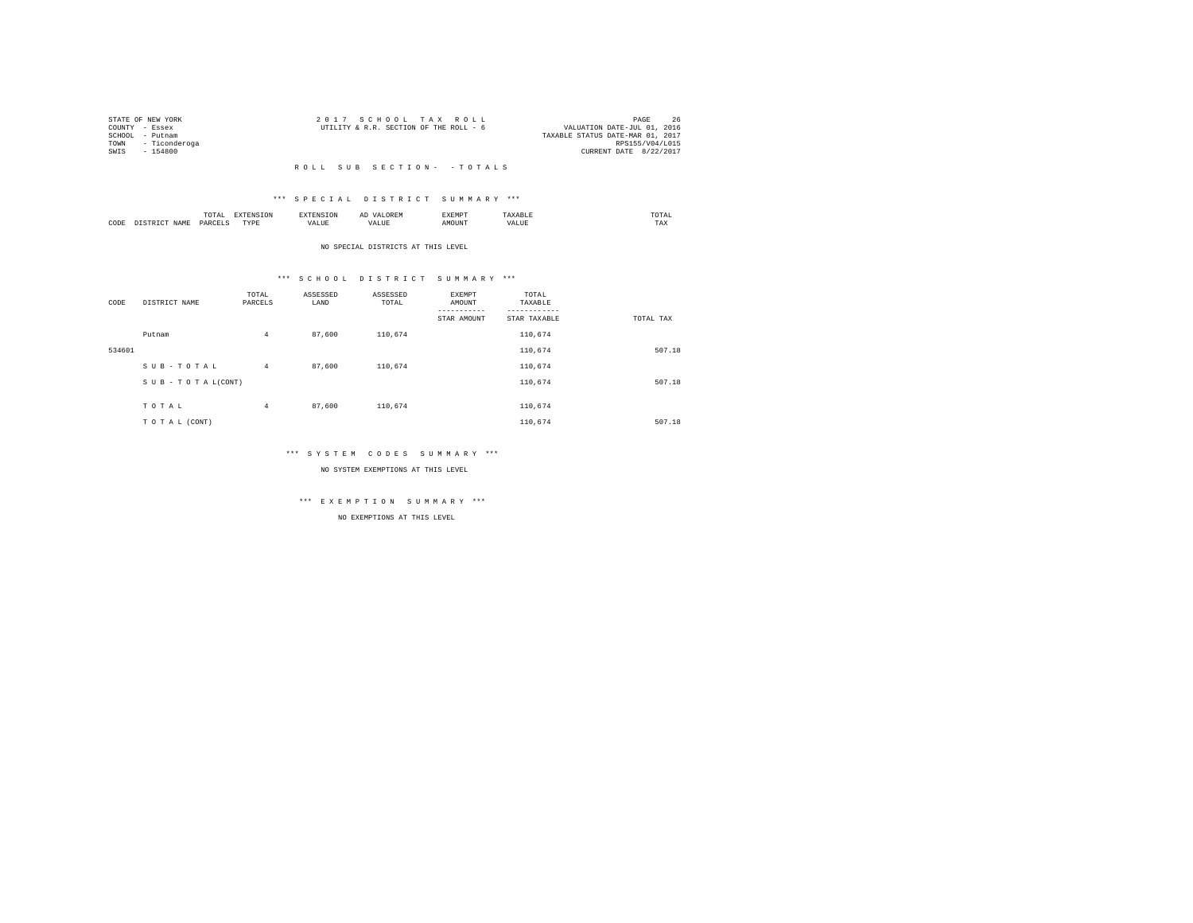STATE OF NEW YORK
COUNTY - Essex
SCHOOL - Putnam
TOWN - Ticonderoga
SWIS - 154800

2 0 1 7 S C H O O L T A X R O L L
UTILITY & R.R. SECTION OF THE ROLL - 6

VALUATION DATE-JUL 01, 2016
TAXABLE STATUS DATE-MAR 01, 2017
RPS155/V04/L015
CURRENT DATE 8/22/2017

R O L L S U B S E C T I O N - - T O T A L S

\*\*\* S P E C I A L D I S T R I C T S U M M A R Y \*\*\*

| CODE | DISTRICT NAME | TOTAL PARCELS | EXTENSION TYPE | EXTENSION VALUE | AD VALOREM VALUE | EXEMPT AMOUNT | TAXABLE VALUE | TOTAL TAX |
|---|---|---|---|---|---|---|---|---|

NO SPECIAL DISTRICTS AT THIS LEVEL

\*\*\* S C H O O L D I S T R I C T S U M M A R Y \*\*\*

| CODE | DISTRICT NAME | TOTAL PARCELS | ASSESSED LAND | ASSESSED TOTAL | EXEMPT AMOUNT / STAR AMOUNT | TOTAL TAXABLE / STAR TAXABLE | TOTAL TAX |
|---|---|---|---|---|---|---|---|
| | Putnam | 4 | 87,600 | 110,674 | | 110,674 | |
| 534601 | | | | | | 110,674 | 507.18 |
| | S U B - T O T A L | 4 | 87,600 | 110,674 | | 110,674 | |
| | S U B - T O T A L(CONT) | | | | | 110,674 | 507.18 |
| | T O T A L | 4 | 87,600 | 110,674 | | 110,674 | |
| | T O T A L (CONT) | | | | | 110,674 | 507.18 |

\*\*\* S Y S T E M C O D E S S U M M A R Y \*\*\*

NO SYSTEM EXEMPTIONS AT THIS LEVEL

\*\*\* E X E M P T I O N S U M M A R Y \*\*\*

NO EXEMPTIONS AT THIS LEVEL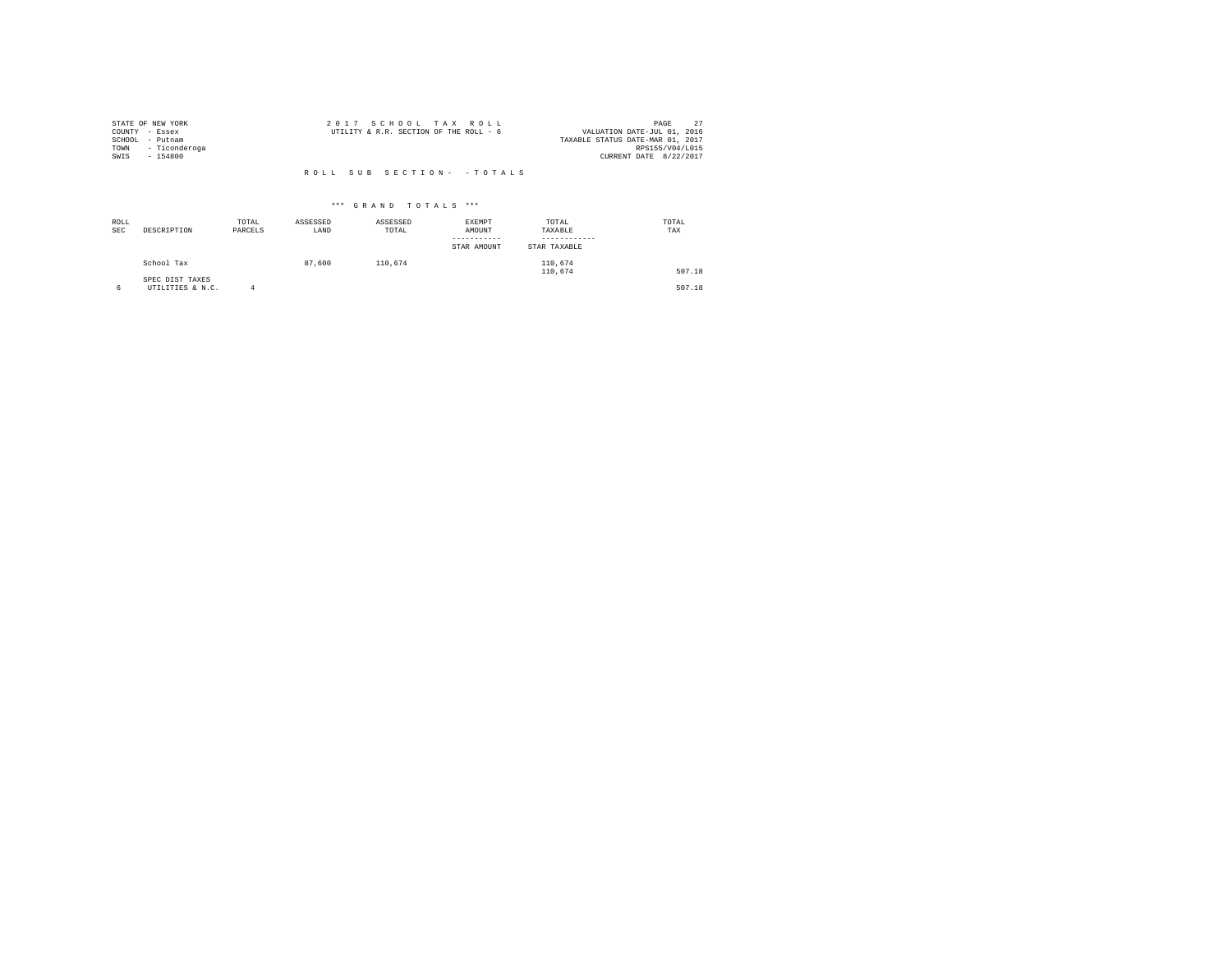STATE OF NEW YORK
COUNTY - Essex
SCHOOL - Putnam
TOWN - Ticonderoga
SWIS - 154800

2 0 1 7 S C H O O L T A X R O L L
UTILITY & R.R. SECTION OF THE ROLL - 6

VALUATION DATE-JUL 01, 2016
TAXABLE STATUS DATE-MAR 01, 2017
RPS155/V04/L015
CURRENT DATE 8/22/2017

R O L L S U B S E C T I O N - - T O T A L S

\*\*\* G R A N D T O T A L S \*\*\*

| ROLL SEC | DESCRIPTION | TOTAL PARCELS | ASSESSED LAND | ASSESSED TOTAL | EXEMPT AMOUNT / STAR AMOUNT | TOTAL TAXABLE / STAR TAXABLE | TOTAL TAX |
|---|---|---|---|---|---|---|---|
| | School Tax | | 87,600 | 110,674 | | 110,674<br>110,674 | 507.18 |
| | SPEC DIST TAXES | | | | | | |
| 6 | UTILITIES & N.C. | 4 | | | | | 507.18 |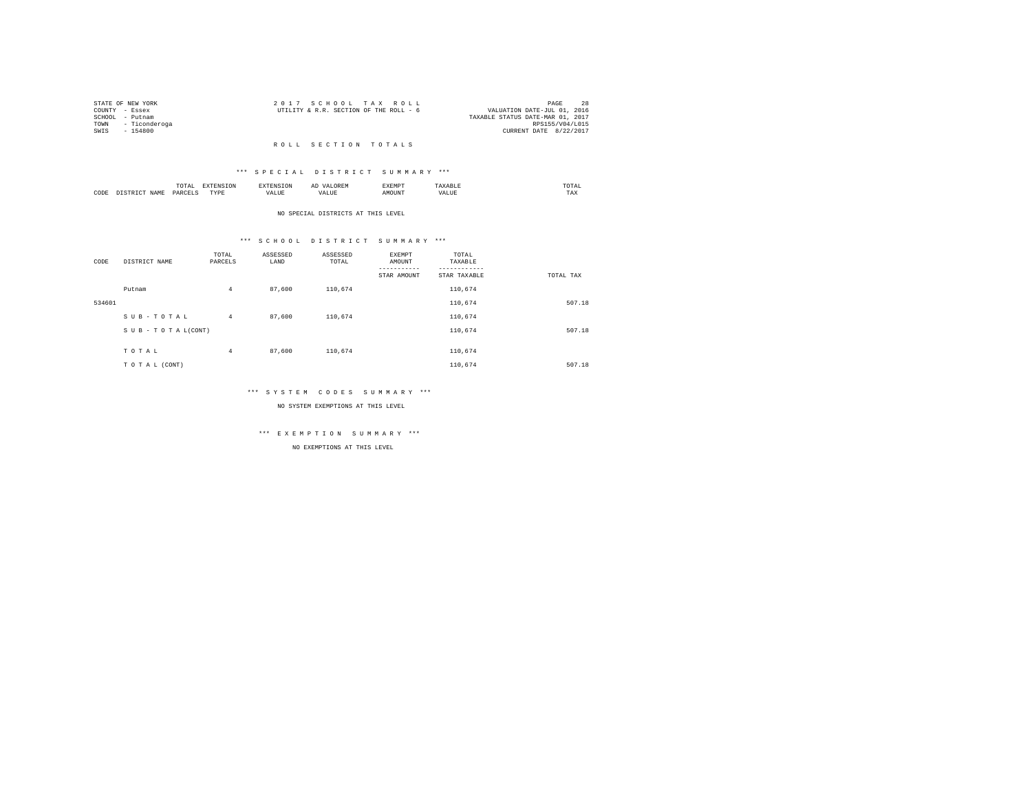STATE OF NEW YORK
COUNTY - Essex
SCHOOL - Putnam
TOWN - Ticonderoga
SWIS - 154800

2 0 1 7 S C H O O L T A X R O L L
UTILITY & R.R. SECTION OF THE ROLL - 6

VALUATION DATE-JUL 01, 2016
TAXABLE STATUS DATE-MAR 01, 2017
RPS155/V04/L015
CURRENT DATE 8/22/2017

R O L L S E C T I O N T O T A L S

*** S P E C I A L D I S T R I C T S U M M A R Y ***

| CODE | DISTRICT NAME | TOTAL PARCELS | EXTENSION TYPE | EXTENSION VALUE | AD VALOREM VALUE | EXEMPT AMOUNT | TAXABLE VALUE | TOTAL TAX |
|---|---|---|---|---|---|---|---|---|

NO SPECIAL DISTRICTS AT THIS LEVEL

*** S C H O O L D I S T R I C T S U M M A R Y ***

| CODE | DISTRICT NAME | TOTAL PARCELS | ASSESSED LAND | ASSESSED TOTAL | EXEMPT AMOUNT<br>-----------<br>STAR AMOUNT | TOTAL TAXABLE<br>------------<br>STAR TAXABLE | TOTAL TAX |
|---|---|---|---|---|---|---|---|
| | Putnam | 4 | 87,600 | 110,674 | | 110,674 | |
| 534601 | | | | | | 110,674 | 507.18 |
| | S U B - T O T A L | 4 | 87,600 | 110,674 | | 110,674 | |
| | S U B - T O T A L(CONT) | | | | | 110,674 | 507.18 |
| | T O T A L | 4 | 87,600 | 110,674 | | 110,674 | |
| | T O T A L (CONT) | | | | | 110,674 | 507.18 |

*** S Y S T E M C O D E S S U M M A R Y ***

NO SYSTEM EXEMPTIONS AT THIS LEVEL

*** E X E M P T I O N S U M M A R Y ***

NO EXEMPTIONS AT THIS LEVEL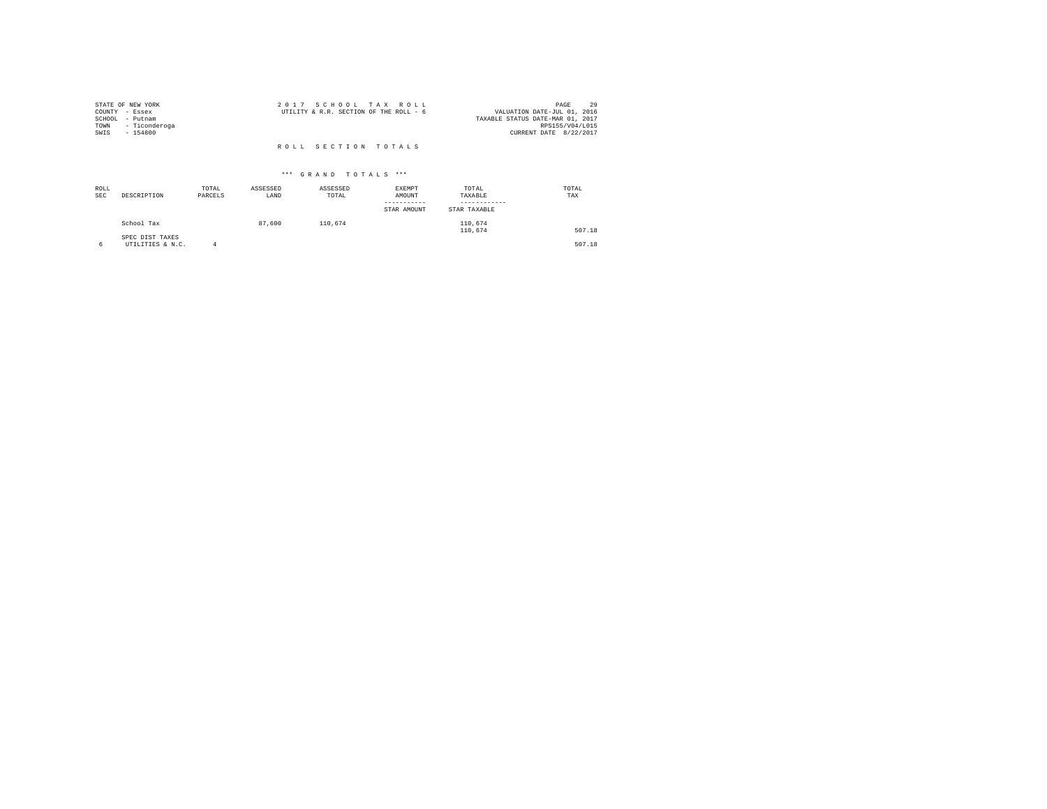STATE OF NEW YORK
COUNTY - Essex
SCHOOL - Putnam
TOWN - Ticonderoga
SWIS - 154800

2 0 1 7 S C H O O L T A X R O L L
UTILITY & R.R. SECTION OF THE ROLL - 6

VALUATION DATE-JUL 01, 2016
TAXABLE STATUS DATE-MAR 01, 2017
RPS155/V04/L015
CURRENT DATE 8/22/2017

R O L L S E C T I O N T O T A L S

\*\*\* G R A N D T O T A L S \*\*\*

| ROLL SEC | DESCRIPTION | TOTAL PARCELS | ASSESSED LAND | ASSESSED TOTAL | EXEMPT AMOUNT ----------- STAR AMOUNT | TOTAL TAXABLE ------------ STAR TAXABLE | TOTAL TAX |
|---|---|---|---|---|---|---|---|
| | School Tax | | 87,600 | 110,674 | | 110,674<br>110,674 | 507.18 |
| | SPEC DIST TAXES | | | | | | |
| 6 | UTILITIES & N.C. | 4 | | | | | 507.18 |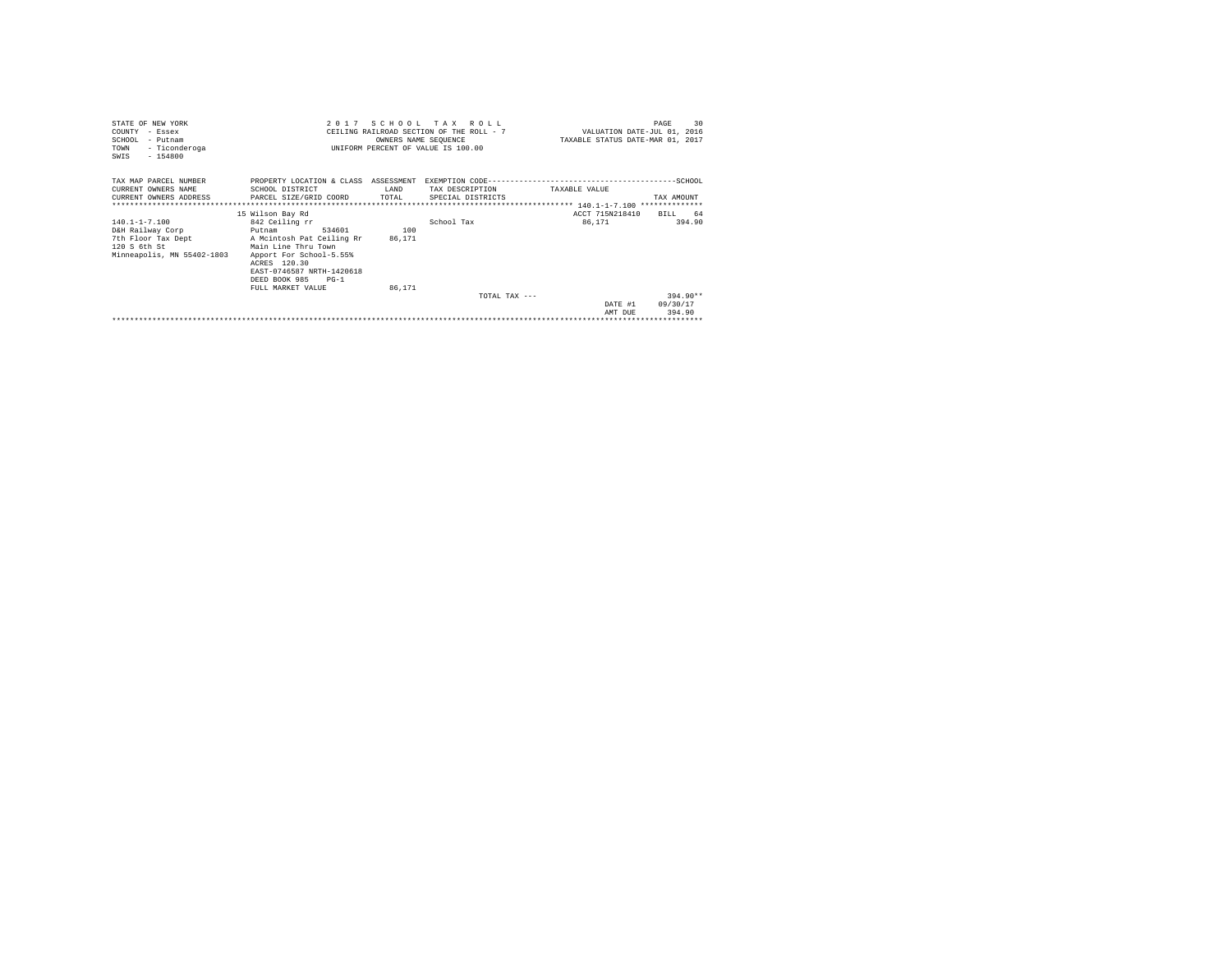STATE OF NEW YORK
COUNTY - Essex
SCHOOL - Putnam
TOWN - Ticonderoga
SWIS - 154800

2 0 1 7 S C H O O L T A X R O L L
CEILING RAILROAD SECTION OF THE ROLL - 7
OWNERS NAME SEQUENCE
UNIFORM PERCENT OF VALUE IS 100.00

VALUATION DATE-JUL 01, 2016
TAXABLE STATUS DATE-MAR 01, 2017

| TAX MAP PARCEL NUMBER<br>CURRENT OWNERS NAME<br>CURRENT OWNERS ADDRESS | PROPERTY LOCATION & CLASS<br>SCHOOL DISTRICT<br>PARCEL SIZE/GRID COORD | ASSESSMENT<br>LAND<br>TOTAL | EXEMPTION CODE---SCHOOL<br>TAX DESCRIPTION<br>SPECIAL DISTRICTS | TAXABLE VALUE | TAX AMOUNT |
|---|---|---|---|---|---|
| 140.1-1-7.100 | 15 Wilson Bay Rd |  |  | ACCT 715N218410 | BILL 64 |
| | 842 Ceiling rr |  | School Tax | 86,171 | 394.90 |
| D&H Railway Corp | Putnam 534601 | 100 |  |  |  |
| 7th Floor Tax Dept | A Mcintosh Pat Ceiling Rr | 86,171 |  |  |  |
| 120 S 6th St | Main Line Thru Town |  |  |  |  |
| Minneapolis, MN 55402-1803 | Apport For School-5.55% |  |  |  |  |
| | ACRES 120.30 |  |  |  |  |
| | EAST-0746587 NRTH-1420618 |  |  |  |  |
| | DEED BOOK 985 PG-1 |  |  |  |  |
| | FULL MARKET VALUE | 86,171 |  |  |  |
| | | | TOTAL TAX --- | | 394.90** |
| | | | | DATE #1 | 09/30/17 |
| | | | | AMT DUE | 394.90 |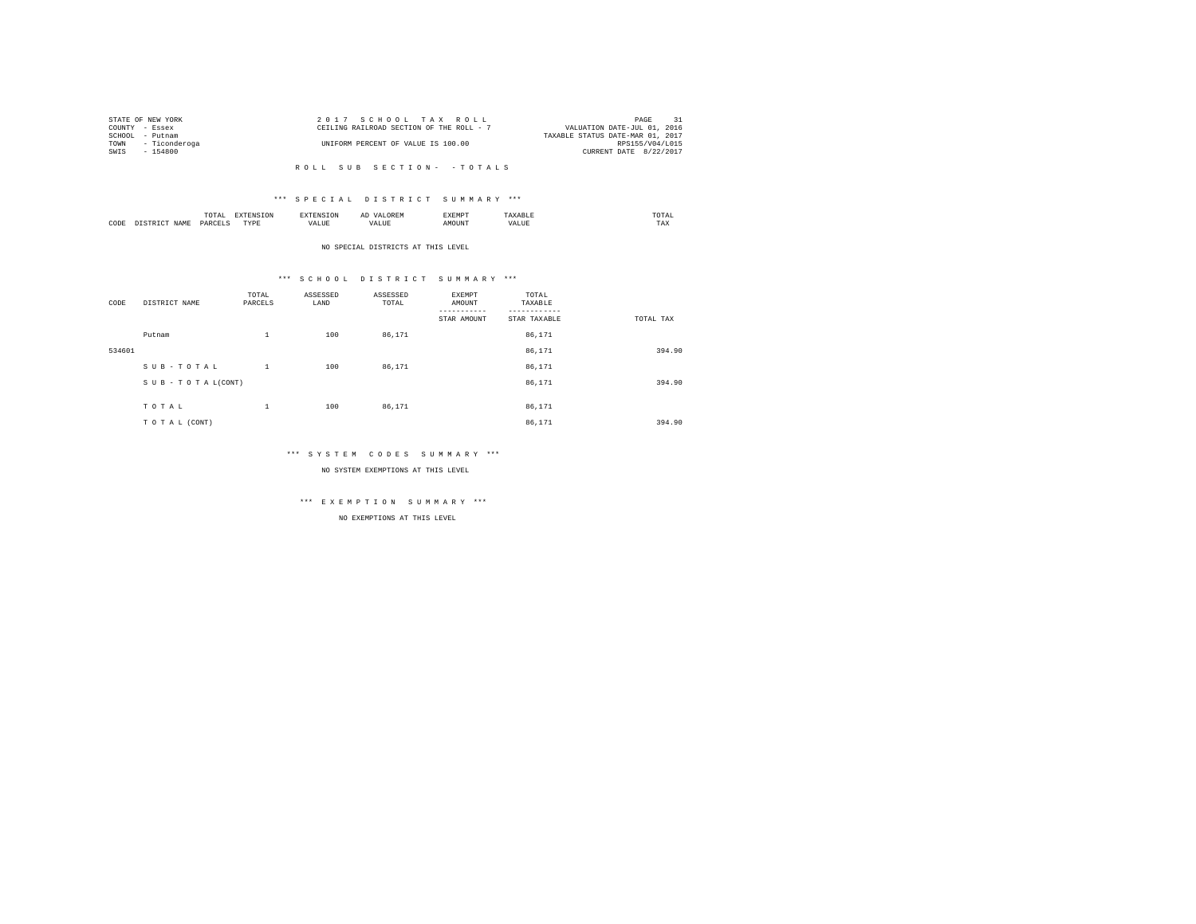STATE OF NEW YORK
COUNTY - Essex
SCHOOL - Putnam
TOWN - Ticonderoga
SWIS - 154800

2 0 1 7 S C H O O L T A X R O L L
CEILING RAILROAD SECTION OF THE ROLL - 7
UNIFORM PERCENT OF VALUE IS 100.00

VALUATION DATE-JUL 01, 2016
TAXABLE STATUS DATE-MAR 01, 2017
RPS155/V04/L015
CURRENT DATE 8/22/2017

R O L L S U B S E C T I O N - - T O T A L S

*** S P E C I A L D I S T R I C T S U M M A R Y ***

| CODE | DISTRICT NAME | TOTAL PARCELS | EXTENSION TYPE | EXTENSION VALUE | AD VALOREM VALUE | EXEMPT AMOUNT | TAXABLE VALUE | TOTAL TAX |
|---|---|---|---|---|---|---|---|---|

NO SPECIAL DISTRICTS AT THIS LEVEL

*** S C H O O L D I S T R I C T S U M M A R Y ***

| CODE | DISTRICT NAME | TOTAL PARCELS | ASSESSED LAND | ASSESSED TOTAL | EXEMPT AMOUNT / STAR AMOUNT | TOTAL TAXABLE / STAR TAXABLE | TOTAL TAX |
|---|---|---|---|---|---|---|---|
| | Putnam | 1 | 100 | 86,171 | | 86,171 | |
| 534601 | | | | | | 86,171 | 394.90 |
| | S U B - T O T A L | 1 | 100 | 86,171 | | 86,171 | |
| | S U B - T O T A L(CONT) | | | | | 86,171 | 394.90 |
| | T O T A L | 1 | 100 | 86,171 | | 86,171 | |
| | T O T A L (CONT) | | | | | 86,171 | 394.90 |

*** S Y S T E M C O D E S S U M M A R Y ***

NO SYSTEM EXEMPTIONS AT THIS LEVEL

*** E X E M P T I O N S U M M A R Y ***

NO EXEMPTIONS AT THIS LEVEL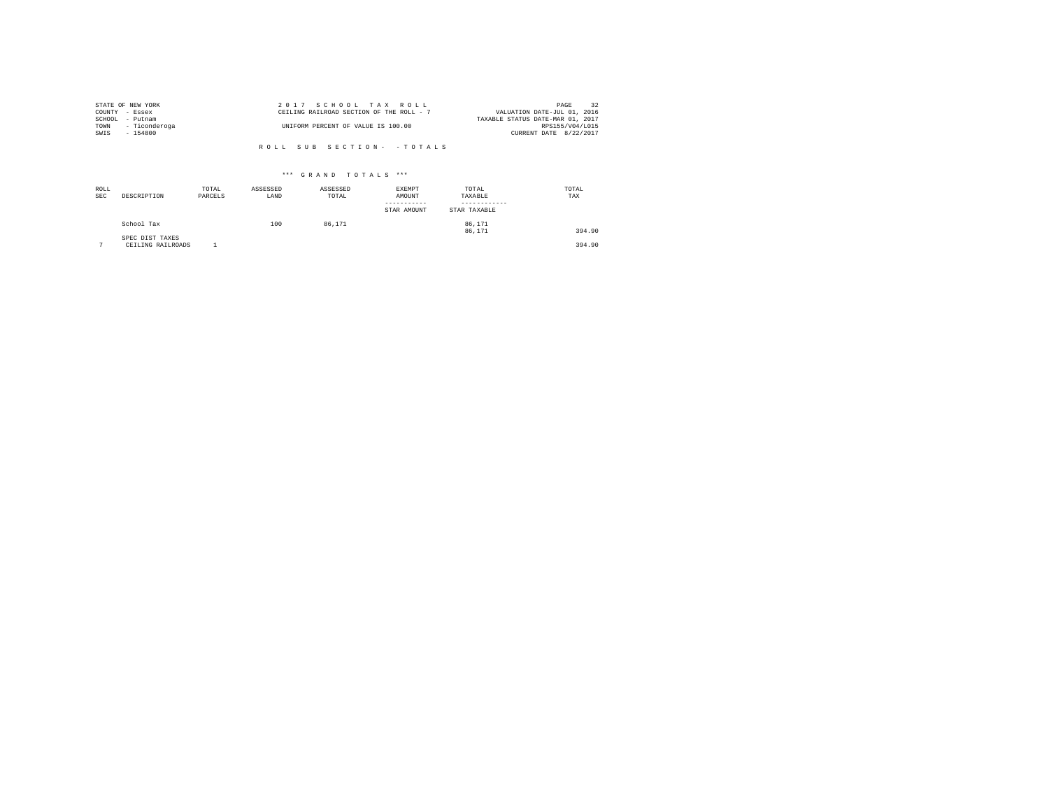STATE OF NEW YORK
COUNTY - Essex
SCHOOL - Putnam
TOWN - Ticonderoga
SWIS - 154800

2 0 1 7 S C H O O L T A X R O L L
CEILING RAILROAD SECTION OF THE ROLL - 7
UNIFORM PERCENT OF VALUE IS 100.00

VALUATION DATE-JUL 01, 2016
TAXABLE STATUS DATE-MAR 01, 2017
RPS155/V04/L015
CURRENT DATE 8/22/2017

R O L L S U B S E C T I O N - - T O T A L S

*** G R A N D T O T A L S ***

| ROLL SEC | DESCRIPTION | TOTAL PARCELS | ASSESSED LAND | ASSESSED TOTAL | EXEMPT AMOUNT / STAR AMOUNT | TOTAL TAXABLE / STAR TAXABLE | TOTAL TAX |
|---|---|---|---|---|---|---|---|
| | School Tax | | 100 | 86,171 | | 86,171<br>86,171 | 394.90 |
| | SPEC DIST TAXES | | | | | | |
| 7 | CEILING RAILROADS | 1 | | | | | 394.90 |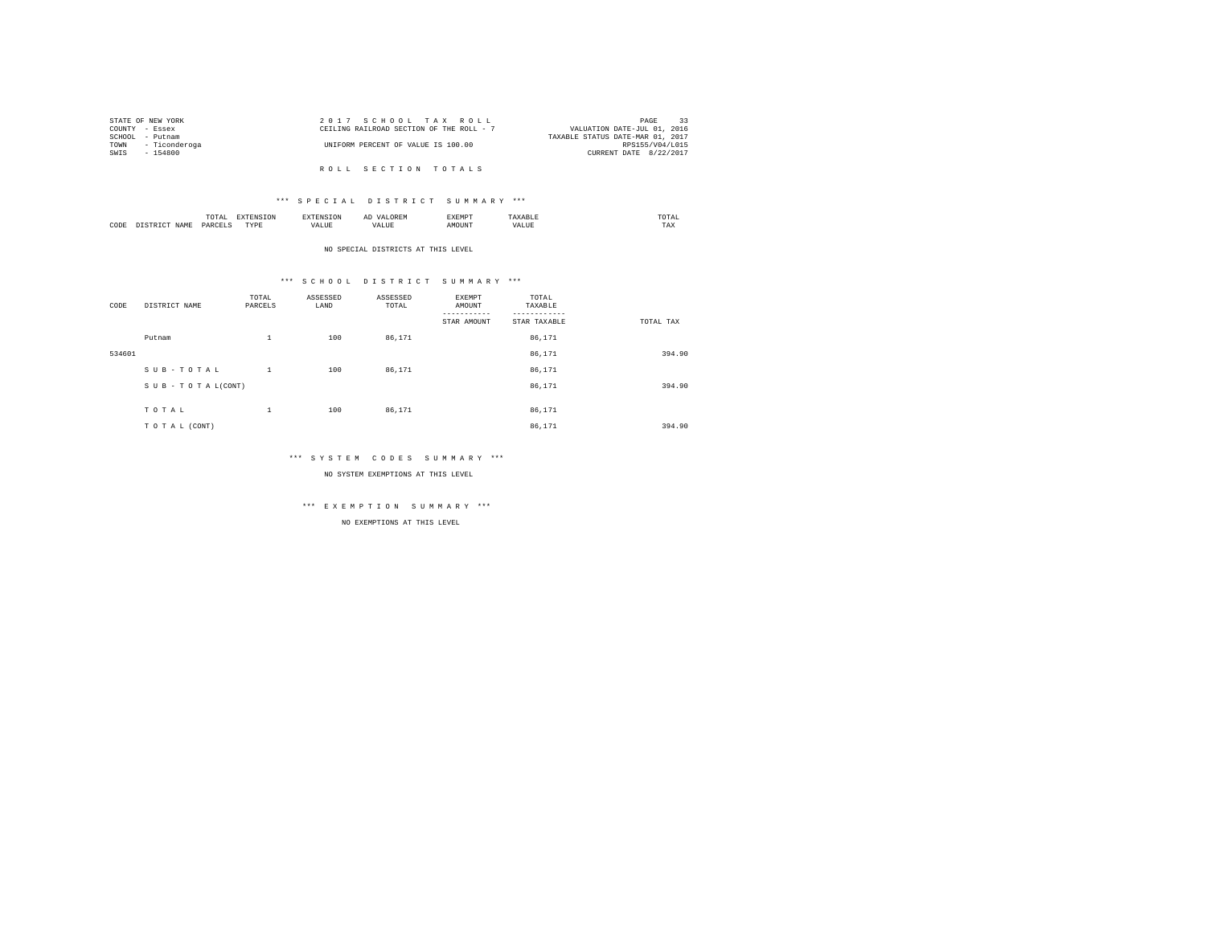STATE OF NEW YORK
COUNTY - Essex
SCHOOL - Putnam
TOWN - Ticonderoga
SWIS - 154800

2 0 1 7 S C H O O L T A X R O L L
CEILING RAILROAD SECTION OF THE ROLL - 7
UNIFORM PERCENT OF VALUE IS 100.00

VALUATION DATE-JUL 01, 2016
TAXABLE STATUS DATE-MAR 01, 2017
RPS155/V04/L015
CURRENT DATE 8/22/2017

## R O L L S E C T I O N T O T A L S

### *** S P E C I A L D I S T R I C T S U M M A R Y ***

| CODE | DISTRICT NAME | TOTAL PARCELS | EXTENSION TYPE | EXTENSION VALUE | AD VALOREM VALUE | EXEMPT AMOUNT | TAXABLE VALUE | TOTAL TAX |
|---|---|---|---|---|---|---|---|---|

NO SPECIAL DISTRICTS AT THIS LEVEL

### *** S C H O O L D I S T R I C T S U M M A R Y ***

| CODE | DISTRICT NAME | TOTAL PARCELS | ASSESSED LAND | ASSESSED TOTAL | EXEMPT AMOUNT / STAR AMOUNT | TOTAL TAXABLE / STAR TAXABLE | TOTAL TAX |
|---|---|---|---|---|---|---|---|
| | Putnam | 1 | 100 | 86,171 | | 86,171 | |
| 534601 | | | | | | 86,171 | 394.90 |
| | S U B - T O T A L | 1 | 100 | 86,171 | | 86,171 | |
| | S U B - T O T A L(CONT) | | | | | 86,171 | 394.90 |
| | T O T A L | 1 | 100 | 86,171 | | 86,171 | |
| | T O T A L (CONT) | | | | | 86,171 | 394.90 |

### *** S Y S T E M C O D E S S U M M A R Y ***

NO SYSTEM EXEMPTIONS AT THIS LEVEL

### *** E X E M P T I O N S U M M A R Y ***

NO EXEMPTIONS AT THIS LEVEL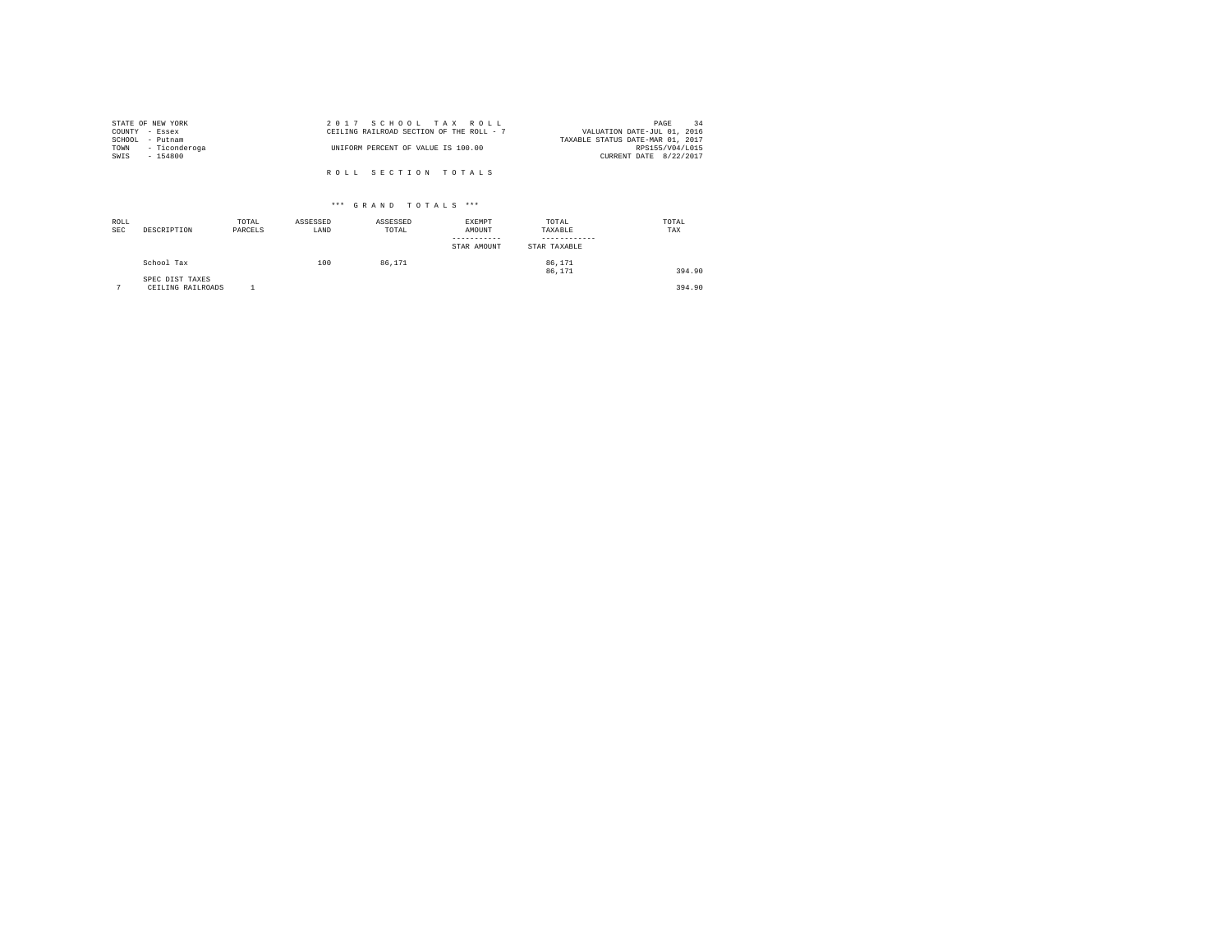STATE OF NEW YORK
COUNTY - Essex
SCHOOL - Putnam
TOWN - Ticonderoga
SWIS - 154800

2 0 1 7 S C H O O L T A X R O L L
CEILING RAILROAD SECTION OF THE ROLL - 7

UNIFORM PERCENT OF VALUE IS 100.00

VALUATION DATE-JUL 01, 2016
TAXABLE STATUS DATE-MAR 01, 2017
RPS155/V04/L015
CURRENT DATE 8/22/2017

R O L L S E C T I O N T O T A L S

\*\*\* G R A N D T O T A L S \*\*\*

| ROLL SEC | DESCRIPTION | TOTAL PARCELS | ASSESSED LAND | ASSESSED TOTAL | EXEMPT AMOUNT / STAR AMOUNT | TOTAL TAXABLE / STAR TAXABLE | TOTAL TAX |
|---|---|---|---|---|---|---|---|
| | School Tax | | 100 | 86,171 | | 86,171 / 86,171 | 394.90 |
| | SPEC DIST TAXES | | | | | | |
| 7 | CEILING RAILROADS | 1 | | | | | 394.90 |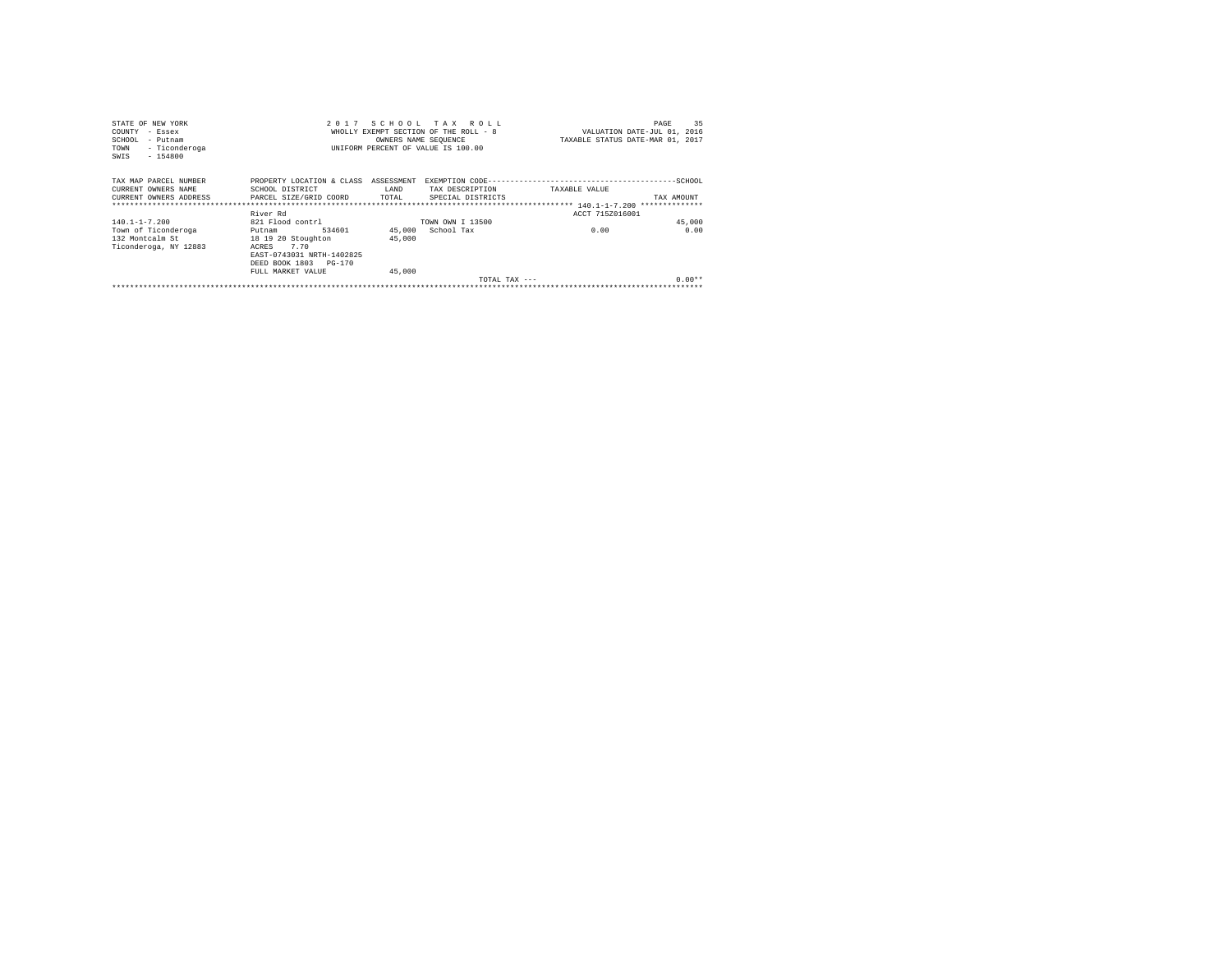STATE OF NEW YORK
COUNTY - Essex
SCHOOL - Putnam
TOWN - Ticonderoga
SWIS - 154800

2 0 1 7 S C H O O L T A X R O L L
WHOLLY EXEMPT SECTION OF THE ROLL - 8
OWNERS NAME SEQUENCE
UNIFORM PERCENT OF VALUE IS 100.00

VALUATION DATE-JUL 01, 2016
TAXABLE STATUS DATE-MAR 01, 2017

| TAX MAP PARCEL NUMBER<br>CURRENT OWNERS NAME<br>CURRENT OWNERS ADDRESS | PROPERTY LOCATION & CLASS<br>SCHOOL DISTRICT<br>PARCEL SIZE/GRID COORD | ASSESSMENT<br>LAND<br>TOTAL | EXEMPTION CODE<br>TAX DESCRIPTION<br>SPECIAL DISTRICTS | TAXABLE VALUE | SCHOOL<br>TAX AMOUNT |
|---|---|---|---|---|---|
| | River Rd | | | ACCT 715Z016001 | |
| 140.1-1-7.200 | 821 Flood contrl | | TOWN OWN I 13500 | | 45,000 |
| Town of Ticonderoga | Putnam 534601 | 45,000 | School Tax | 0.00 | 0.00 |
| 132 Montcalm St | 18 19 20 Stoughton | 45,000 | | | |
| Ticonderoga, NY 12883 | ACRES 7.70 | | | | |
| | EAST-0743031 NRTH-1402825 | | | | |
| | DEED BOOK 1803 PG-170 | | | | |
| | FULL MARKET VALUE | 45,000 | | | |
| | | | TOTAL TAX --- | | 0.00** |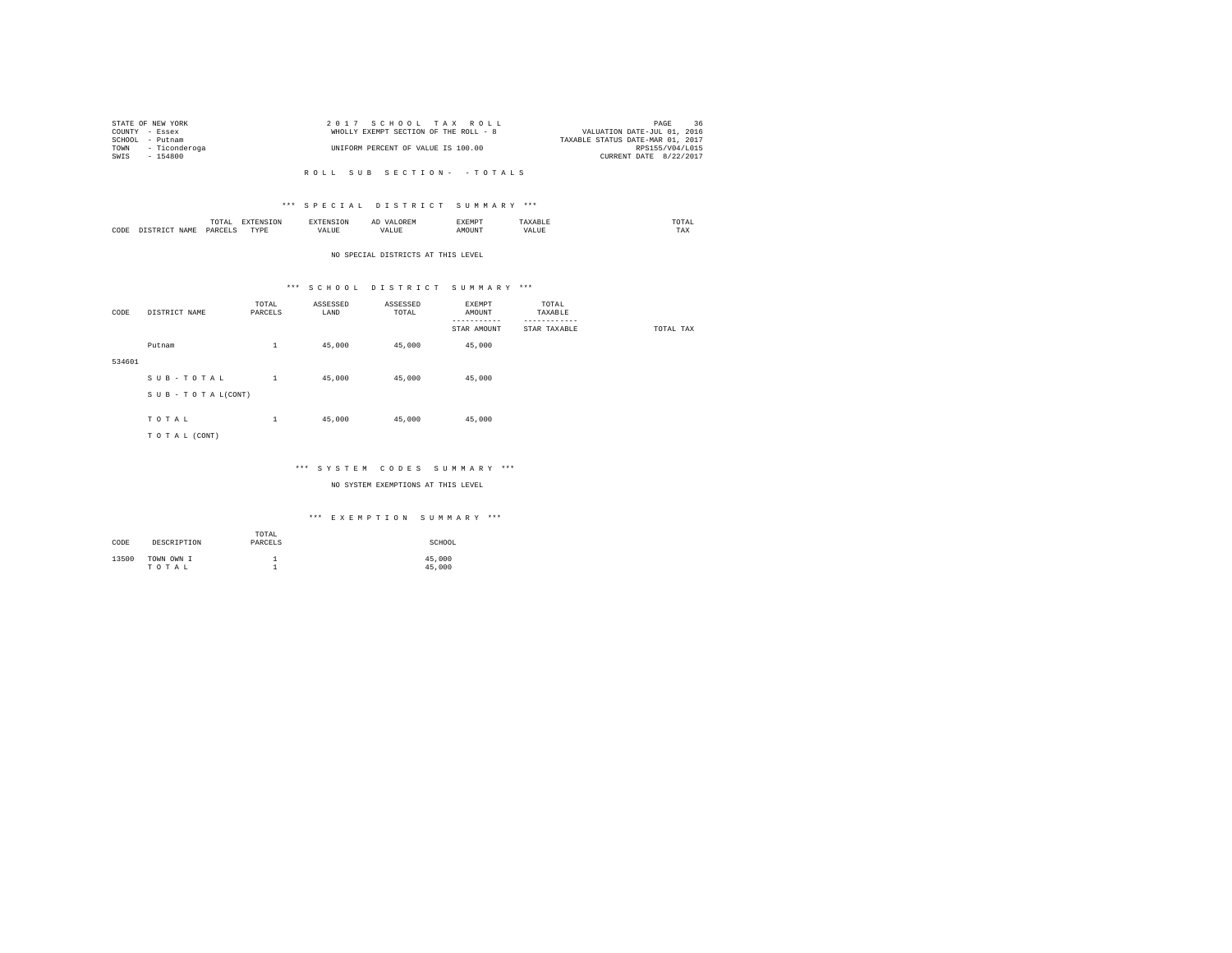STATE OF NEW YORK
COUNTY - Essex
SCHOOL - Putnam
TOWN - Ticonderoga
SWIS - 154800

2017 SCHOOL TAX ROLL
WHOLLY EXEMPT SECTION OF THE ROLL - 8
UNIFORM PERCENT OF VALUE IS 100.00

VALUATION DATE-JUL 01, 2016
TAXABLE STATUS DATE-MAR 01, 2017
RPS155/V04/L015
CURRENT DATE 8/22/2017

R O L L   S U B   S E C T I O N -   - T O T A L S

## *** S P E C I A L   D I S T R I C T   S U M M A R Y ***

| CODE | DISTRICT NAME | TOTAL PARCELS | EXTENSION TYPE | EXTENSION VALUE | AD VALOREM VALUE | EXEMPT AMOUNT | TAXABLE VALUE | TOTAL TAX |
|---|---|---|---|---|---|---|---|---|

NO SPECIAL DISTRICTS AT THIS LEVEL

## *** S C H O O L   D I S T R I C T   S U M M A R Y ***

| CODE | DISTRICT NAME | TOTAL PARCELS | ASSESSED LAND | ASSESSED TOTAL | EXEMPT AMOUNT<br>STAR AMOUNT | TOTAL TAXABLE<br>STAR TAXABLE | TOTAL TAX |
|---|---|---|---|---|---|---|---|
| | Putnam | 1 | 45,000 | 45,000 | 45,000 | | |
| 534601 | | | | | | | |
| | S U B - T O T A L | 1 | 45,000 | 45,000 | 45,000 | | |
| | S U B - T O T A L(CONT) | | | | | | |
| | T O T A L | 1 | 45,000 | 45,000 | 45,000 | | |
| | T O T A L (CONT) | | | | | | |

## *** S Y S T E M   C O D E S   S U M M A R Y ***

NO SYSTEM EXEMPTIONS AT THIS LEVEL

## *** E X E M P T I O N   S U M M A R Y ***

| CODE | DESCRIPTION | TOTAL PARCELS | SCHOOL |
|---|---|---|---|
| 13500 | TOWN OWN I | 1 | 45,000 |
| | T O T A L | 1 | 45,000 |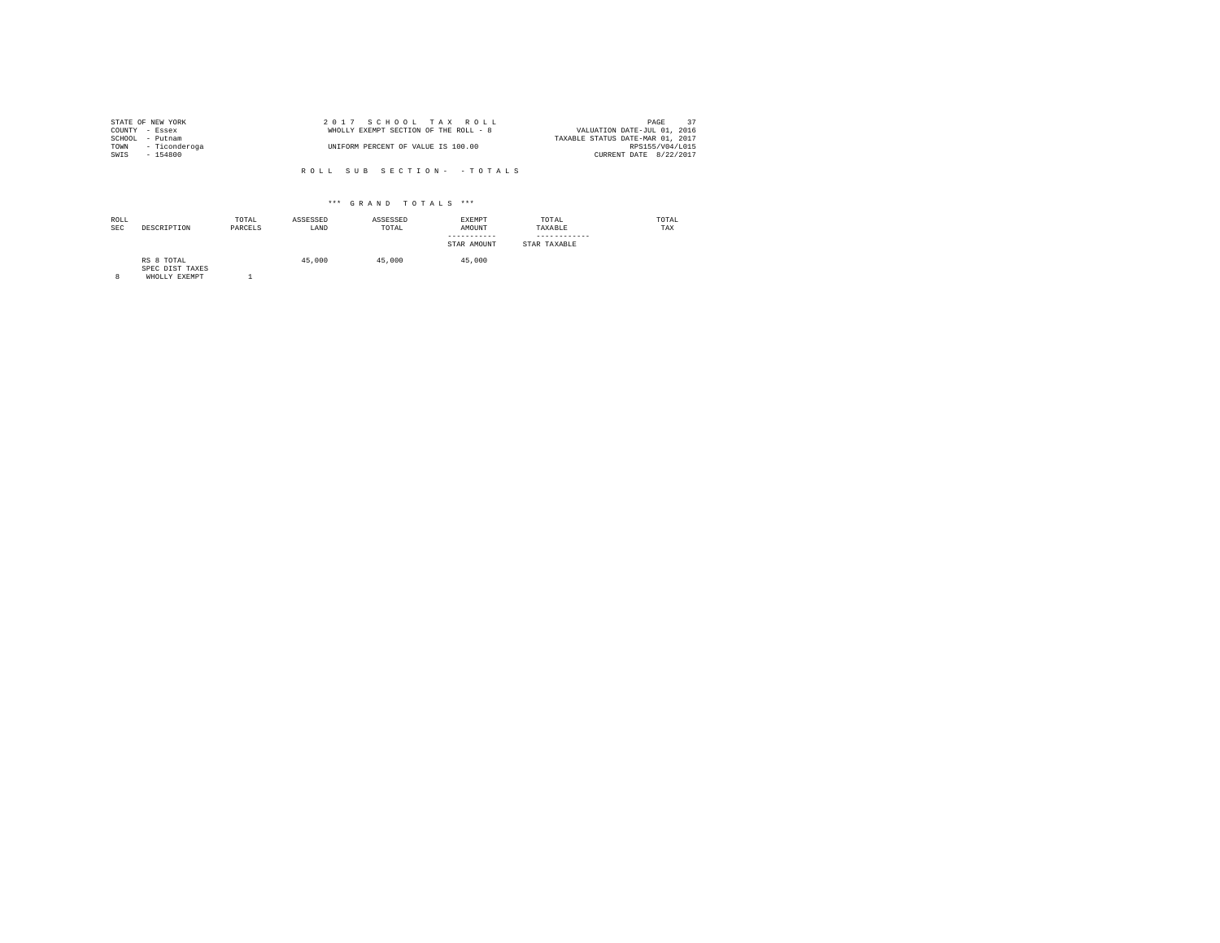STATE OF NEW YORK
COUNTY - Essex
SCHOOL - Putnam
TOWN - Ticonderoga
SWIS - 154800

2 0 1 7 S C H O O L T A X R O L L
WHOLLY EXEMPT SECTION OF THE ROLL - 8
UNIFORM PERCENT OF VALUE IS 100.00

VALUATION DATE-JUL 01, 2016
TAXABLE STATUS DATE-MAR 01, 2017
RPS155/V04/L015
CURRENT DATE 8/22/2017

R O L L S U B S E C T I O N - - T O T A L S

\*\*\* G R A N D T O T A L S \*\*\*

| ROLL SEC | DESCRIPTION | TOTAL PARCELS | ASSESSED LAND | ASSESSED TOTAL | EXEMPT AMOUNT<br>-----------<br>STAR AMOUNT | TOTAL TAXABLE<br>------------<br>STAR TAXABLE | TOTAL TAX |
|---|---|---|---|---|---|---|---|
| | RS 8 TOTAL | | 45,000 | 45,000 | 45,000 | | |
| | SPEC DIST TAXES | | | | | | |
| 8 | WHOLLY EXEMPT | 1 | | | | | |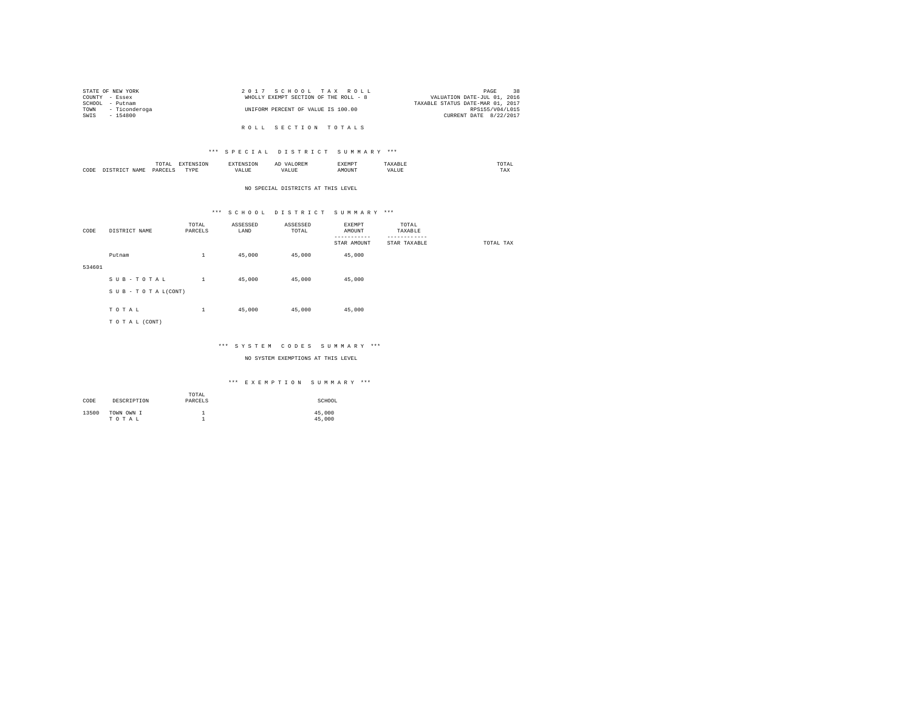STATE OF NEW YORK
COUNTY - Essex
SCHOOL - Putnam
TOWN - Ticonderoga
SWIS - 154800

2017 SCHOOL TAX ROLL
WHOLLY EXEMPT SECTION OF THE ROLL - 8
UNIFORM PERCENT OF VALUE IS 100.00

VALUATION DATE-JUL 01, 2016
TAXABLE STATUS DATE-MAR 01, 2017
RPS155/V04/L015
CURRENT DATE 8/22/2017

# ROLL SECTION TOTALS

## *** SPECIAL DISTRICT SUMMARY ***

| CODE | DISTRICT NAME | TOTAL PARCELS | EXTENSION TYPE | EXTENSION VALUE | AD VALOREM VALUE | EXEMPT AMOUNT | TAXABLE VALUE | TOTAL TAX |
|---|---|---|---|---|---|---|---|---|

NO SPECIAL DISTRICTS AT THIS LEVEL

## *** SCHOOL DISTRICT SUMMARY ***

| CODE | DISTRICT NAME | TOTAL PARCELS | ASSESSED LAND | ASSESSED TOTAL | EXEMPT AMOUNT / STAR AMOUNT | TOTAL TAXABLE / STAR TAXABLE | TOTAL TAX |
|---|---|---|---|---|---|---|---|
| | Putnam | 1 | 45,000 | 45,000 | 45,000 | | |
| 534601 | | | | | | | |
| | SUB-TOTAL | 1 | 45,000 | 45,000 | 45,000 | | |
| | SUB-TOTAL(CONT) | | | | | | |
| | TOTAL | 1 | 45,000 | 45,000 | 45,000 | | |
| | TOTAL (CONT) | | | | | | |

## *** SYSTEM CODES SUMMARY ***

NO SYSTEM EXEMPTIONS AT THIS LEVEL

## *** EXEMPTION SUMMARY ***

| CODE | DESCRIPTION | TOTAL PARCELS | SCHOOL |
|---|---|---|---|
| 13500 | TOWN OWN I | 1 | 45,000 |
| | TOTAL | 1 | 45,000 |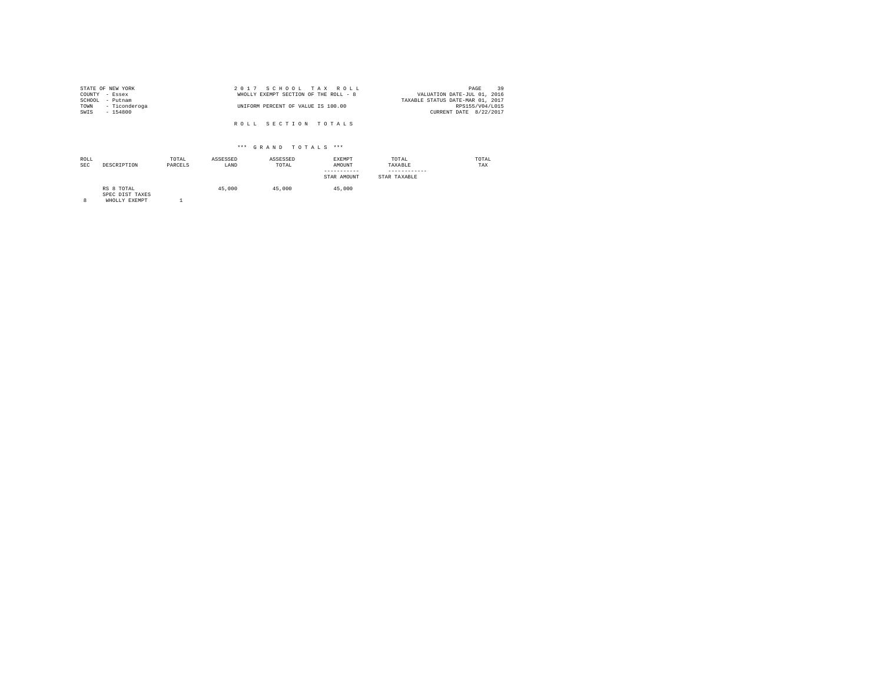STATE OF NEW YORK
COUNTY - Essex
SCHOOL - Putnam
TOWN - Ticonderoga
SWIS - 154800

2 0 1 7 S C H O O L T A X R O L L
WHOLLY EXEMPT SECTION OF THE ROLL - 8
UNIFORM PERCENT OF VALUE IS 100.00

VALUATION DATE-JUL 01, 2016
TAXABLE STATUS DATE-MAR 01, 2017
RPS155/V04/L015
CURRENT DATE 8/22/2017

R O L L S E C T I O N T O T A L S

\*\*\* G R A N D T O T A L S \*\*\*

| ROLL SEC | DESCRIPTION | TOTAL PARCELS | ASSESSED LAND | ASSESSED TOTAL | EXEMPT AMOUNT<br>-----------<br>STAR AMOUNT | TOTAL TAXABLE<br>------------<br>STAR TAXABLE | TOTAL TAX |
|---|---|---|---|---|---|---|---|
| | RS 8 TOTAL | | 45,000 | 45,000 | 45,000 | | |
| | SPEC DIST TAXES | | | | | | |
| 8 | WHOLLY EXEMPT | 1 | | | | | |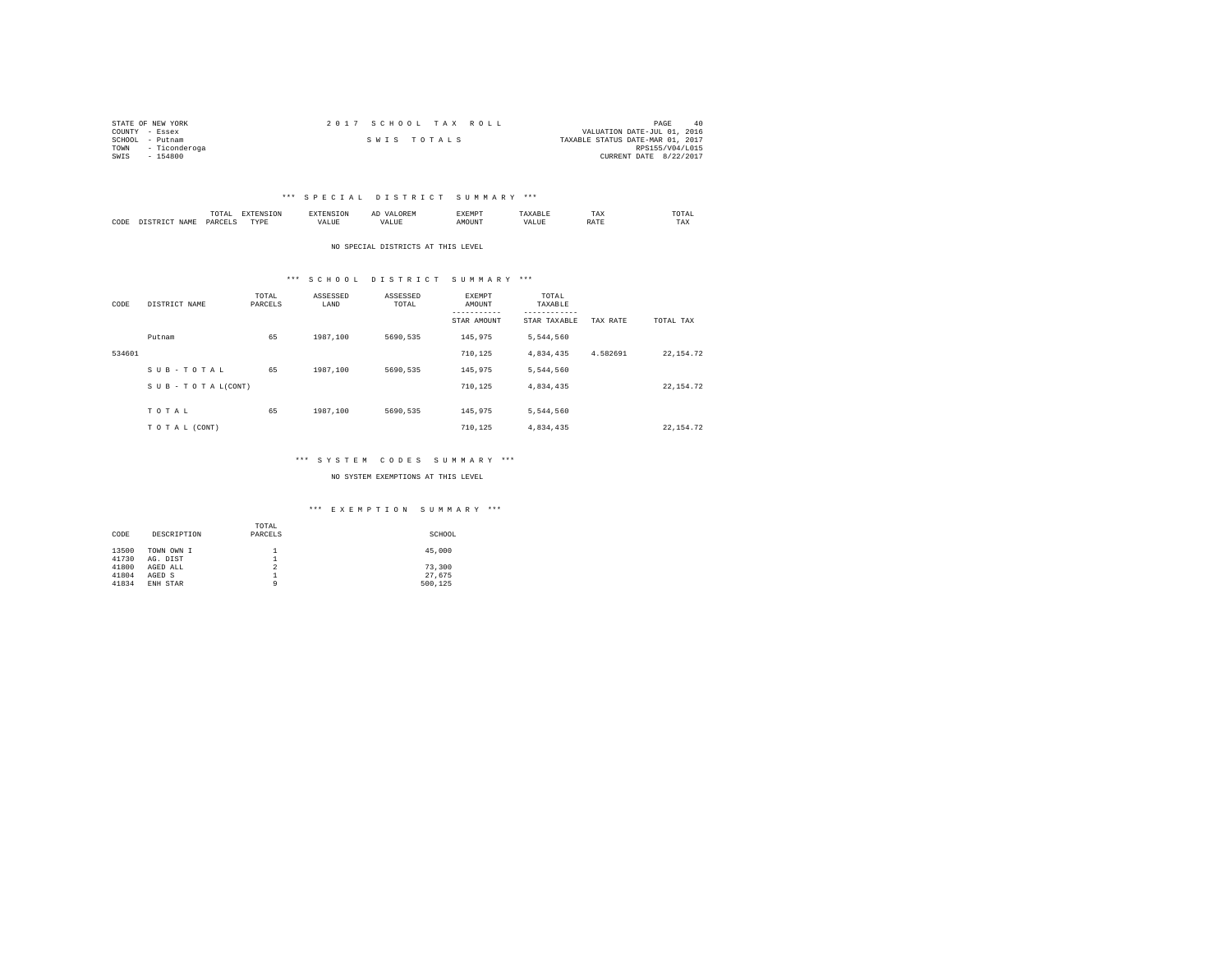STATE OF NEW YORK
COUNTY - Essex
SCHOOL - Putnam
TOWN - Ticonderoga
SWIS - 154800

2017 SCHOOL TAX ROLL

SWIS TOTALS

VALUATION DATE-JUL 01, 2016
TAXABLE STATUS DATE-MAR 01, 2017
RPS155/V04/L015
CURRENT DATE 8/22/2017

### *** SPECIAL DISTRICT SUMMARY ***

| CODE | DISTRICT NAME | TOTAL PARCELS | EXTENSION TYPE | EXTENSION VALUE | AD VALOREM VALUE | EXEMPT AMOUNT | TAXABLE VALUE | TAX RATE | TOTAL TAX |
|---|---|---|---|---|---|---|---|---|---|

NO SPECIAL DISTRICTS AT THIS LEVEL

### *** SCHOOL DISTRICT SUMMARY ***

| CODE | DISTRICT NAME | TOTAL PARCELS | ASSESSED LAND | ASSESSED TOTAL | EXEMPT AMOUNT / STAR AMOUNT | TOTAL TAXABLE / STAR TAXABLE | TAX RATE | TOTAL TAX |
|---|---|---|---|---|---|---|---|---|
| | Putnam | 65 | 1987,100 | 5690,535 | 145,975 | 5,544,560 | | |
| 534601 | | | | | 710,125 | 4,834,435 | 4.582691 | 22,154.72 |
| | S U B - T O T A L | 65 | 1987,100 | 5690,535 | 145,975 | 5,544,560 | | |
| | S U B - T O T A L(CONT) | | | | 710,125 | 4,834,435 | | 22,154.72 |
| | T O T A L | 65 | 1987,100 | 5690,535 | 145,975 | 5,544,560 | | |
| | T O T A L (CONT) | | | | 710,125 | 4,834,435 | | 22,154.72 |

### *** SYSTEM CODES SUMMARY ***

NO SYSTEM EXEMPTIONS AT THIS LEVEL

### *** EXEMPTION SUMMARY ***

| CODE | DESCRIPTION | TOTAL PARCELS | SCHOOL |
|---|---|---|---|
| 13500 | TOWN OWN I | 1 | 45,000 |
| 41730 | AG. DIST | 1 | |
| 41800 | AGED ALL | 2 | 73,300 |
| 41804 | AGED S | 1 | 27,675 |
| 41834 | ENH STAR | 9 | 500,125 |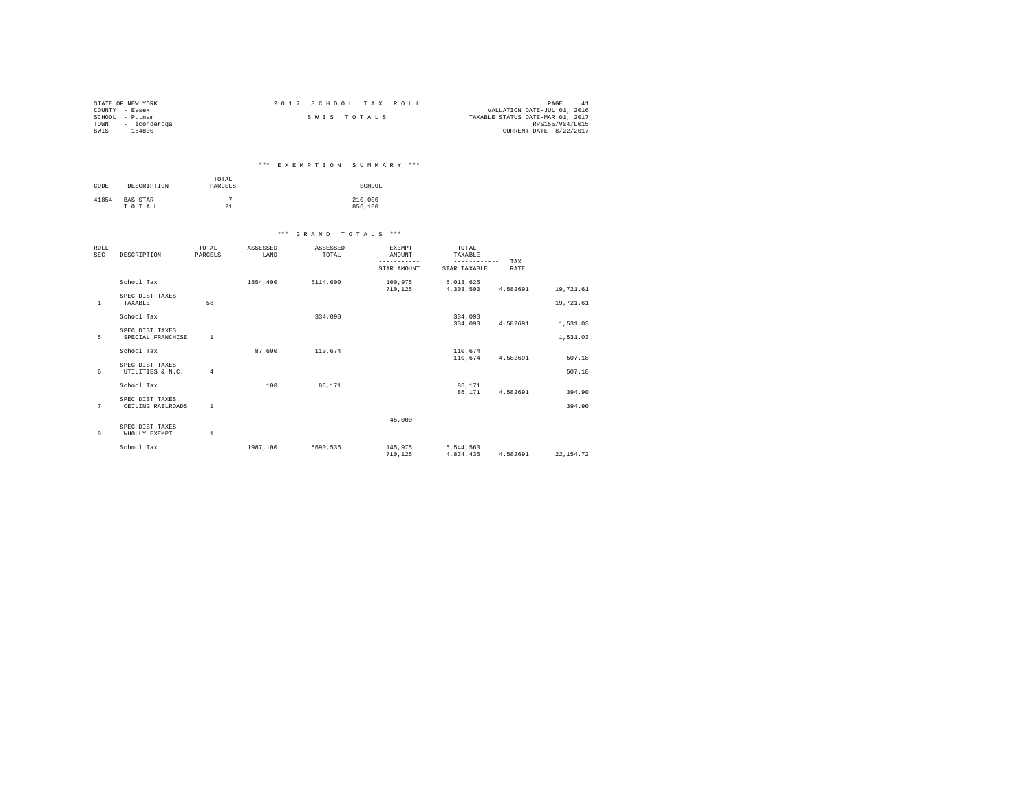STATE OF NEW YORK
COUNTY - Essex
SCHOOL - Putnam
TOWN - Ticonderoga
SWIS - 154800

2 0 1 7 S C H O O L T A X R O L L

S W I S T O T A L S

VALUATION DATE-JUL 01, 2016
TAXABLE STATUS DATE-MAR 01, 2017
RPS155/V04/L015
CURRENT DATE 8/22/2017

### *** E X E M P T I O N S U M M A R Y ***

| CODE | DESCRIPTION | TOTAL PARCELS | SCHOOL |
|---|---|---|---|
| 41854 | BAS STAR | 7 | 210,000 |
| | T O T A L | 21 | 856,100 |

### *** G R A N D T O T A L S ***

| ROLL SEC | DESCRIPTION | TOTAL PARCELS | ASSESSED LAND | ASSESSED TOTAL | EXEMPT AMOUNT / STAR AMOUNT | TOTAL TAXABLE / STAR TAXABLE | TAX RATE | |
|---|---|---|---|---|---|---|---|---|
| | School Tax | | 1854,400 | 5114,600 | 100,975 | 5,013,625 | | |
| | | | | | 710,125 | 4,303,500 | 4.582691 | 19,721.61 |
| | SPEC DIST TAXES | | | | | | | |
| 1 | TAXABLE | 58 | | | | | | 19,721.61 |
| | School Tax | | | 334,090 | | 334,090 | | |
| | | | | | | 334,090 | 4.582691 | 1,531.03 |
| | SPEC DIST TAXES | | | | | | | |
| 5 | SPECIAL FRANCHISE | 1 | | | | | | 1,531.03 |
| | School Tax | | 87,600 | 110,674 | | 110,674 | | |
| | | | | | | 110,674 | 4.582691 | 507.18 |
| | SPEC DIST TAXES | | | | | | | |
| 6 | UTILITIES & N.C. | 4 | | | | | | 507.18 |
| | School Tax | | 100 | 86,171 | | 86,171 | | |
| | | | | | | 86,171 | 4.582691 | 394.90 |
| | SPEC DIST TAXES | | | | | | | |
| 7 | CEILING RAILROADS | 1 | | | | | | 394.90 |
| | | | | | 45,000 | | | |
| | SPEC DIST TAXES | | | | | | | |
| 8 | WHOLLY EXEMPT | 1 | | | | | | |
| | School Tax | | 1987,100 | 5690,535 | 145,975 | 5,544,560 | | |
| | | | | | 710,125 | 4,834,435 | 4.582691 | 22,154.72 |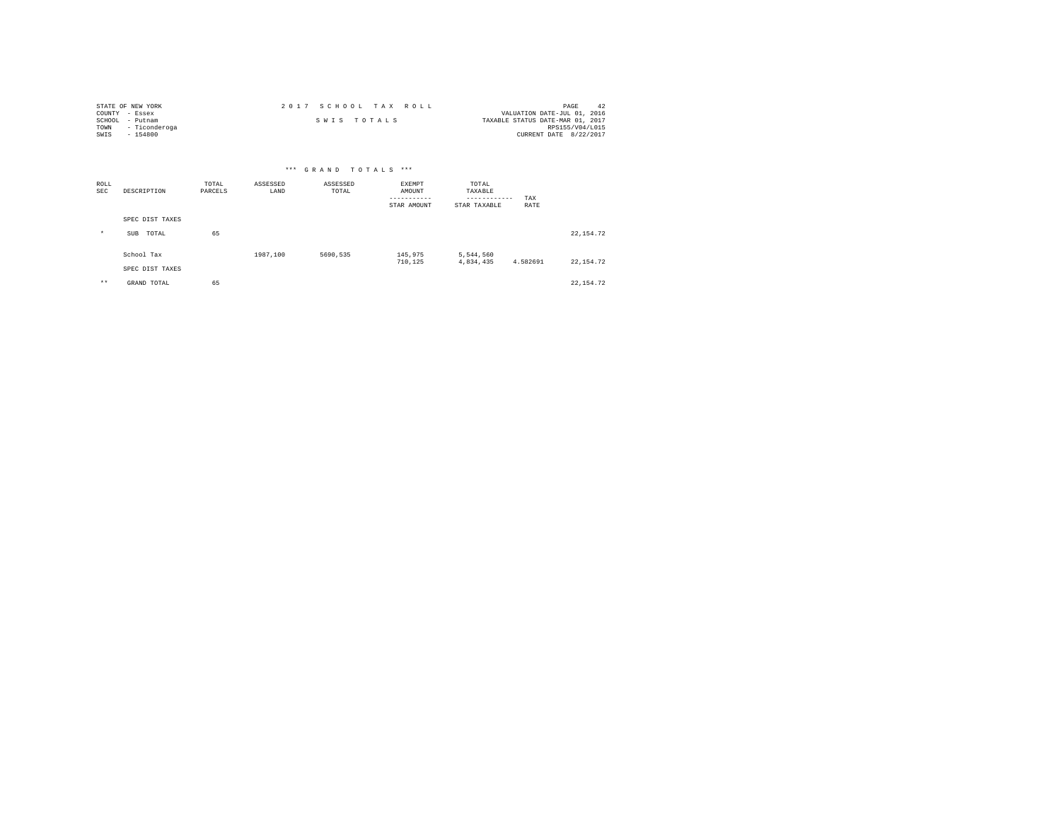STATE OF NEW YORK
COUNTY - Essex
SCHOOL - Putnam
TOWN - Ticonderoga
SWIS - 154800

2 0 1 7 S C H O O L T A X R O L L

S W I S T O T A L S

VALUATION DATE-JUL 01, 2016
TAXABLE STATUS DATE-MAR 01, 2017
RPS155/V04/L015
CURRENT DATE 8/22/2017

*** G R A N D T O T A L S ***

| ROLL SEC | DESCRIPTION | TOTAL PARCELS | ASSESSED LAND | ASSESSED TOTAL | EXEMPT AMOUNT ----------- STAR AMOUNT | TOTAL TAXABLE ------------ STAR TAXABLE | TAX RATE | |
|---|---|---|---|---|---|---|---|---|
| | SPEC DIST TAXES | | | | | | | |
| * | SUB TOTAL | 65 | | | | | | 22,154.72 |
| | School Tax | | 1987,100 | 5690,535 | 145,975<br>710,125 | 5,544,560<br>4,834,435 | 4.582691 | 22,154.72 |
| | SPEC DIST TAXES | | | | | | | |
| ** | GRAND TOTAL | 65 | | | | | | 22,154.72 |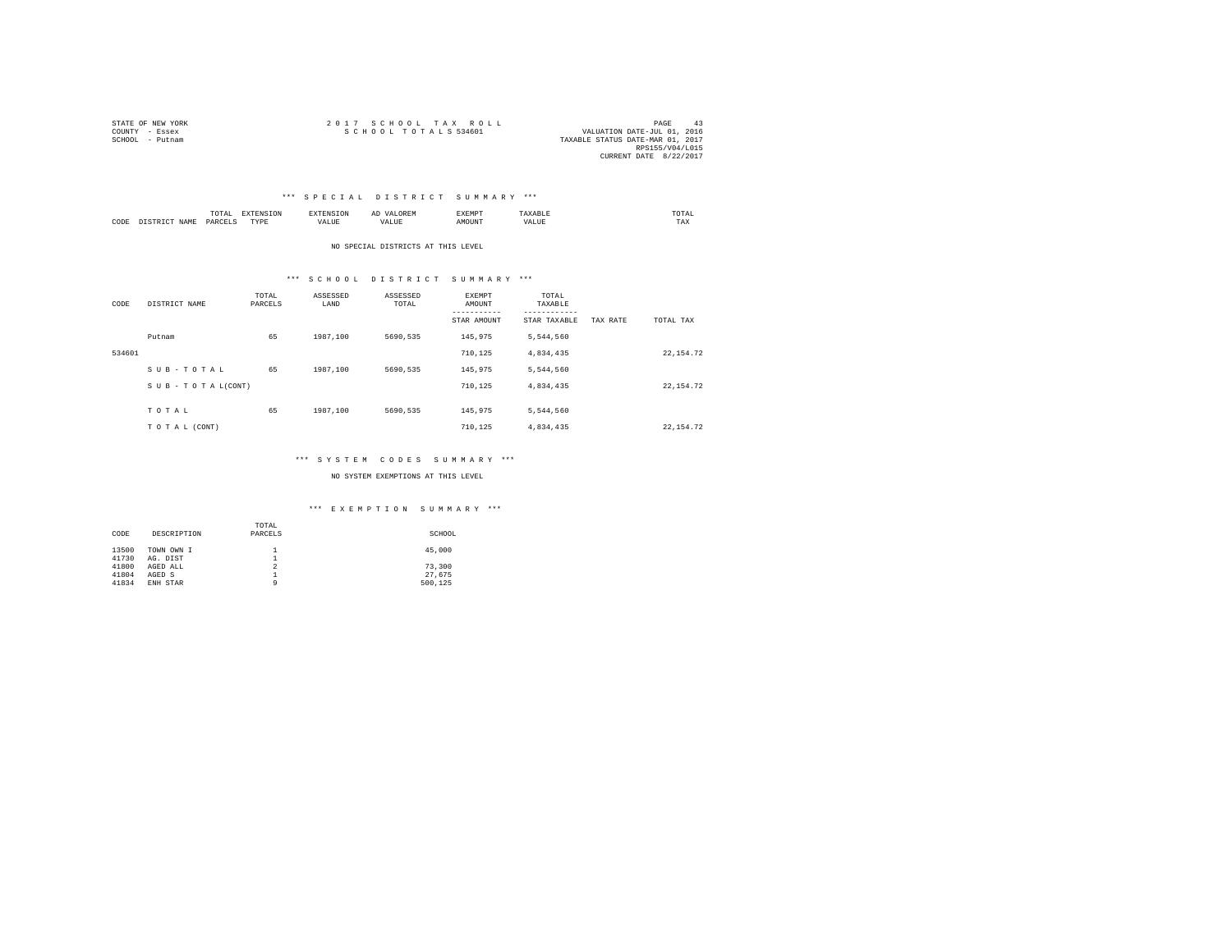STATE OF NEW YORK
COUNTY - Essex
SCHOOL - Putnam

2 0 1 7 S C H O O L T A X R O L L
S C H O O L T O T A L S 534601

VALUATION DATE-JUL 01, 2016
TAXABLE STATUS DATE-MAR 01, 2017
RPS155/V04/L015
CURRENT DATE 8/22/2017

## *** S P E C I A L D I S T R I C T S U M M A R Y ***

| CODE | DISTRICT NAME | TOTAL PARCELS | EXTENSION TYPE | EXTENSION VALUE | AD VALOREM VALUE | EXEMPT AMOUNT | TAXABLE VALUE | TOTAL TAX |
|---|---|---|---|---|---|---|---|---|

NO SPECIAL DISTRICTS AT THIS LEVEL

## *** S C H O O L D I S T R I C T S U M M A R Y ***

| CODE | DISTRICT NAME | TOTAL PARCELS | ASSESSED LAND | ASSESSED TOTAL | EXEMPT AMOUNT / STAR AMOUNT | TOTAL TAXABLE / STAR TAXABLE | TAX RATE | TOTAL TAX |
|---|---|---|---|---|---|---|---|---|
| | Putnam | 65 | 1987,100 | 5690,535 | 145,975 | 5,544,560 | | |
| 534601 | | | | | 710,125 | 4,834,435 | | 22,154.72 |
| | S U B - T O T A L | 65 | 1987,100 | 5690,535 | 145,975 | 5,544,560 | | |
| | S U B - T O T A L(CONT) | | | | 710,125 | 4,834,435 | | 22,154.72 |
| | T O T A L | 65 | 1987,100 | 5690,535 | 145,975 | 5,544,560 | | |
| | T O T A L (CONT) | | | | 710,125 | 4,834,435 | | 22,154.72 |

## *** S Y S T E M C O D E S S U M M A R Y ***

NO SYSTEM EXEMPTIONS AT THIS LEVEL

## *** E X E M P T I O N S U M M A R Y ***

| CODE | DESCRIPTION | TOTAL PARCELS | SCHOOL |
|---|---|---|---|
| 13500 | TOWN OWN I | 1 | 45,000 |
| 41730 | AG. DIST | 1 | |
| 41800 | AGED ALL | 2 | 73,300 |
| 41804 | AGED S | 1 | 27,675 |
| 41834 | ENH STAR | 9 | 500,125 |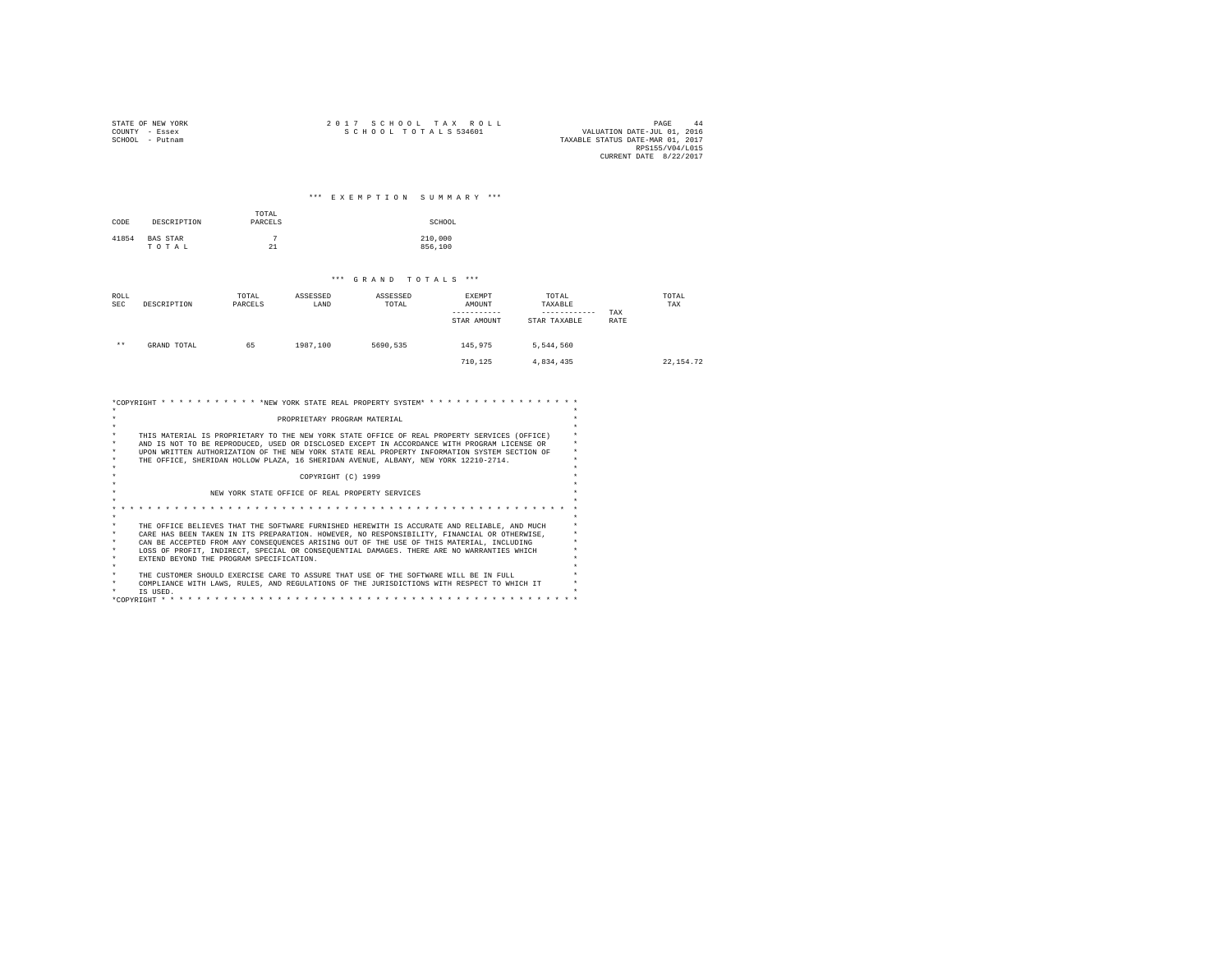STATE OF NEW YORK
COUNTY - Essex
SCHOOL - Putnam

2 0 1 7 S C H O O L T A X R O L L
S C H O O L T O T A L S 534601

VALUATION DATE-JUL 01, 2016
TAXABLE STATUS DATE-MAR 01, 2017
RPS155/V04/L015
CURRENT DATE 8/22/2017

### *** E X E M P T I O N S U M M A R Y ***

| CODE | DESCRIPTION | TOTAL PARCELS | SCHOOL |
|---|---|---|---|
| 41854 | BAS STAR | 7 | 210,000 |
| | T O T A L | 21 | 856,100 |

### *** G R A N D T O T A L S ***

| ROLL SEC | DESCRIPTION | TOTAL PARCELS | ASSESSED LAND | ASSESSED TOTAL | EXEMPT AMOUNT / STAR AMOUNT | TOTAL TAXABLE / STAR TAXABLE | TAX RATE | TOTAL TAX |
|---|---|---|---|---|---|---|---|---|
| ** | GRAND TOTAL | 65 | 1987,100 | 5690,535 | 145,975 | 5,544,560 | | |
| | | | | | 710,125 | 4,834,435 | | 22,154.72 |

```
*COPYRIGHT * * * * * * * * * * * *NEW YORK STATE REAL PROPERTY SYSTEM* * * * * * * * * * * * * * * * * *
*                                                                                                        *
*                               PROPRIETARY PROGRAM MATERIAL                                             *
*                                                                                                        *
*    THIS MATERIAL IS PROPRIETARY TO THE NEW YORK STATE OFFICE OF REAL PROPERTY SERVICES (OFFICE)        *
*    AND IS NOT TO BE REPRODUCED, USED OR DISCLOSED EXCEPT IN ACCORDANCE WITH PROGRAM LICENSE OR         *
*    UPON WRITTEN AUTHORIZATION OF THE NEW YORK STATE REAL PROPERTY INFORMATION SYSTEM SECTION OF        *
*    THE OFFICE, SHERIDAN HOLLOW PLAZA, 16 SHERIDAN AVENUE, ALBANY, NEW YORK 12210-2714.                 *
*                                                                                                        *
*                                    COPYRIGHT (C) 1999                                                  *
*                                                                                                        *
*                     NEW YORK STATE OFFICE OF REAL PROPERTY SERVICES                                    *
*                                                                                                        *
* * * * * * * * * * * * * * * * * * * * * * * * * * * * * * * * * * * * * * * * * * * * * * * * * * * *
*                                                                                                        *
*    THE OFFICE BELIEVES THAT THE SOFTWARE FURNISHED HEREWITH IS ACCURATE AND RELIABLE, AND MUCH         *
*    CARE HAS BEEN TAKEN IN ITS PREPARATION. HOWEVER, NO RESPONSIBILITY, FINANCIAL OR OTHERWISE,         *
*    CAN BE ACCEPTED FROM ANY CONSEQUENCES ARISING OUT OF THE USE OF THIS MATERIAL, INCLUDING            *
*    LOSS OF PROFIT, INDIRECT, SPECIAL OR CONSEQUENTIAL DAMAGES. THERE ARE NO WARRANTIES WHICH           *
*    EXTEND BEYOND THE PROGRAM SPECIFICATION.                                                            *
*                                                                                                        *
*    THE CUSTOMER SHOULD EXERCISE CARE TO ASSURE THAT USE OF THE SOFTWARE WILL BE IN FULL                *
*    COMPLIANCE WITH LAWS, RULES, AND REGULATIONS OF THE JURISDICTIONS WITH RESPECT TO WHICH IT          *
*    IS USED.                                                                                            *
*COPYRIGHT * * * * * * * * * * * * * * * * * * * * * * * * * * * * * * * * * * * * * * * * * * * * * *
```